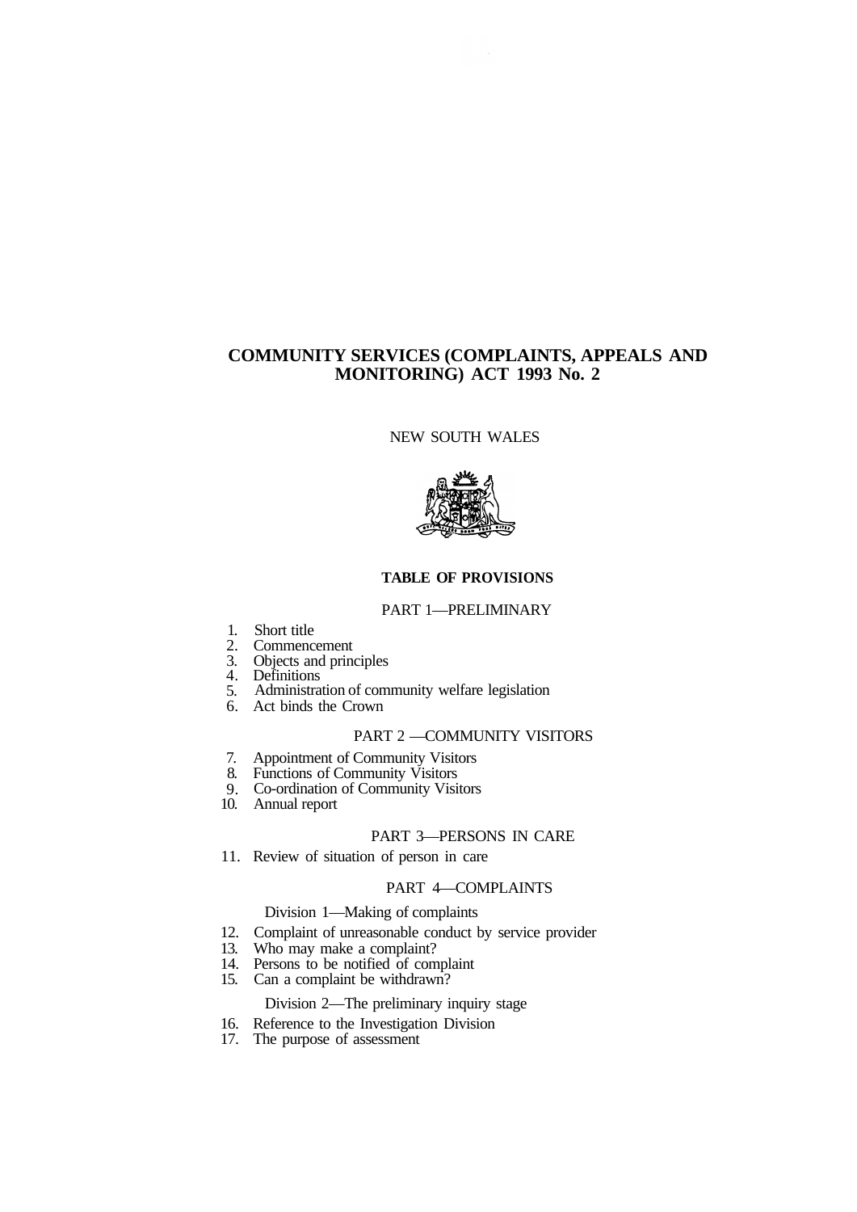# COMMUNITY SERVICES (COMPLAINTS, APPEALS AND MONITORING) ACT 1993 No. 2

NEW SOUTH WALES

## TABLE OF PROVISIONS

### PART 1—PRELIMINARY

1. Short title
2. Commencement
3. Objects and principles
4. Definitions
5. Administration of community welfare legislation
6. Act binds the Crown

### PART 2 —COMMUNITY VISITORS

7. Appointment of Community Visitors
8. Functions of Community Visitors
9. Co-ordination of Community Visitors
10. Annual report

### PART 3—PERSONS IN CARE

11. Review of situation of person in care

### PART 4—COMPLAINTS

Division 1—Making of complaints

12. Complaint of unreasonable conduct by service provider
13. Who may make a complaint?
14. Persons to be notified of complaint
15. Can a complaint be withdrawn?

Division 2—The preliminary inquiry stage

16. Reference to the Investigation Division
17. The purpose of assessment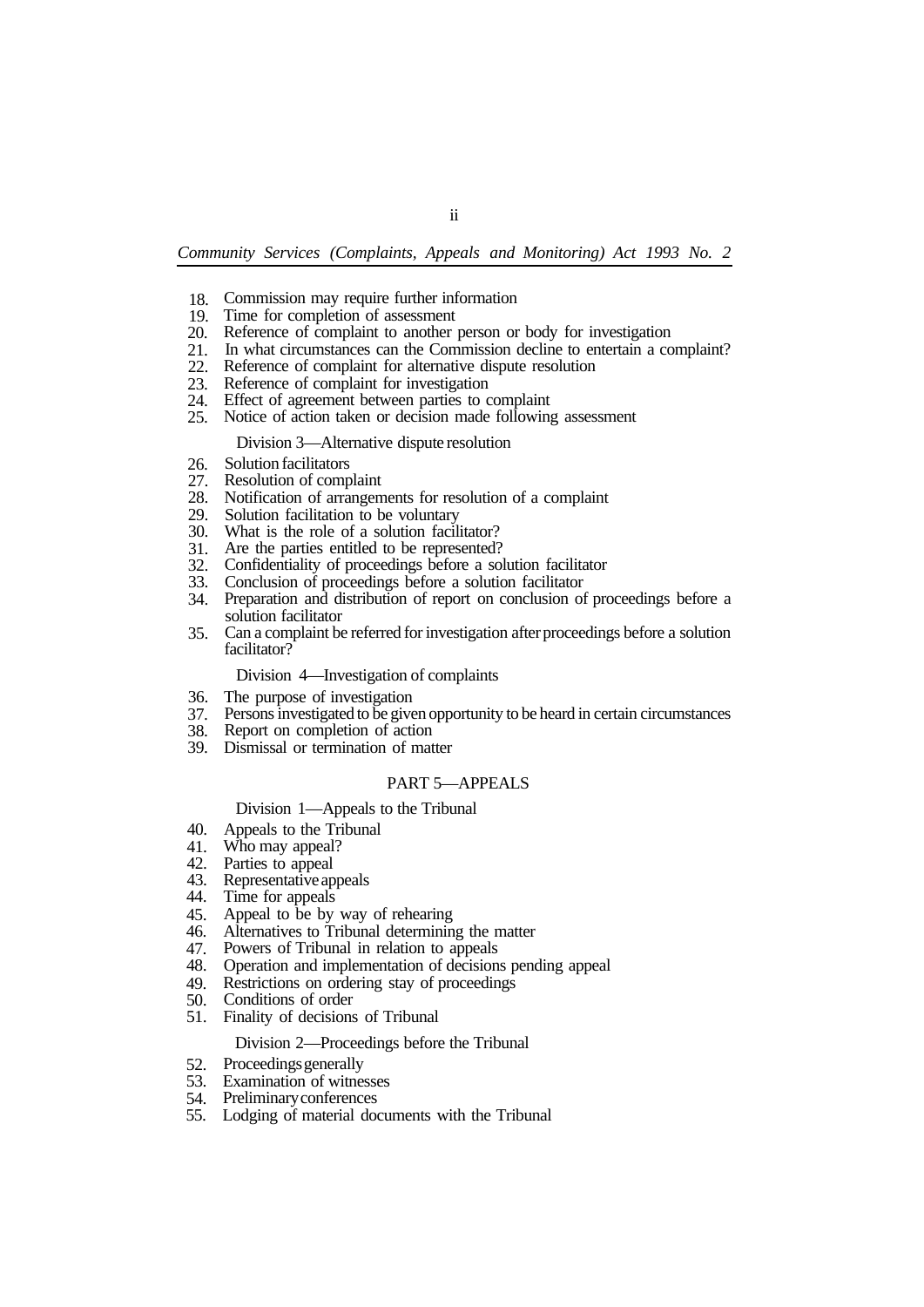18. Commission may require further information
19. Time for completion of assessment
20. Reference of complaint to another person or body for investigation
21. In what circumstances can the Commission decline to entertain a complaint?
22. Reference of complaint for alternative dispute resolution
23. Reference of complaint for investigation
24. Effect of agreement between parties to complaint
25. Notice of action taken or decision made following assessment

Division 3—Alternative dispute resolution

26. Solution facilitators
27. Resolution of complaint
28. Notification of arrangements for resolution of a complaint
29. Solution facilitation to be voluntary
30. What is the role of a solution facilitator?
31. Are the parties entitled to be represented?
32. Confidentiality of proceedings before a solution facilitator
33. Conclusion of proceedings before a solution facilitator
34. Preparation and distribution of report on conclusion of proceedings before a solution facilitator
35. Can a complaint be referred for investigation after proceedings before a solution facilitator?

Division 4—Investigation of complaints

36. The purpose of investigation
37. Persons investigated to be given opportunity to be heard in certain circumstances
38. Report on completion of action
39. Dismissal or termination of matter

PART 5—APPEALS

Division 1—Appeals to the Tribunal

40. Appeals to the Tribunal
41. Who may appeal?
42. Parties to appeal
43. Representative appeals
44. Time for appeals
45. Appeal to be by way of rehearing
46. Alternatives to Tribunal determining the matter
47. Powers of Tribunal in relation to appeals
48. Operation and implementation of decisions pending appeal
49. Restrictions on ordering stay of proceedings
50. Conditions of order
51. Finality of decisions of Tribunal

Division 2—Proceedings before the Tribunal

52. Proceedings generally
53. Examination of witnesses
54. Preliminary conferences
55. Lodging of material documents with the Tribunal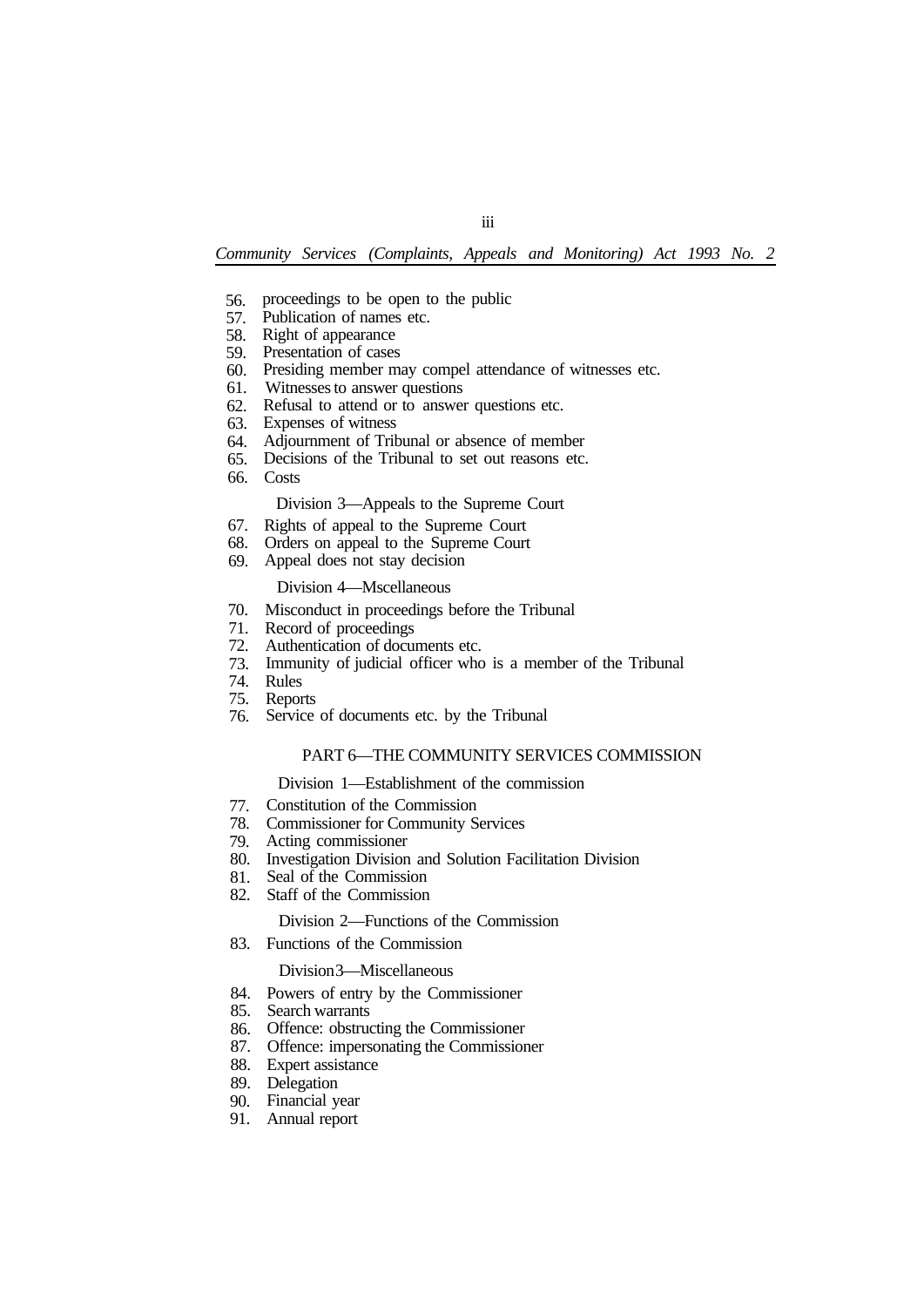56. proceedings to be open to the public
57. Publication of names etc.
58. Right of appearance
59. Presentation of cases
60. Presiding member may compel attendance of witnesses etc.
61. Witnesses to answer questions
62. Refusal to attend or to answer questions etc.
63. Expenses of witness
64. Adjournment of Tribunal or absence of member
65. Decisions of the Tribunal to set out reasons etc.
66. Costs

Division 3—Appeals to the Supreme Court

67. Rights of appeal to the Supreme Court
68. Orders on appeal to the Supreme Court
69. Appeal does not stay decision

Division 4—Mscellaneous

70. Misconduct in proceedings before the Tribunal
71. Record of proceedings
72. Authentication of documents etc.
73. Immunity of judicial officer who is a member of the Tribunal
74. Rules
75. Reports
76. Service of documents etc. by the Tribunal

PART 6—THE COMMUNITY SERVICES COMMISSION

Division 1—Establishment of the commission

77. Constitution of the Commission
78. Commissioner for Community Services
79. Acting commissioner
80. Investigation Division and Solution Facilitation Division
81. Seal of the Commission
82. Staff of the Commission

Division 2—Functions of the Commission

83. Functions of the Commission

Division3—Miscellaneous

84. Powers of entry by the Commissioner
85. Search warrants
86. Offence: obstructing the Commissioner
87. Offence: impersonating the Commissioner
88. Expert assistance
89. Delegation
90. Financial year
91. Annual report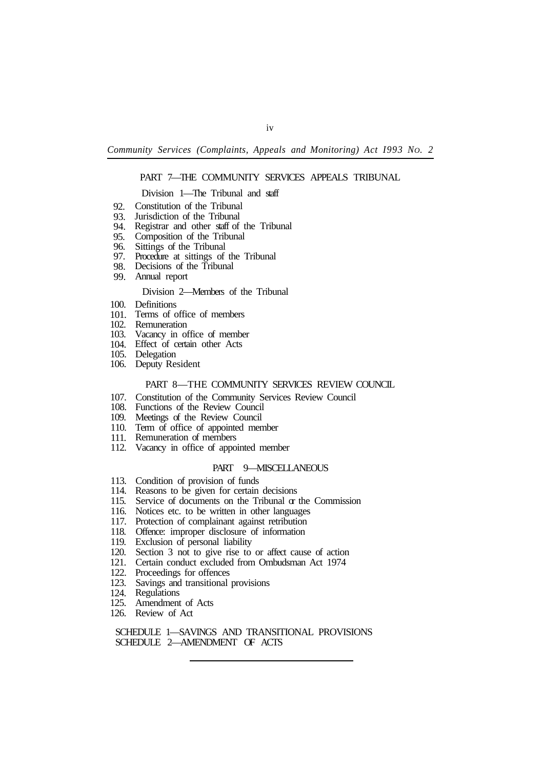PART 7—THE COMMUNITY SERVICES APPEALS TRIBUNAL

Division 1—The Tribunal and staff

92. Constitution of the Tribunal
93. Jurisdiction of the Tribunal
94. Registrar and other staff of the Tribunal
95. Composition of the Tribunal
96. Sittings of the Tribunal
97. Procedure at sittings of the Tribunal
98. Decisions of the Tribunal
99. Annual report

Division 2—Members of the Tribunal

100. Definitions
101. Terms of office of members
102. Remuneration
103. Vacancy in office of member
104. Effect of certain other Acts
105. Delegation
106. Deputy Resident

PART 8—THE COMMUNITY SERVICES REVIEW COUNCIL

107. Constitution of the Community Services Review Council
108. Functions of the Review Council
109. Meetings of the Review Council
110. Term of office of appointed member
111. Remuneration of members
112. Vacancy in office of appointed member

PART 9—MISCELLANEOUS

113. Condition of provision of funds
114. Reasons to be given for certain decisions
115. Service of documents on the Tribunal or the Commission
116. Notices etc. to be written in other languages
117. Protection of complainant against retribution
118. Offence: improper disclosure of information
119. Exclusion of personal liability
120. Section 3 not to give rise to or affect cause of action
121. Certain conduct excluded from Ombudsman Act 1974
122. Proceedings for offences
123. Savings and transitional provisions
124. Regulations
125. Amendment of Acts
126. Review of Act

SCHEDULE 1—SAVINGS AND TRANSITIONAL PROVISIONS
SCHEDULE 2—AMENDMENT OF ACTS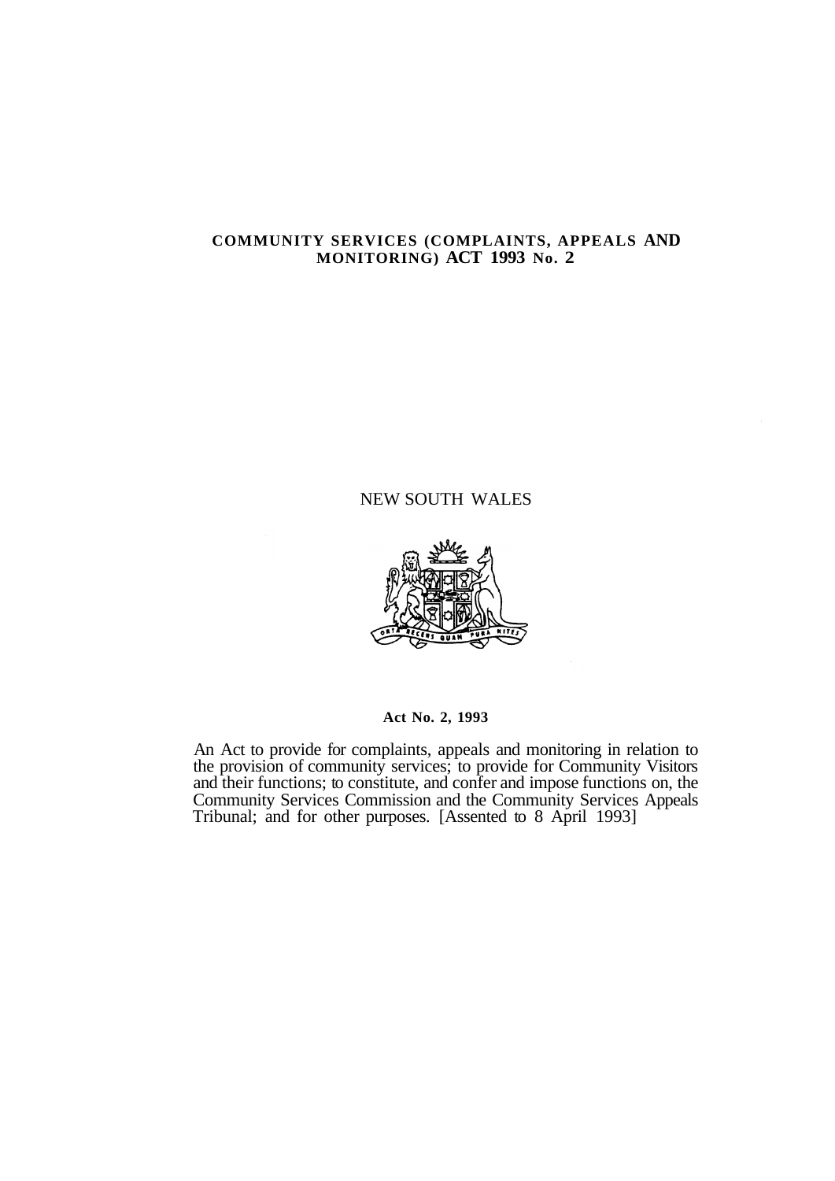**COMMUNITY SERVICES (COMPLAINTS, APPEALS AND MONITORING) ACT 1993 No. 2**

NEW SOUTH WALES

**Act No. 2, 1993**

An Act to provide for complaints, appeals and monitoring in relation to the provision of community services; to provide for Community Visitors and their functions; to constitute, and confer and impose functions on, the Community Services Commission and the Community Services Appeals Tribunal; and for other purposes. [Assented to 8 April 1993]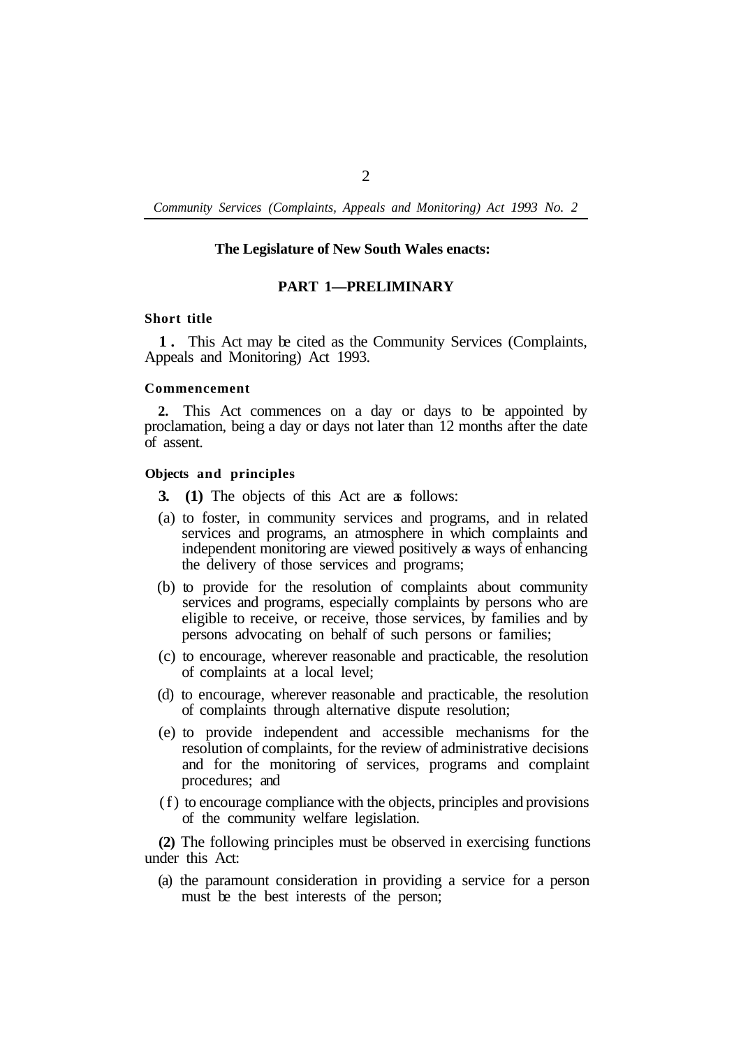**The Legislature of New South Wales enacts:**

## PART 1—PRELIMINARY

### Short title

**1.** This Act may be cited as the Community Services (Complaints, Appeals and Monitoring) Act 1993.

### Commencement

**2.** This Act commences on a day or days to be appointed by proclamation, being a day or days not later than 12 months after the date of assent.

### Objects and principles

**3. (1)** The objects of this Act are as follows:

(a) to foster, in community services and programs, and in related services and programs, an atmosphere in which complaints and independent monitoring are viewed positively as ways of enhancing the delivery of those services and programs;

(b) to provide for the resolution of complaints about community services and programs, especially complaints by persons who are eligible to receive, or receive, those services, by families and by persons advocating on behalf of such persons or families;

(c) to encourage, wherever reasonable and practicable, the resolution of complaints at a local level;

(d) to encourage, wherever reasonable and practicable, the resolution of complaints through alternative dispute resolution;

(e) to provide independent and accessible mechanisms for the resolution of complaints, for the review of administrative decisions and for the monitoring of services, programs and complaint procedures; and

(f) to encourage compliance with the objects, principles and provisions of the community welfare legislation.

**(2)** The following principles must be observed in exercising functions under this Act:

(a) the paramount consideration in providing a service for a person must be the best interests of the person;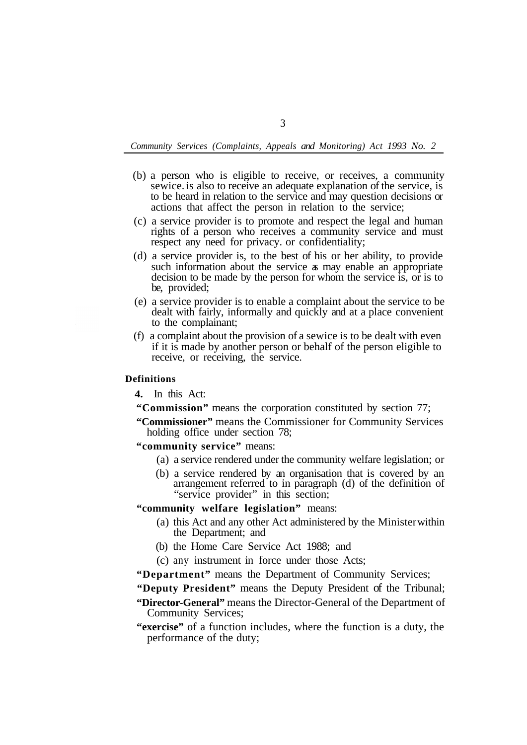(b) a person who is eligible to receive, or receives, a community sewice. is also to receive an adequate explanation of the service, is to be heard in relation to the service and may question decisions or actions that affect the person in relation to the service;

(c) a service provider is to promote and respect the legal and human rights of a person who receives a community service and must respect any need for privacy. or confidentiality;

(d) a service provider is, to the best of his or her ability, to provide such information about the service as may enable an appropriate decision to be made by the person for whom the service is, or is to be, provided;

(e) a service provider is to enable a complaint about the service to be dealt with fairly, informally and quickly and at a place convenient to the complainant;

(f) a complaint about the provision of a sewice is to be dealt with even if it is made by another person or behalf of the person eligible to receive, or receiving, the service.

**Definitions**

**4.** In this Act:

**"Commission"** means the corporation constituted by section 77;

**"Commissioner"** means the Commissioner for Community Services holding office under section 78;

**"community service"** means:

(a) a service rendered under the community welfare legislation; or

(b) a service rendered by an organisation that is covered by an arrangement referred to in paragraph (d) of the definition of "service provider" in this section;

**"community welfare legislation"** means:

(a) this Act and any other Act administered by the Minister within the Department; and

(b) the Home Care Service Act 1988; and

(c) any instrument in force under those Acts;

**"Department"** means the Department of Community Services;

**"Deputy President"** means the Deputy President of the Tribunal;

**"Director-General"** means the Director-General of the Department of Community Services;

**"exercise"** of a function includes, where the function is a duty, the performance of the duty;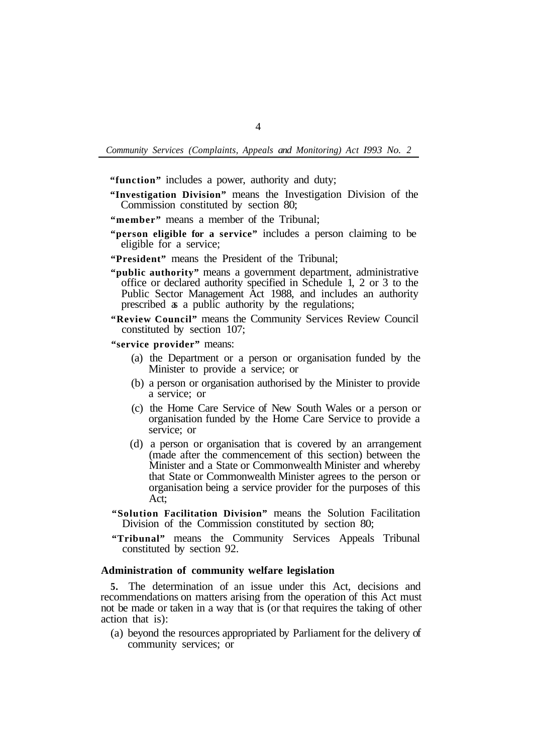**"function"** includes a power, authority and duty;

**"Investigation Division"** means the Investigation Division of the Commission constituted by section 80;

**"member"** means a member of the Tribunal;

**"person eligible for a service"** includes a person claiming to be eligible for a service;

**"President"** means the President of the Tribunal;

**"public authority"** means a government department, administrative office or declared authority specified in Schedule 1, 2 or 3 to the Public Sector Management Act 1988, and includes an authority prescribed as a public authority by the regulations;

**"Review Council"** means the Community Services Review Council constituted by section 107;

**"service provider"** means:

- (a) the Department or a person or organisation funded by the Minister to provide a service; or
- (b) a person or organisation authorised by the Minister to provide a service; or
- (c) the Home Care Service of New South Wales or a person or organisation funded by the Home Care Service to provide a service; or
- (d) a person or organisation that is covered by an arrangement (made after the commencement of this section) between the Minister and a State or Commonwealth Minister and whereby that State or Commonwealth Minister agrees to the person or organisation being a service provider for the purposes of this Act;

**"Solution Facilitation Division"** means the Solution Facilitation Division of the Commission constituted by section 80;

**"Tribunal"** means the Community Services Appeals Tribunal constituted by section 92.

**Administration of community welfare legislation**

**5.** The determination of an issue under this Act, decisions and recommendations on matters arising from the operation of this Act must not be made or taken in a way that is (or that requires the taking of other action that is):

- (a) beyond the resources appropriated by Parliament for the delivery of community services; or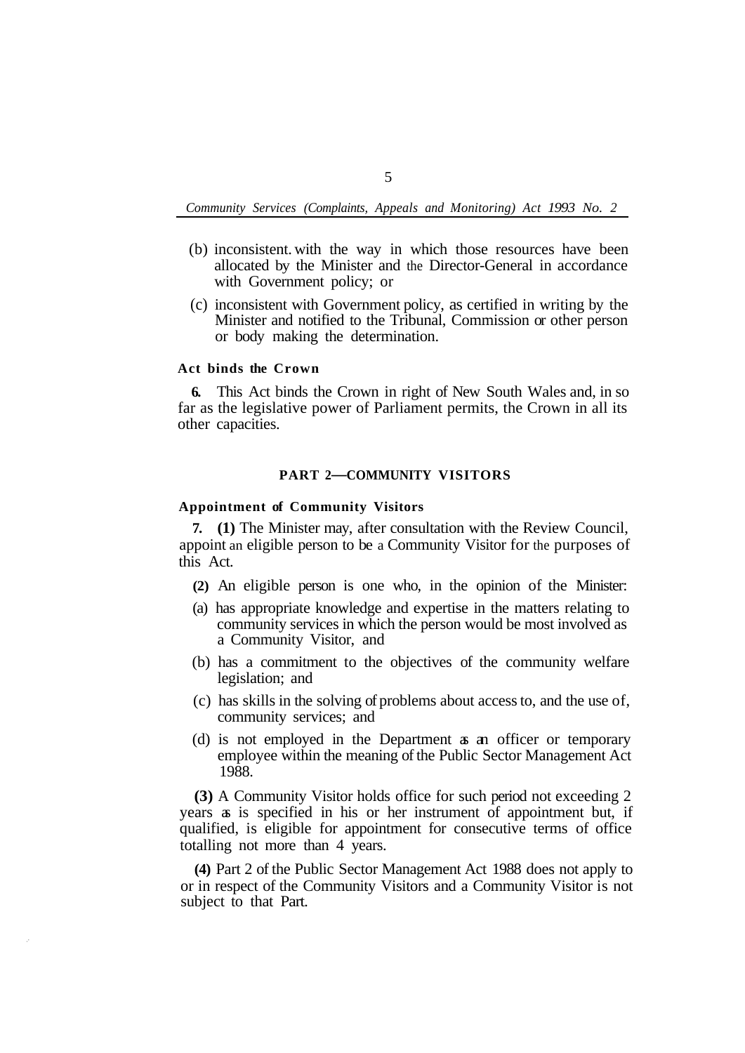(b) inconsistent with the way in which those resources have been allocated by the Minister and the Director-General in accordance with Government policy; or

(c) inconsistent with Government policy, as certified in writing by the Minister and notified to the Tribunal, Commission or other person or body making the determination.

**Act binds the Crown**

**6.** This Act binds the Crown in right of New South Wales and, in so far as the legislative power of Parliament permits, the Crown in all its other capacities.

## PART 2—COMMUNITY VISITORS

**Appointment of Community Visitors**

**7. (1)** The Minister may, after consultation with the Review Council, appoint an eligible person to be a Community Visitor for the purposes of this Act.

**(2)** An eligible person is one who, in the opinion of the Minister:

(a) has appropriate knowledge and expertise in the matters relating to community services in which the person would be most involved as a Community Visitor, and

(b) has a commitment to the objectives of the community welfare legislation; and

(c) has skills in the solving of problems about access to, and the use of, community services; and

(d) is not employed in the Department as an officer or temporary employee within the meaning of the Public Sector Management Act 1988.

**(3)** A Community Visitor holds office for such period not exceeding 2 years as is specified in his or her instrument of appointment but, if qualified, is eligible for appointment for consecutive terms of office totalling not more than 4 years.

**(4)** Part 2 of the Public Sector Management Act 1988 does not apply to or in respect of the Community Visitors and a Community Visitor is not subject to that Part.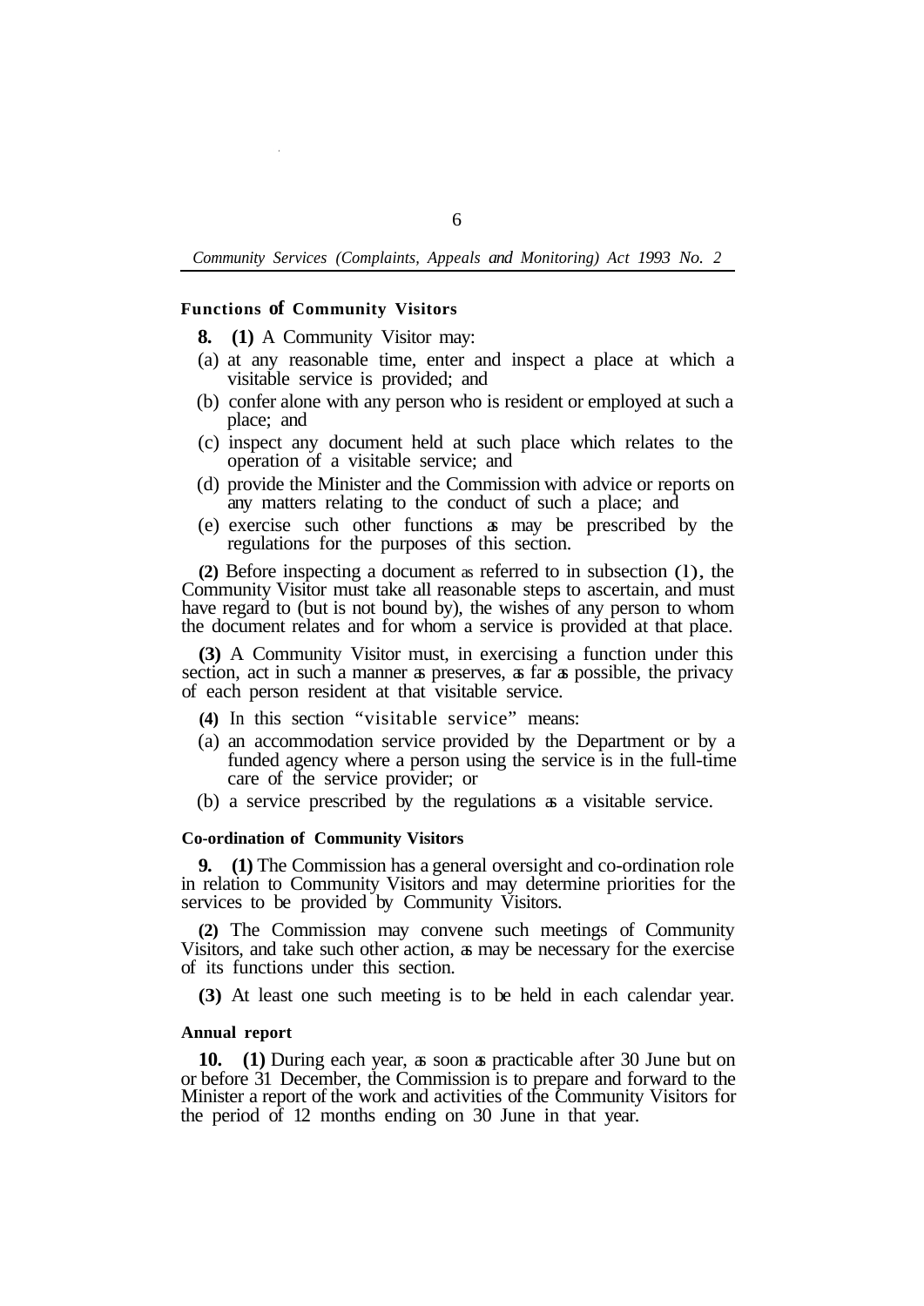**Functions of Community Visitors**

**8. (1)** A Community Visitor may:

(a) at any reasonable time, enter and inspect a place at which a visitable service is provided; and

(b) confer alone with any person who is resident or employed at such a place; and

(c) inspect any document held at such place which relates to the operation of a visitable service; and

(d) provide the Minister and the Commission with advice or reports on any matters relating to the conduct of such a place; and

(e) exercise such other functions as may be prescribed by the regulations for the purposes of this section.

**(2)** Before inspecting a document as referred to in subsection (1), the Community Visitor must take all reasonable steps to ascertain, and must have regard to (but is not bound by), the wishes of any person to whom the document relates and for whom a service is provided at that place.

**(3)** A Community Visitor must, in exercising a function under this section, act in such a manner as preserves, as far as possible, the privacy of each person resident at that visitable service.

**(4)** In this section "visitable service" means:

(a) an accommodation service provided by the Department or by a funded agency where a person using the service is in the full-time care of the service provider; or

(b) a service prescribed by the regulations as a visitable service.

**Co-ordination of Community Visitors**

**9. (1)** The Commission has a general oversight and co-ordination role in relation to Community Visitors and may determine priorities for the services to be provided by Community Visitors.

**(2)** The Commission may convene such meetings of Community Visitors, and take such other action, as may be necessary for the exercise of its functions under this section.

**(3)** At least one such meeting is to be held in each calendar year.

**Annual report**

**10. (1)** During each year, as soon as practicable after 30 June but on or before 31 December, the Commission is to prepare and forward to the Minister a report of the work and activities of the Community Visitors for the period of 12 months ending on 30 June in that year.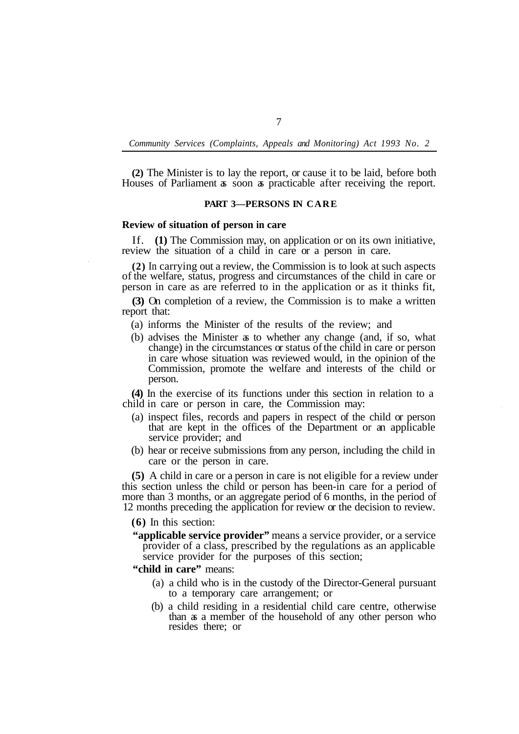**(2)** The Minister is to lay the report, or cause it to be laid, before both Houses of Parliament as soon as practicable after receiving the report.

## PART 3—PERSONS IN CARE

### Review of situation of person in care

If. **(1)** The Commission may, on application or on its own initiative, review the situation of a child in care or a person in care.

**(2)** In carrying out a review, the Commission is to look at such aspects of the welfare, status, progress and circumstances of the child in care or person in care as are referred to in the application or as it thinks fit,

**(3)** On completion of a review, the Commission is to make a written report that:

(a) informs the Minister of the results of the review; and

(b) advises the Minister as to whether any change (and, if so, what change) in the circumstances or status of the child in care or person in care whose situation was reviewed would, in the opinion of the Commission, promote the welfare and interests of the child or person.

**(4)** In the exercise of its functions under this section in relation to a child in care or person in care, the Commission may:

(a) inspect files, records and papers in respect of the child or person that are kept in the offices of the Department or an applicable service provider; and

(b) hear or receive submissions from any person, including the child in care or the person in care.

**(5)** A child in care or a person in care is not eligible for a review under this section unless the child or person has been-in care for a period of more than 3 months, or an aggregate period of 6 months, in the period of 12 months preceding the application for review or the decision to review.

**(6)** In this section:

**"applicable service provider"** means a service provider, or a service provider of a class, prescribed by the regulations as an applicable service provider for the purposes of this section;

**"child in care"** means:

(a) a child who is in the custody of the Director-General pursuant to a temporary care arrangement; or

(b) a child residing in a residential child care centre, otherwise than as a member of the household of any other person who resides there; or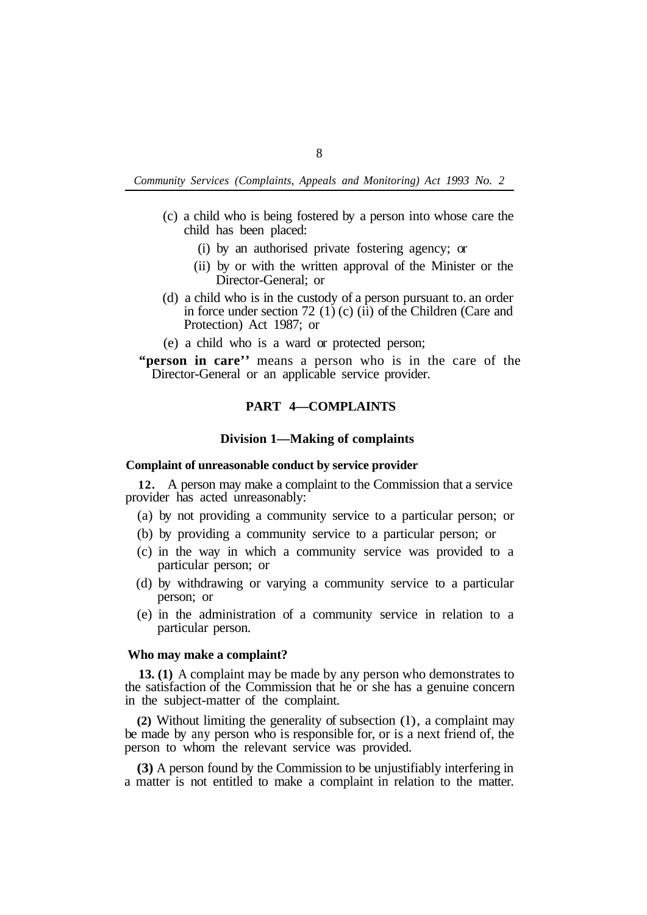(c) a child who is being fostered by a person into whose care the child has been placed:

  (i) by an authorised private fostering agency; or

  (ii) by or with the written approval of the Minister or the Director-General; or

(d) a child who is in the custody of a person pursuant to. an order in force under section 72 (1) (c) (ii) of the Children (Care and Protection) Act 1987; or

(e) a child who is a ward or protected person;

**"person in care''** means a person who is in the care of the Director-General or an applicable service provider.

## PART 4—COMPLAINTS

### Division 1—Making of complaints

**Complaint of unreasonable conduct by service provider**

**12.** A person may make a complaint to the Commission that a service provider has acted unreasonably:

(a) by not providing a community service to a particular person; or

(b) by providing a community service to a particular person; or

(c) in the way in which a community service was provided to a particular person; or

(d) by withdrawing or varying a community service to a particular person; or

(e) in the administration of a community service in relation to a particular person.

**Who may make a complaint?**

**13. (1)** A complaint may be made by any person who demonstrates to the satisfaction of the Commission that he or she has a genuine concern in the subject-matter of the complaint.

**(2)** Without limiting the generality of subsection (1), a complaint may be made by any person who is responsible for, or is a next friend of, the person to whom the relevant service was provided.

**(3)** A person found by the Commission to be unjustifiably interfering in a matter is not entitled to make a complaint in relation to the matter.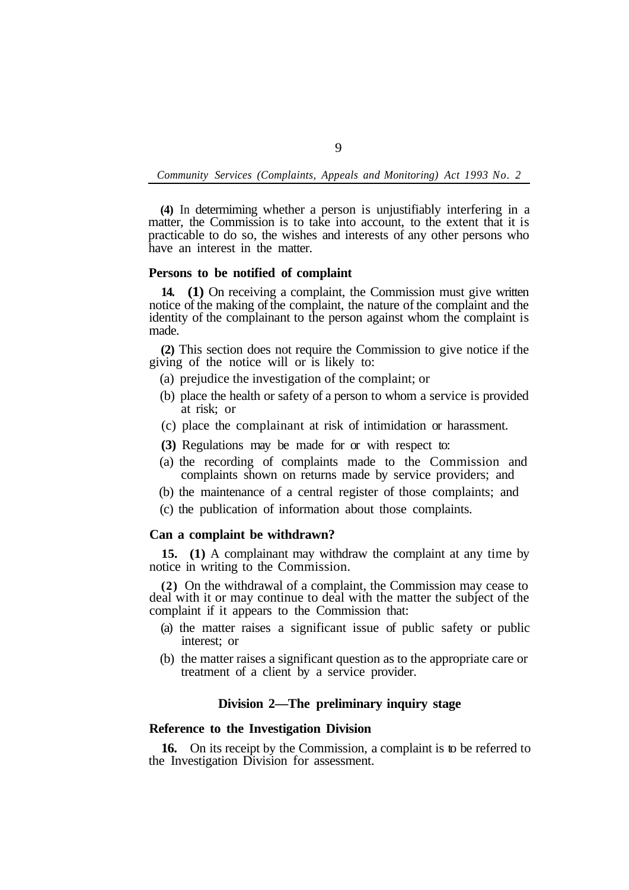**(4)** In determiming whether a person is unjustifiably interfering in a matter, the Commission is to take into account, to the extent that it is practicable to do so, the wishes and interests of any other persons who have an interest in the matter.

### Persons to be notified of complaint

**14. (1)** On receiving a complaint, the Commission must give written notice of the making of the complaint, the nature of the complaint and the identity of the complainant to the person against whom the complaint is made.

**(2)** This section does not require the Commission to give notice if the giving of the notice will or is likely to:

(a) prejudice the investigation of the complaint; or

(b) place the health or safety of a person to whom a service is provided at risk; or

(c) place the complainant at risk of intimidation or harassment.

**(3)** Regulations may be made for or with respect to:

(a) the recording of complaints made to the Commission and complaints shown on returns made by service providers; and

(b) the maintenance of a central register of those complaints; and

(c) the publication of information about those complaints.

### Can a complaint be withdrawn?

**15. (1)** A complainant may withdraw the complaint at any time by notice in writing to the Commission.

**(2)** On the withdrawal of a complaint, the Commission may cease to deal with it or may continue to deal with the matter the subject of the complaint if it appears to the Commission that:

(a) the matter raises a significant issue of public safety or public interest; or

(b) the matter raises a significant question as to the appropriate care or treatment of a client by a service provider.

## Division 2—The preliminary inquiry stage

### Reference to the Investigation Division

**16.** On its receipt by the Commission, a complaint is to be referred to the Investigation Division for assessment.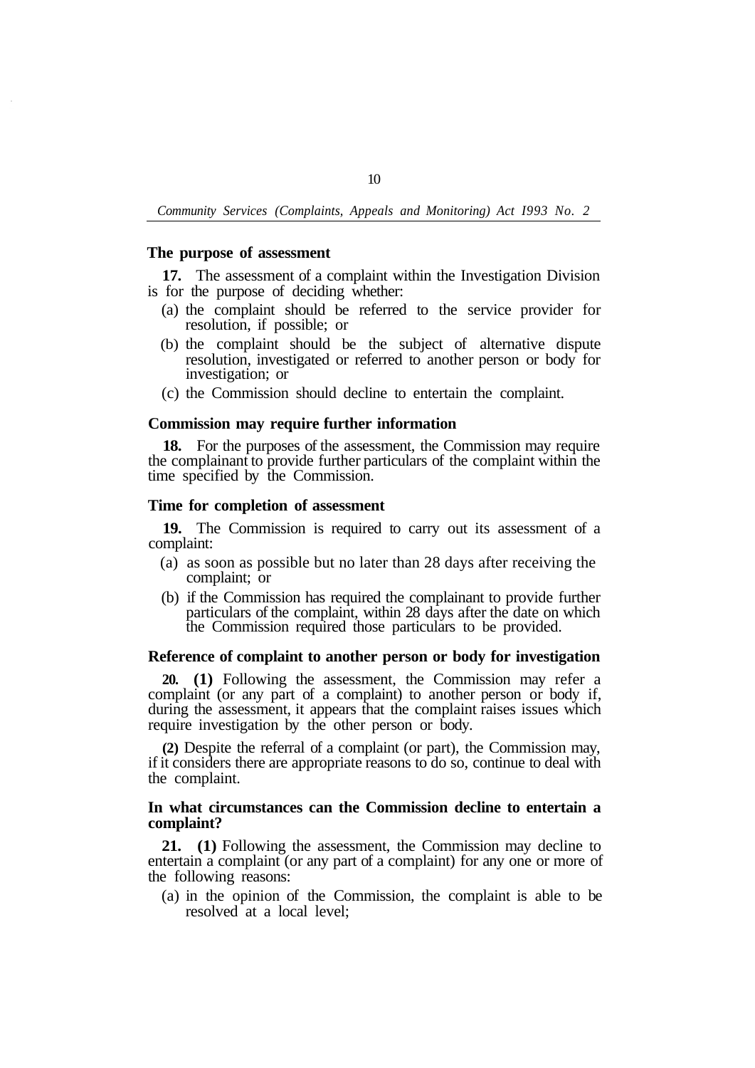### The purpose of assessment

**17.** The assessment of a complaint within the Investigation Division is for the purpose of deciding whether:

(a) the complaint should be referred to the service provider for resolution, if possible; or

(b) the complaint should be the subject of alternative dispute resolution, investigated or referred to another person or body for investigation; or

(c) the Commission should decline to entertain the complaint.

### Commission may require further information

**18.** For the purposes of the assessment, the Commission may require the complainant to provide further particulars of the complaint within the time specified by the Commission.

### Time for completion of assessment

**19.** The Commission is required to carry out its assessment of a complaint:

(a) as soon as possible but no later than 28 days after receiving the complaint; or

(b) if the Commission has required the complainant to provide further particulars of the complaint, within 28 days after the date on which the Commission required those particulars to be provided.

### Reference of complaint to another person or body for investigation

**20. (1)** Following the assessment, the Commission may refer a complaint (or any part of a complaint) to another person or body if, during the assessment, it appears that the complaint raises issues which require investigation by the other person or body.

**(2)** Despite the referral of a complaint (or part), the Commission may, if it considers there are appropriate reasons to do so, continue to deal with the complaint.

### In what circumstances can the Commission decline to entertain a complaint?

**21. (1)** Following the assessment, the Commission may decline to entertain a complaint (or any part of a complaint) for any one or more of the following reasons:

(a) in the opinion of the Commission, the complaint is able to be resolved at a local level;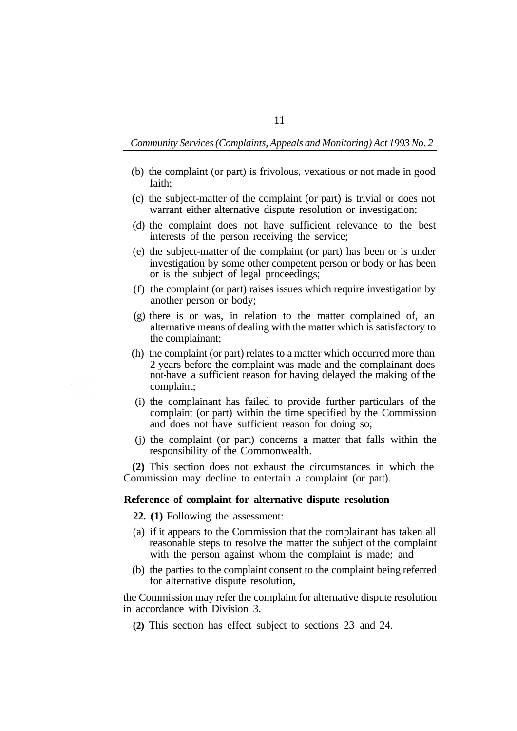(b) the complaint (or part) is frivolous, vexatious or not made in good faith;

(c) the subject-matter of the complaint (or part) is trivial or does not warrant either alternative dispute resolution or investigation;

(d) the complaint does not have sufficient relevance to the best interests of the person receiving the service;

(e) the subject-matter of the complaint (or part) has been or is under investigation by some other competent person or body or has been or is the subject of legal proceedings;

(f) the complaint (or part) raises issues which require investigation by another person or body;

(g) there is or was, in relation to the matter complained of, an alternative means of dealing with the matter which is satisfactory to the complainant;

(h) the complaint (or part) relates to a matter which occurred more than 2 years before the complaint was made and the complainant does not have a sufficient reason for having delayed the making of the complaint;

(i) the complainant has failed to provide further particulars of the complaint (or part) within the time specified by the Commission and does not have sufficient reason for doing so;

(j) the complaint (or part) concerns a matter that falls within the responsibility of the Commonwealth.

**(2)** This section does not exhaust the circumstances in which the Commission may decline to entertain a complaint (or part).

### Reference of complaint for alternative dispute resolution

**22. (1)** Following the assessment:

(a) if it appears to the Commission that the complainant has taken all reasonable steps to resolve the matter the subject of the complaint with the person against whom the complaint is made; and

(b) the parties to the complaint consent to the complaint being referred for alternative dispute resolution,

the Commission may refer the complaint for alternative dispute resolution in accordance with Division 3.

**(2)** This section has effect subject to sections 23 and 24.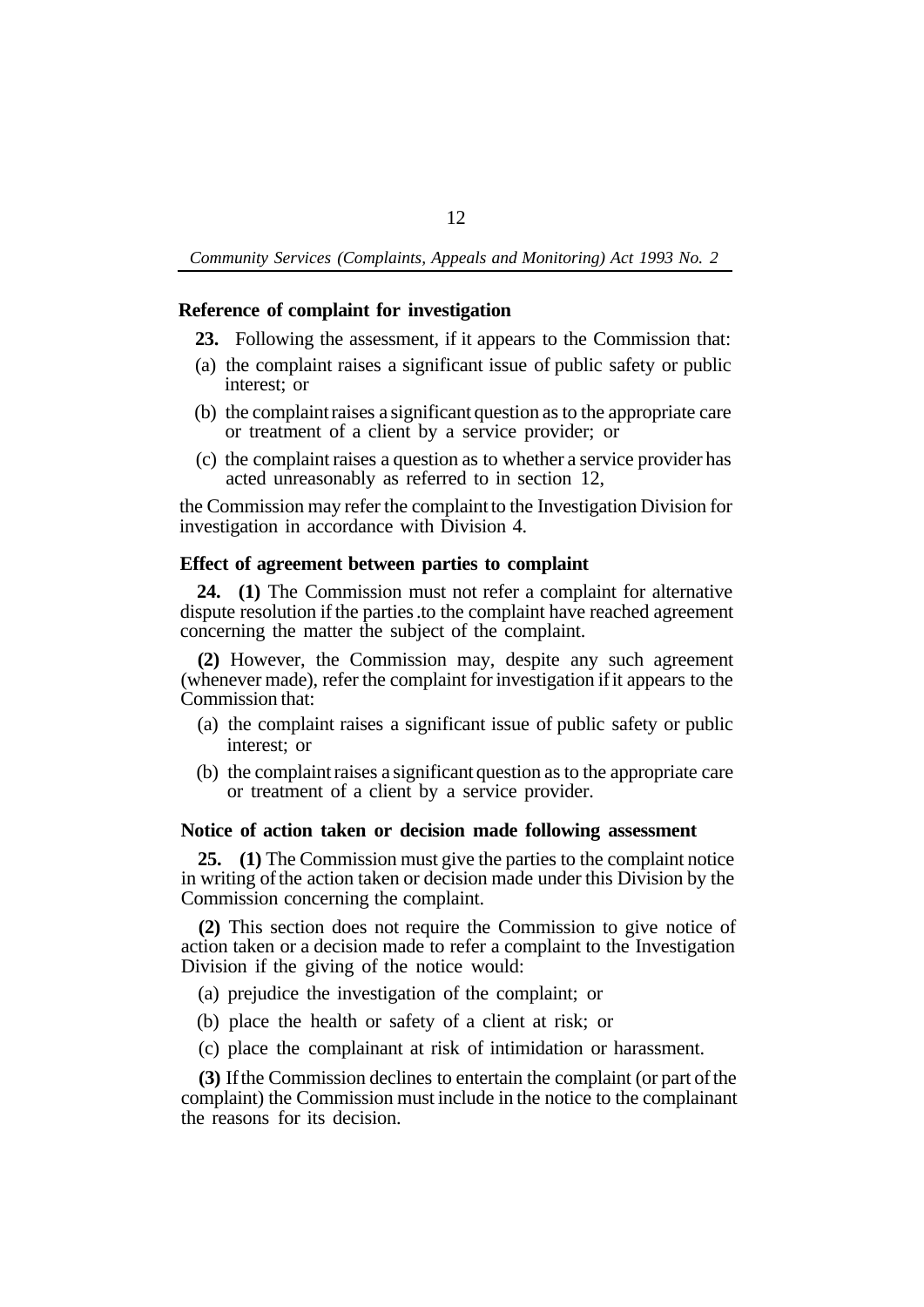### Reference of complaint for investigation

**23.** Following the assessment, if it appears to the Commission that:

(a) the complaint raises a significant issue of public safety or public interest; or

(b) the complaint raises a significant question as to the appropriate care or treatment of a client by a service provider; or

(c) the complaint raises a question as to whether a service provider has acted unreasonably as referred to in section 12,

the Commission may refer the complaint to the Investigation Division for investigation in accordance with Division 4.

### Effect of agreement between parties to complaint

**24. (1)** The Commission must not refer a complaint for alternative dispute resolution if the parties .to the complaint have reached agreement concerning the matter the subject of the complaint.

**(2)** However, the Commission may, despite any such agreement (whenever made), refer the complaint for investigation if it appears to the Commission that:

(a) the complaint raises a significant issue of public safety or public interest; or

(b) the complaint raises a significant question as to the appropriate care or treatment of a client by a service provider.

### Notice of action taken or decision made following assessment

**25. (1)** The Commission must give the parties to the complaint notice in writing of the action taken or decision made under this Division by the Commission concerning the complaint.

**(2)** This section does not require the Commission to give notice of action taken or a decision made to refer a complaint to the Investigation Division if the giving of the notice would:

(a) prejudice the investigation of the complaint; or

(b) place the health or safety of a client at risk; or

(c) place the complainant at risk of intimidation or harassment.

**(3)** If the Commission declines to entertain the complaint (or part of the complaint) the Commission must include in the notice to the complainant the reasons for its decision.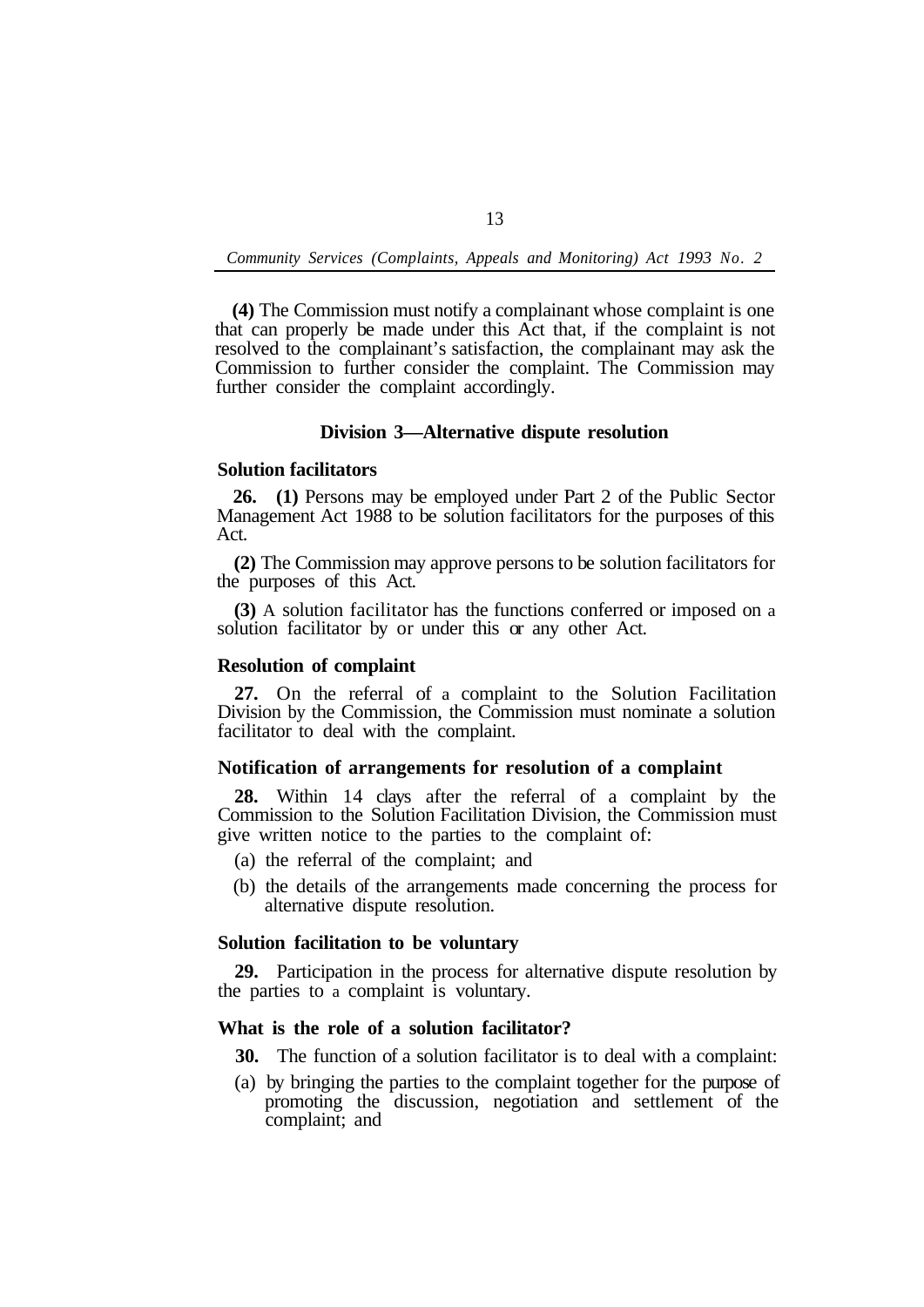**(4)** The Commission must notify a complainant whose complaint is one that can properly be made under this Act that, if the complaint is not resolved to the complainant's satisfaction, the complainant may ask the Commission to further consider the complaint. The Commission may further consider the complaint accordingly.

## Division 3—Alternative dispute resolution

### Solution facilitators

**26. (1)** Persons may be employed under Part 2 of the Public Sector Management Act 1988 to be solution facilitators for the purposes of this Act.

**(2)** The Commission may approve persons to be solution facilitators for the purposes of this Act.

**(3)** A solution facilitator has the functions conferred or imposed on a solution facilitator by or under this or any other Act.

### Resolution of complaint

**27.** On the referral of a complaint to the Solution Facilitation Division by the Commission, the Commission must nominate a solution facilitator to deal with the complaint.

### Notification of arrangements for resolution of a complaint

**28.** Within 14 days after the referral of a complaint by the Commission to the Solution Facilitation Division, the Commission must give written notice to the parties to the complaint of:

(a) the referral of the complaint; and

(b) the details of the arrangements made concerning the process for alternative dispute resolution.

### Solution facilitation to be voluntary

**29.** Participation in the process for alternative dispute resolution by the parties to a complaint is voluntary.

### What is the role of a solution facilitator?

**30.** The function of a solution facilitator is to deal with a complaint:

(a) by bringing the parties to the complaint together for the purpose of promoting the discussion, negotiation and settlement of the complaint; and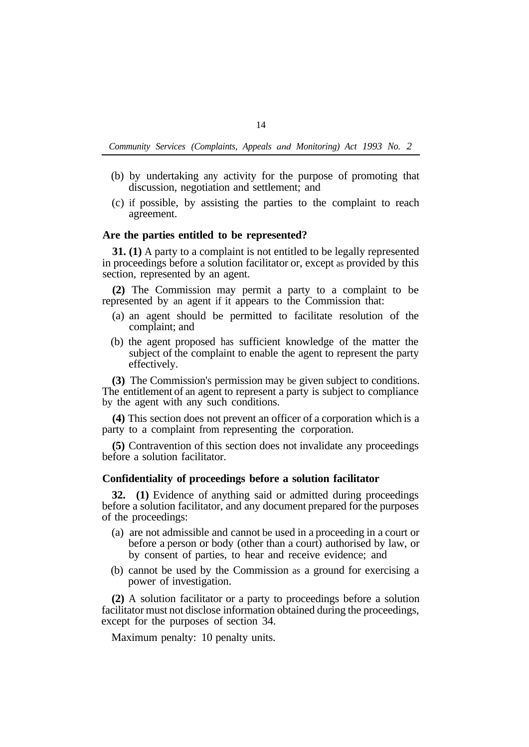(b) by undertaking any activity for the purpose of promoting that discussion, negotiation and settlement; and

(c) if possible, by assisting the parties to the complaint to reach agreement.

### Are the parties entitled to be represented?

**31. (1)** A party to a complaint is not entitled to be legally represented in proceedings before a solution facilitator or, except as provided by this section, represented by an agent.

**(2)** The Commission may permit a party to a complaint to be represented by an agent if it appears to the Commission that:

(a) an agent should be permitted to facilitate resolution of the complaint; and

(b) the agent proposed has sufficient knowledge of the matter the subject of the complaint to enable the agent to represent the party effectively.

**(3)** The Commission's permission may be given subject to conditions. The entitlement of an agent to represent a party is subject to compliance by the agent with any such conditions.

**(4)** This section does not prevent an officer of a corporation which is a party to a complaint from representing the corporation.

**(5)** Contravention of this section does not invalidate any proceedings before a solution facilitator.

### Confidentiality of proceedings before a solution facilitator

**32. (1)** Evidence of anything said or admitted during proceedings before a solution facilitator, and any document prepared for the purposes of the proceedings:

(a) are not admissible and cannot be used in a proceeding in a court or before a person or body (other than a court) authorised by law, or by consent of parties, to hear and receive evidence; and

(b) cannot be used by the Commission as a ground for exercising a power of investigation.

**(2)** A solution facilitator or a party to proceedings before a solution facilitator must not disclose information obtained during the proceedings, except for the purposes of section 34.

Maximum penalty: 10 penalty units.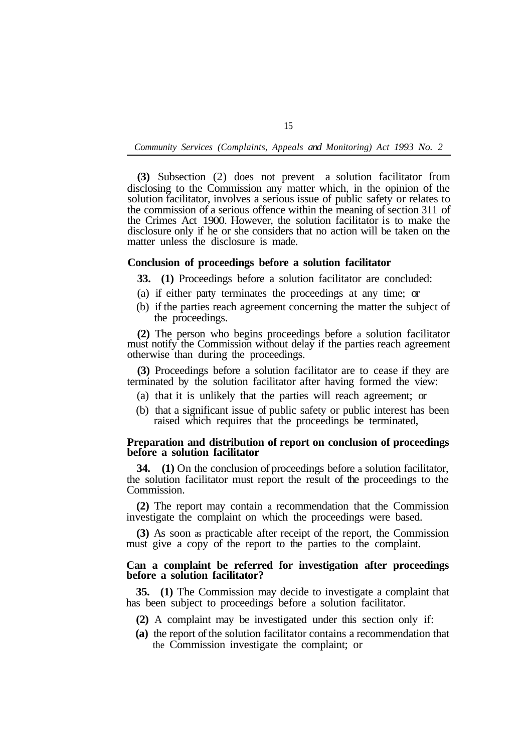**(3)** Subsection (2) does not prevent a solution facilitator from disclosing to the Commission any matter which, in the opinion of the solution facilitator, involves a serious issue of public safety or relates to the commission of a serious offence within the meaning of section 311 of the Crimes Act 1900. However, the solution facilitator is to make the disclosure only if he or she considers that no action will be taken on the matter unless the disclosure is made.

### Conclusion of proceedings before a solution facilitator

**33. (1)** Proceedings before a solution facilitator are concluded:

(a) if either party terminates the proceedings at any time; or

(b) if the parties reach agreement concerning the matter the subject of the proceedings.

**(2)** The person who begins proceedings before a solution facilitator must notify the Commission without delay if the parties reach agreement otherwise than during the proceedings.

**(3)** Proceedings before a solution facilitator are to cease if they are terminated by the solution facilitator after having formed the view:

(a) that it is unlikely that the parties will reach agreement; or

(b) that a significant issue of public safety or public interest has been raised which requires that the proceedings be terminated,

### Preparation and distribution of report on conclusion of proceedings before a solution facilitator

**34. (1)** On the conclusion of proceedings before a solution facilitator, the solution facilitator must report the result of the proceedings to the Commission.

**(2)** The report may contain a recommendation that the Commission investigate the complaint on which the proceedings were based.

**(3)** As soon as practicable after receipt of the report, the Commission must give a copy of the report to the parties to the complaint.

### Can a complaint be referred for investigation after proceedings before a solution facilitator?

**35. (1)** The Commission may decide to investigate a complaint that has been subject to proceedings before a solution facilitator.

**(2)** A complaint may be investigated under this section only if:

**(a)** the report of the solution facilitator contains a recommendation that the Commission investigate the complaint; or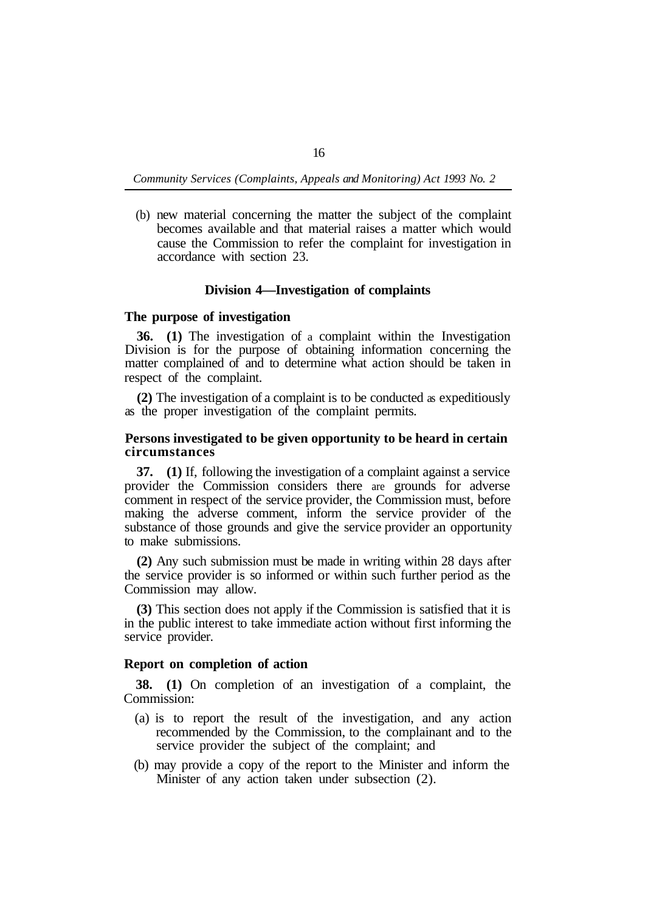(b) new material concerning the matter the subject of the complaint becomes available and that material raises a matter which would cause the Commission to refer the complaint for investigation in accordance with section 23.

## Division 4—Investigation of complaints

### The purpose of investigation

**36. (1)** The investigation of a complaint within the Investigation Division is for the purpose of obtaining information concerning the matter complained of and to determine what action should be taken in respect of the complaint.

**(2)** The investigation of a complaint is to be conducted as expeditiously as the proper investigation of the complaint permits.

### Persons investigated to be given opportunity to be heard in certain circumstances

**37. (1)** If, following the investigation of a complaint against a service provider the Commission considers there are grounds for adverse comment in respect of the service provider, the Commission must, before making the adverse comment, inform the service provider of the substance of those grounds and give the service provider an opportunity to make submissions.

**(2)** Any such submission must be made in writing within 28 days after the service provider is so informed or within such further period as the Commission may allow.

**(3)** This section does not apply if the Commission is satisfied that it is in the public interest to take immediate action without first informing the service provider.

### Report on completion of action

**38. (1)** On completion of an investigation of a complaint, the Commission:

(a) is to report the result of the investigation, and any action recommended by the Commission, to the complainant and to the service provider the subject of the complaint; and

(b) may provide a copy of the report to the Minister and inform the Minister of any action taken under subsection (2).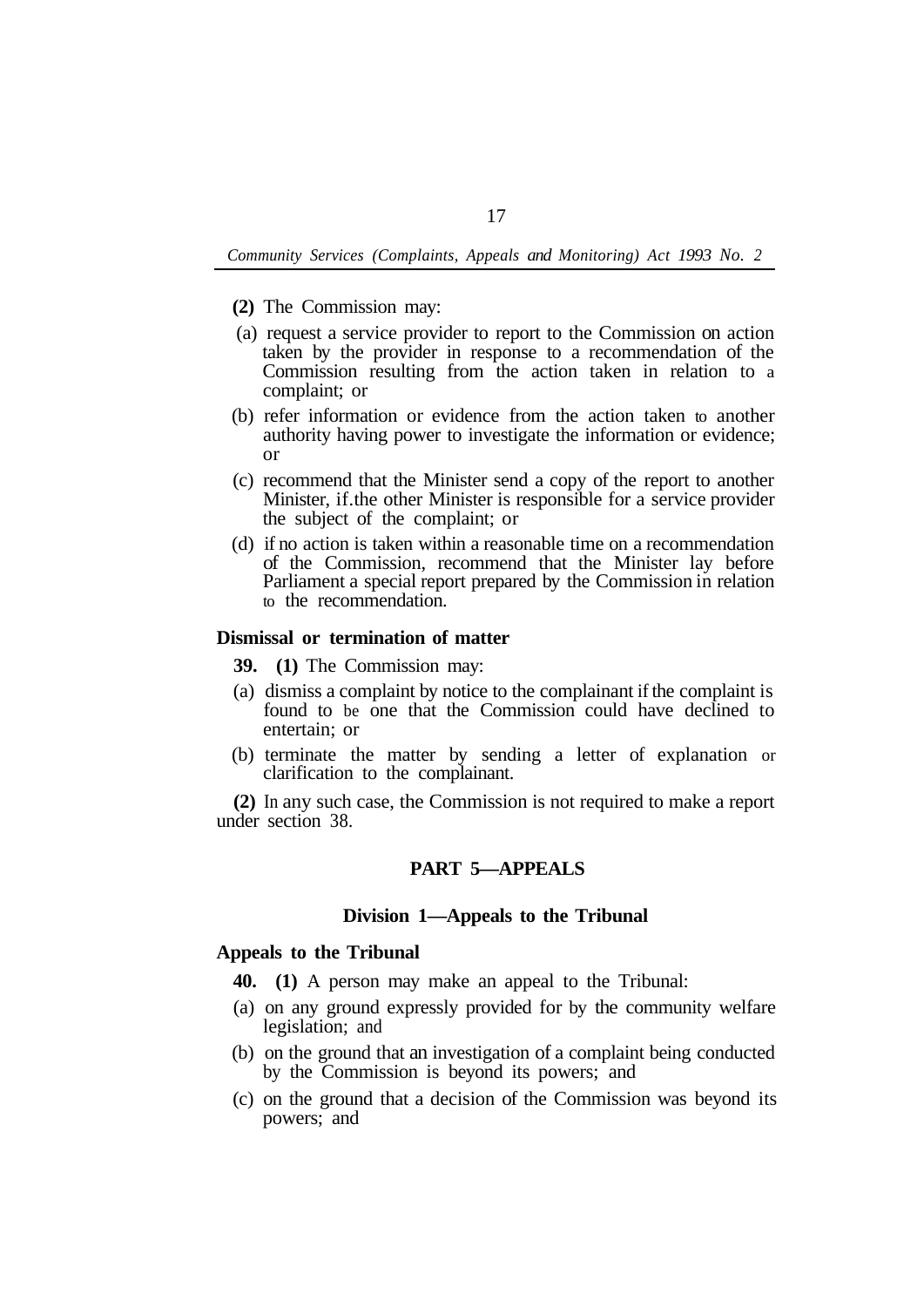**(2)** The Commission may:

(a) request a service provider to report to the Commission on action taken by the provider in response to a recommendation of the Commission resulting from the action taken in relation to a complaint; or

(b) refer information or evidence from the action taken to another authority having power to investigate the information or evidence; or

(c) recommend that the Minister send a copy of the report to another Minister, if.the other Minister is responsible for a service provider the subject of the complaint; or

(d) if no action is taken within a reasonable time on a recommendation of the Commission, recommend that the Minister lay before Parliament a special report prepared by the Commission in relation to the recommendation.

**Dismissal or termination of matter**

**39. (1)** The Commission may:

(a) dismiss a complaint by notice to the complainant if the complaint is found to be one that the Commission could have declined to entertain; or

(b) terminate the matter by sending a letter of explanation or clarification to the complainant.

**(2)** In any such case, the Commission is not required to make a report under section 38.

## PART 5—APPEALS

### Division 1—Appeals to the Tribunal

**Appeals to the Tribunal**

**40. (1)** A person may make an appeal to the Tribunal:

(a) on any ground expressly provided for by the community welfare legislation; and

(b) on the ground that an investigation of a complaint being conducted by the Commission is beyond its powers; and

(c) on the ground that a decision of the Commission was beyond its powers; and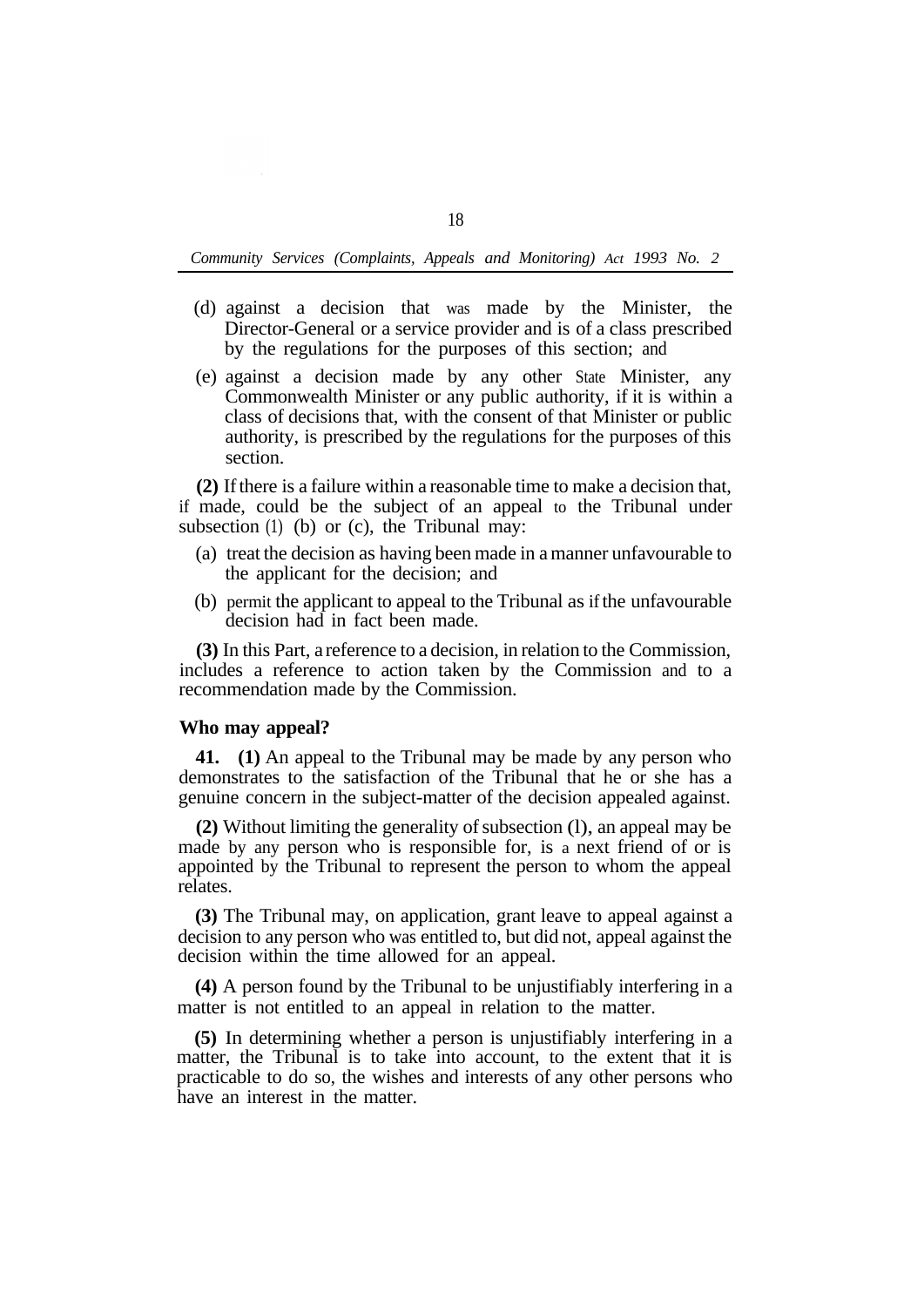(d) against a decision that was made by the Minister, the Director-General or a service provider and is of a class prescribed by the regulations for the purposes of this section; and

(e) against a decision made by any other State Minister, any Commonwealth Minister or any public authority, if it is within a class of decisions that, with the consent of that Minister or public authority, is prescribed by the regulations for the purposes of this section.

**(2)** If there is a failure within a reasonable time to make a decision that, if made, could be the subject of an appeal to the Tribunal under subsection (1) (b) or (c), the Tribunal may:

(a) treat the decision as having been made in a manner unfavourable to the applicant for the decision; and

(b) permit the applicant to appeal to the Tribunal as if the unfavourable decision had in fact been made.

**(3)** In this Part, a reference to a decision, in relation to the Commission, includes a reference to action taken by the Commission and to a recommendation made by the Commission.

### Who may appeal?

**41. (1)** An appeal to the Tribunal may be made by any person who demonstrates to the satisfaction of the Tribunal that he or she has a genuine concern in the subject-matter of the decision appealed against.

**(2)** Without limiting the generality of subsection (1), an appeal may be made by any person who is responsible for, is a next friend of or is appointed by the Tribunal to represent the person to whom the appeal relates.

**(3)** The Tribunal may, on application, grant leave to appeal against a decision to any person who was entitled to, but did not, appeal against the decision within the time allowed for an appeal.

**(4)** A person found by the Tribunal to be unjustifiably interfering in a matter is not entitled to an appeal in relation to the matter.

**(5)** In determining whether a person is unjustifiably interfering in a matter, the Tribunal is to take into account, to the extent that it is practicable to do so, the wishes and interests of any other persons who have an interest in the matter.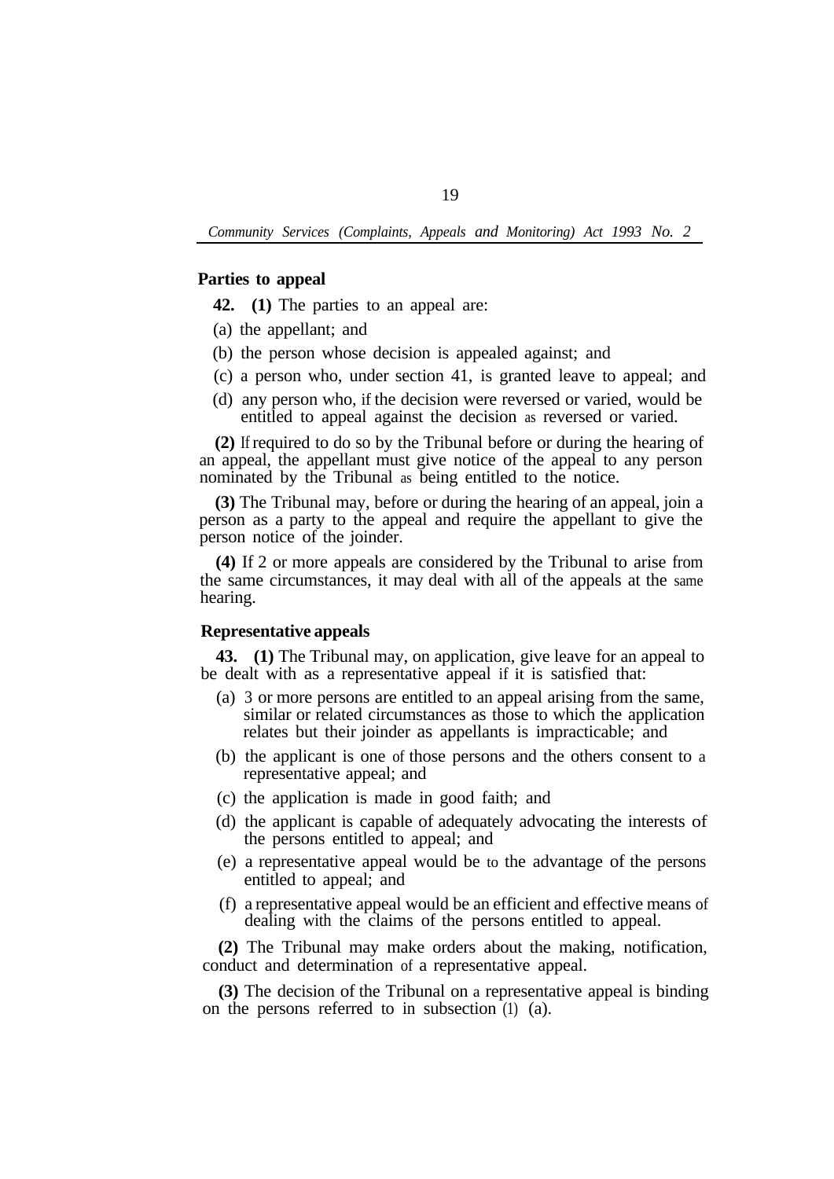**Parties to appeal**

**42. (1)** The parties to an appeal are:

(a) the appellant; and

(b) the person whose decision is appealed against; and

(c) a person who, under section 41, is granted leave to appeal; and

(d) any person who, if the decision were reversed or varied, would be entitled to appeal against the decision as reversed or varied.

**(2)** If required to do so by the Tribunal before or during the hearing of an appeal, the appellant must give notice of the appeal to any person nominated by the Tribunal as being entitled to the notice.

**(3)** The Tribunal may, before or during the hearing of an appeal, join a person as a party to the appeal and require the appellant to give the person notice of the joinder.

**(4)** If 2 or more appeals are considered by the Tribunal to arise from the same circumstances, it may deal with all of the appeals at the same hearing.

**Representative appeals**

**43. (1)** The Tribunal may, on application, give leave for an appeal to be dealt with as a representative appeal if it is satisfied that:

(a) 3 or more persons are entitled to an appeal arising from the same, similar or related circumstances as those to which the application relates but their joinder as appellants is impracticable; and

(b) the applicant is one of those persons and the others consent to a representative appeal; and

(c) the application is made in good faith; and

(d) the applicant is capable of adequately advocating the interests of the persons entitled to appeal; and

(e) a representative appeal would be to the advantage of the persons entitled to appeal; and

(f) a representative appeal would be an efficient and effective means of dealing with the claims of the persons entitled to appeal.

**(2)** The Tribunal may make orders about the making, notification, conduct and determination of a representative appeal.

**(3)** The decision of the Tribunal on a representative appeal is binding on the persons referred to in subsection (1) (a).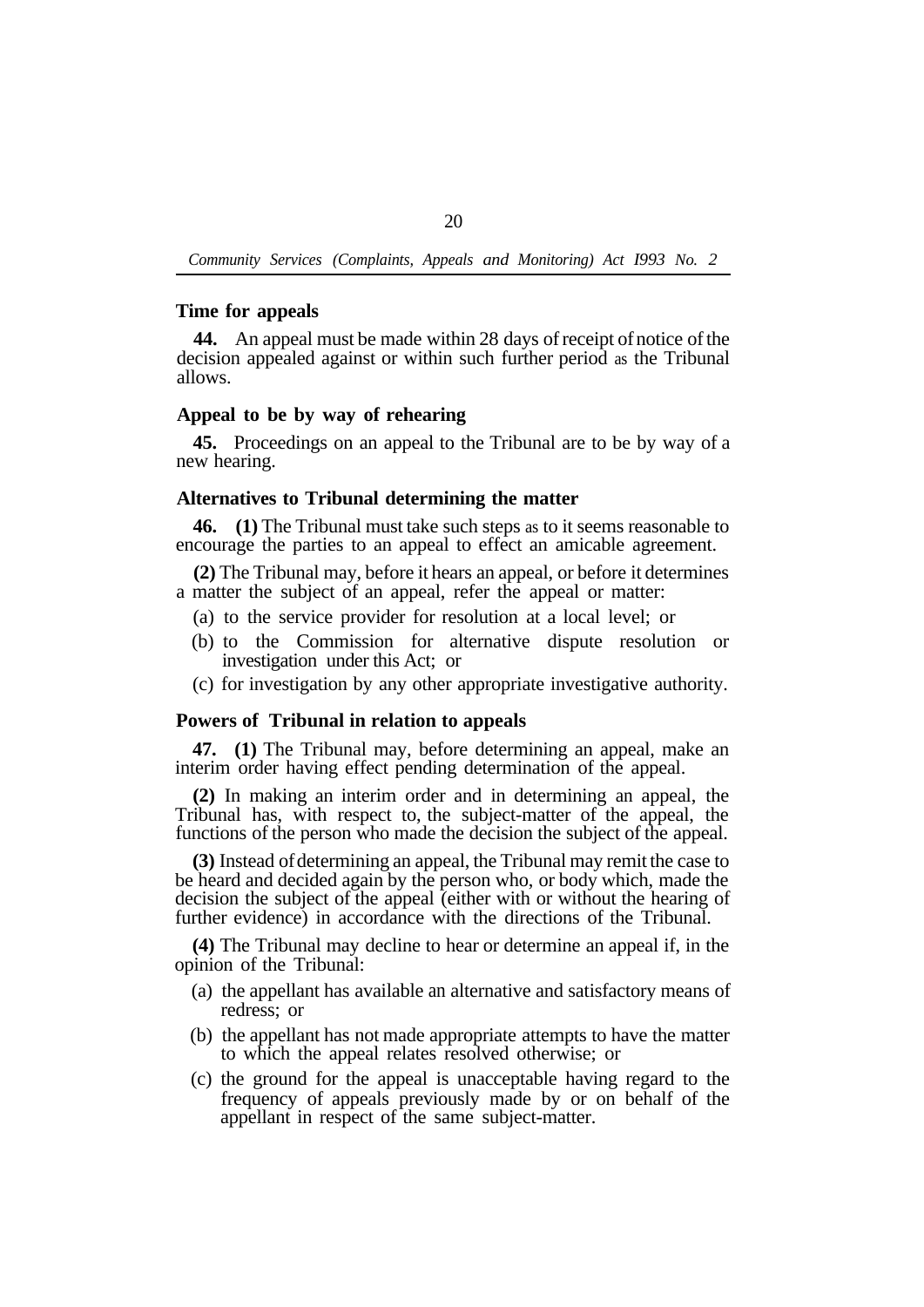### Time for appeals

**44.** An appeal must be made within 28 days of receipt of notice of the decision appealed against or within such further period as the Tribunal allows.

### Appeal to be by way of rehearing

**45.** Proceedings on an appeal to the Tribunal are to be by way of a new hearing.

### Alternatives to Tribunal determining the matter

**46. (1)** The Tribunal must take such steps as to it seems reasonable to encourage the parties to an appeal to effect an amicable agreement.

**(2)** The Tribunal may, before it hears an appeal, or before it determines a matter the subject of an appeal, refer the appeal or matter:

(a) to the service provider for resolution at a local level; or

(b) to the Commission for alternative dispute resolution or investigation under this Act; or

(c) for investigation by any other appropriate investigative authority.

### Powers of Tribunal in relation to appeals

**47. (1)** The Tribunal may, before determining an appeal, make an interim order having effect pending determination of the appeal.

**(2)** In making an interim order and in determining an appeal, the Tribunal has, with respect to, the subject-matter of the appeal, the functions of the person who made the decision the subject of the appeal.

**(3)** Instead of determining an appeal, the Tribunal may remit the case to be heard and decided again by the person who, or body which, made the decision the subject of the appeal (either with or without the hearing of further evidence) in accordance with the directions of the Tribunal.

**(4)** The Tribunal may decline to hear or determine an appeal if, in the opinion of the Tribunal:

(a) the appellant has available an alternative and satisfactory means of redress; or

(b) the appellant has not made appropriate attempts to have the matter to which the appeal relates resolved otherwise; or

(c) the ground for the appeal is unacceptable having regard to the frequency of appeals previously made by or on behalf of the appellant in respect of the same subject-matter.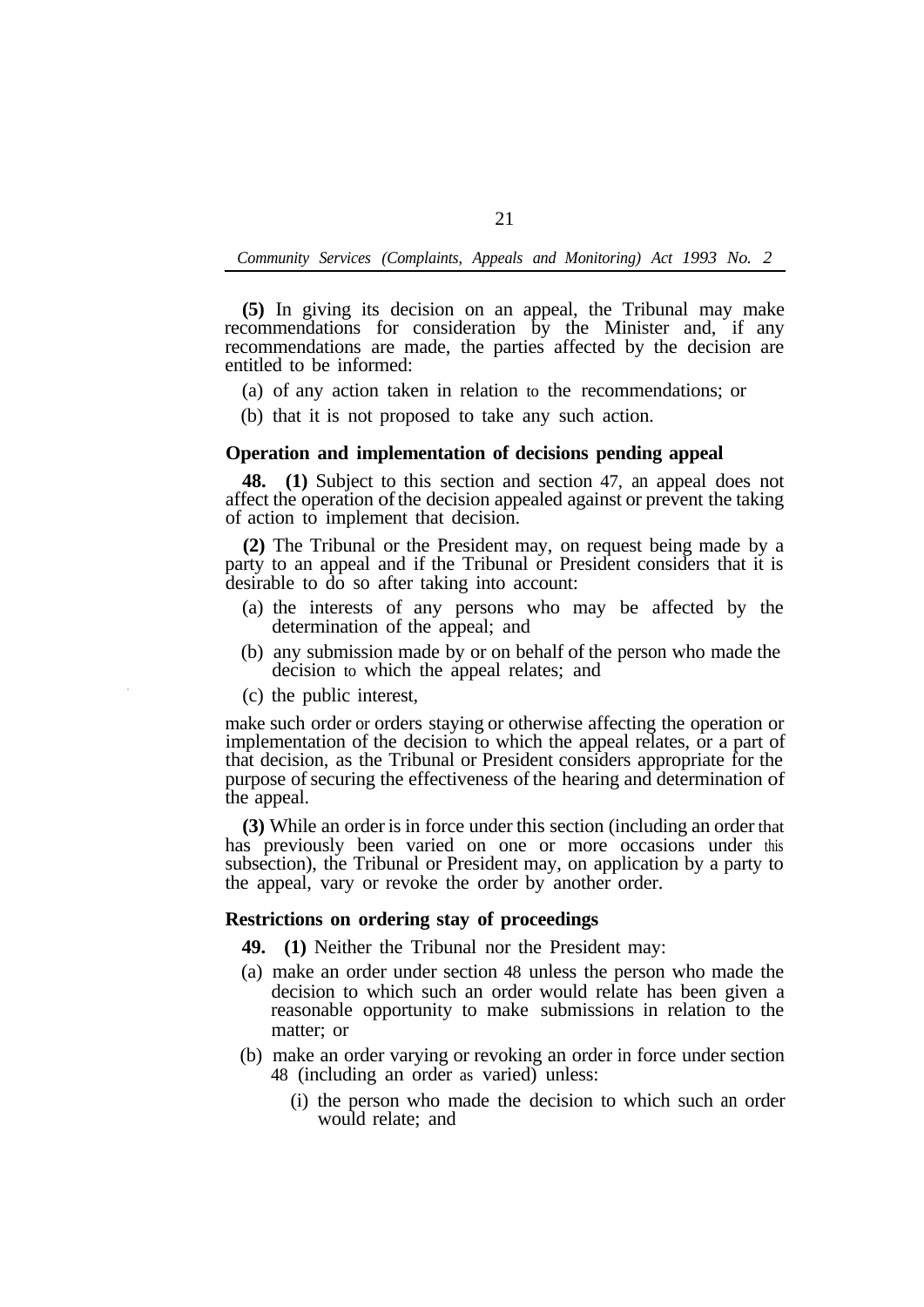**(5)** In giving its decision on an appeal, the Tribunal may make recommendations for consideration by the Minister and, if any recommendations are made, the parties affected by the decision are entitled to be informed:

(a) of any action taken in relation to the recommendations; or

(b) that it is not proposed to take any such action.

### Operation and implementation of decisions pending appeal

**48. (1)** Subject to this section and section 47, an appeal does not affect the operation of the decision appealed against or prevent the taking of action to implement that decision.

**(2)** The Tribunal or the President may, on request being made by a party to an appeal and if the Tribunal or President considers that it is desirable to do so after taking into account:

(a) the interests of any persons who may be affected by the determination of the appeal; and

(b) any submission made by or on behalf of the person who made the decision to which the appeal relates; and

(c) the public interest,

make such order or orders staying or otherwise affecting the operation or implementation of the decision to which the appeal relates, or a part of that decision, as the Tribunal or President considers appropriate for the purpose of securing the effectiveness of the hearing and determination of the appeal.

**(3)** While an order is in force under this section (including an order that has previously been varied on one or more occasions under this subsection), the Tribunal or President may, on application by a party to the appeal, vary or revoke the order by another order.

### Restrictions on ordering stay of proceedings

**49. (1)** Neither the Tribunal nor the President may:

(a) make an order under section 48 unless the person who made the decision to which such an order would relate has been given a reasonable opportunity to make submissions in relation to the matter; or

(b) make an order varying or revoking an order in force under section 48 (including an order as varied) unless:

(i) the person who made the decision to which such an order would relate; and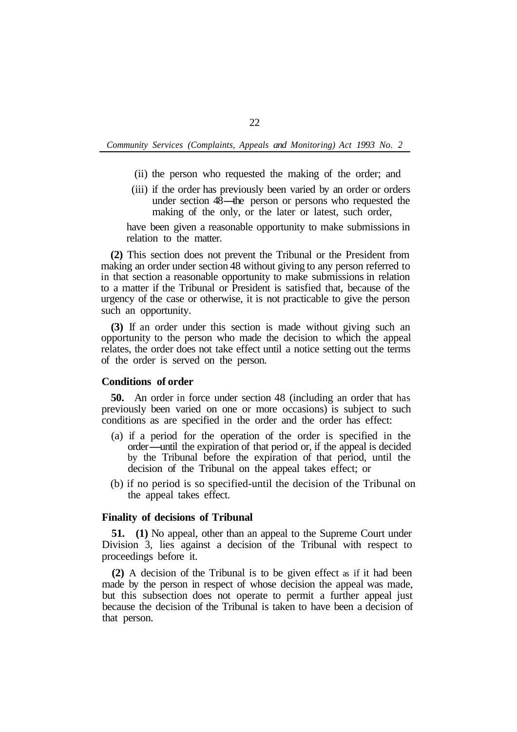(ii) the person who requested the making of the order; and

(iii) if the order has previously been varied by an order or orders under section 48—the person or persons who requested the making of the only, or the later or latest, such order,

have been given a reasonable opportunity to make submissions in relation to the matter.

**(2)** This section does not prevent the Tribunal or the President from making an order under section 48 without giving to any person referred to in that section a reasonable opportunity to make submissions in relation to a matter if the Tribunal or President is satisfied that, because of the urgency of the case or otherwise, it is not practicable to give the person such an opportunity.

**(3)** If an order under this section is made without giving such an opportunity to the person who made the decision to which the appeal relates, the order does not take effect until a notice setting out the terms of the order is served on the person.

**Conditions of order**

**50.** An order in force under section 48 (including an order that has previously been varied on one or more occasions) is subject to such conditions as are specified in the order and the order has effect:

(a) if a period for the operation of the order is specified in the order—until the expiration of that period or, if the appeal is decided by the Tribunal before the expiration of that period, until the decision of the Tribunal on the appeal takes effect; or

(b) if no period is so specified-until the decision of the Tribunal on the appeal takes effect.

**Finality of decisions of Tribunal**

**51. (1)** No appeal, other than an appeal to the Supreme Court under Division 3, lies against a decision of the Tribunal with respect to proceedings before it.

**(2)** A decision of the Tribunal is to be given effect as if it had been made by the person in respect of whose decision the appeal was made, but this subsection does not operate to permit a further appeal just because the decision of the Tribunal is taken to have been a decision of that person.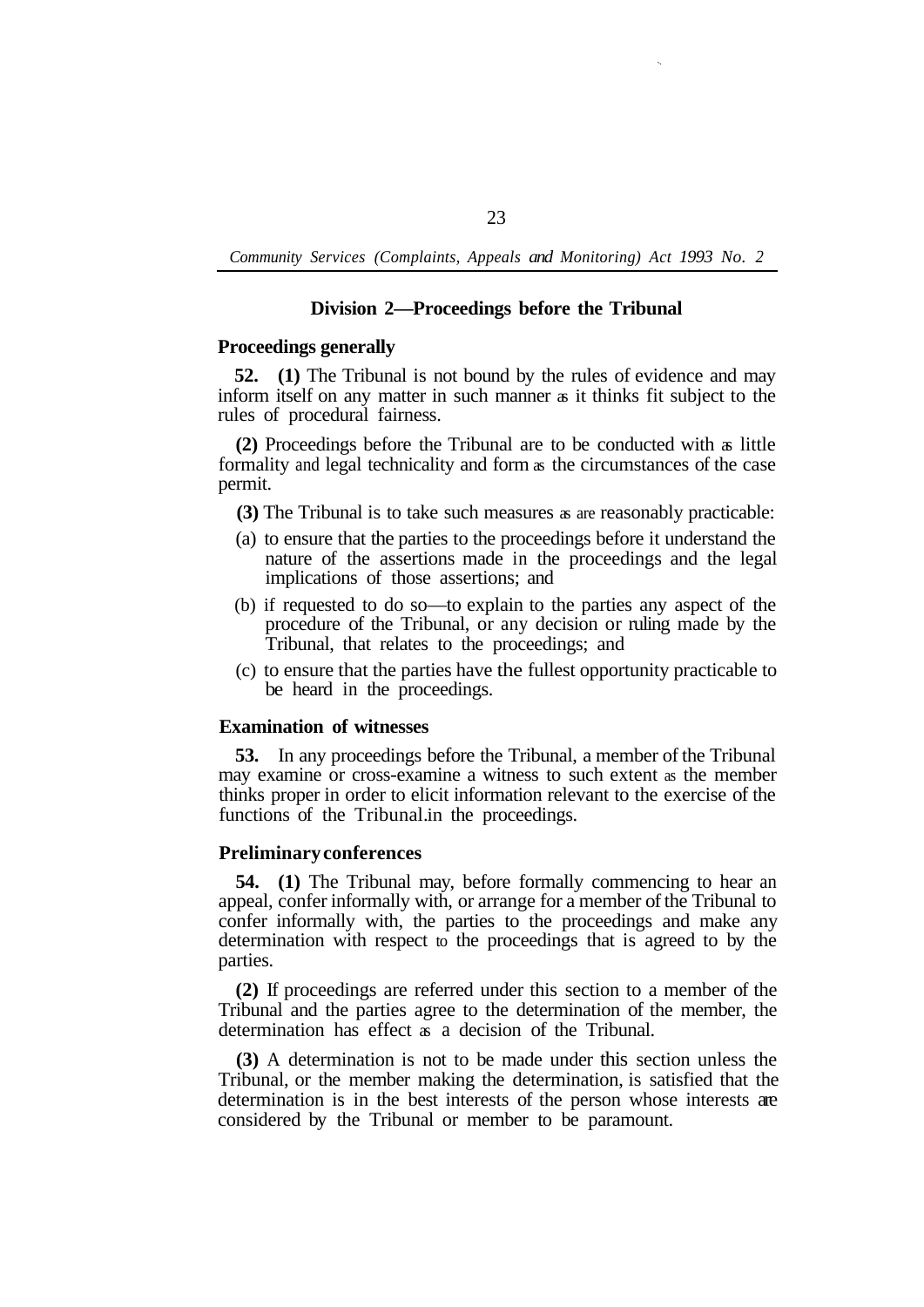## Division 2—Proceedings before the Tribunal

### Proceedings generally

**52. (1)** The Tribunal is not bound by the rules of evidence and may inform itself on any matter in such manner as it thinks fit subject to the rules of procedural fairness.

**(2)** Proceedings before the Tribunal are to be conducted with as little formality and legal technicality and form as the circumstances of the case permit.

**(3)** The Tribunal is to take such measures as are reasonably practicable:

(a) to ensure that the parties to the proceedings before it understand the nature of the assertions made in the proceedings and the legal implications of those assertions; and

(b) if requested to do so—to explain to the parties any aspect of the procedure of the Tribunal, or any decision or ruling made by the Tribunal, that relates to the proceedings; and

(c) to ensure that the parties have the fullest opportunity practicable to be heard in the proceedings.

### Examination of witnesses

**53.** In any proceedings before the Tribunal, a member of the Tribunal may examine or cross-examine a witness to such extent as the member thinks proper in order to elicit information relevant to the exercise of the functions of the Tribunal.in the proceedings.

### Preliminary conferences

**54. (1)** The Tribunal may, before formally commencing to hear an appeal, confer informally with, or arrange for a member of the Tribunal to confer informally with, the parties to the proceedings and make any determination with respect to the proceedings that is agreed to by the parties.

**(2)** If proceedings are referred under this section to a member of the Tribunal and the parties agree to the determination of the member, the determination has effect as a decision of the Tribunal.

**(3)** A determination is not to be made under this section unless the Tribunal, or the member making the determination, is satisfied that the determination is in the best interests of the person whose interests are considered by the Tribunal or member to be paramount.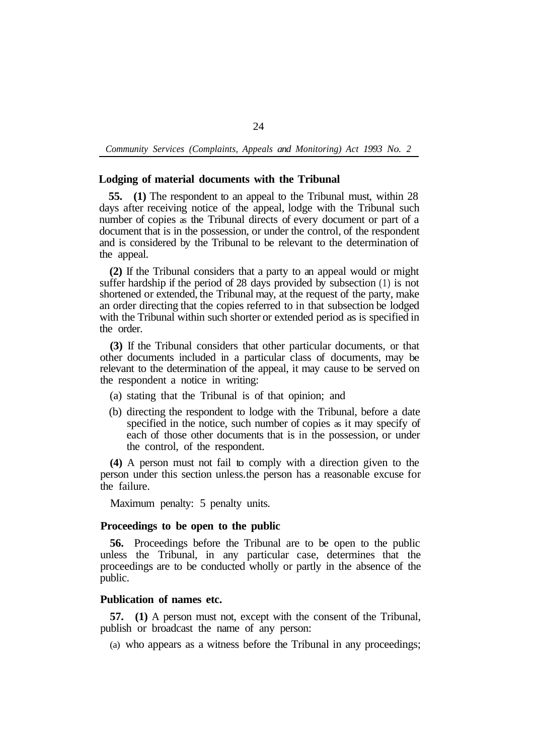**Lodging of material documents with the Tribunal**

**55. (1)** The respondent to an appeal to the Tribunal must, within 28 days after receiving notice of the appeal, lodge with the Tribunal such number of copies as the Tribunal directs of every document or part of a document that is in the possession, or under the control, of the respondent and is considered by the Tribunal to be relevant to the determination of the appeal.

**(2)** If the Tribunal considers that a party to an appeal would or might suffer hardship if the period of 28 days provided by subsection (1) is not shortened or extended, the Tribunal may, at the request of the party, make an order directing that the copies referred to in that subsection be lodged with the Tribunal within such shorter or extended period as is specified in the order.

**(3)** If the Tribunal considers that other particular documents, or that other documents included in a particular class of documents, may be relevant to the determination of the appeal, it may cause to be served on the respondent a notice in writing:

(a) stating that the Tribunal is of that opinion; and

(b) directing the respondent to lodge with the Tribunal, before a date specified in the notice, such number of copies as it may specify of each of those other documents that is in the possession, or under the control, of the respondent.

**(4)** A person must not fail to comply with a direction given to the person under this section unless.the person has a reasonable excuse for the failure.

Maximum penalty: 5 penalty units.

**Proceedings to be open to the public**

**56.** Proceedings before the Tribunal are to be open to the public unless the Tribunal, in any particular case, determines that the proceedings are to be conducted wholly or partly in the absence of the public.

**Publication of names etc.**

**57. (1)** A person must not, except with the consent of the Tribunal, publish or broadcast the name of any person:

(a) who appears as a witness before the Tribunal in any proceedings;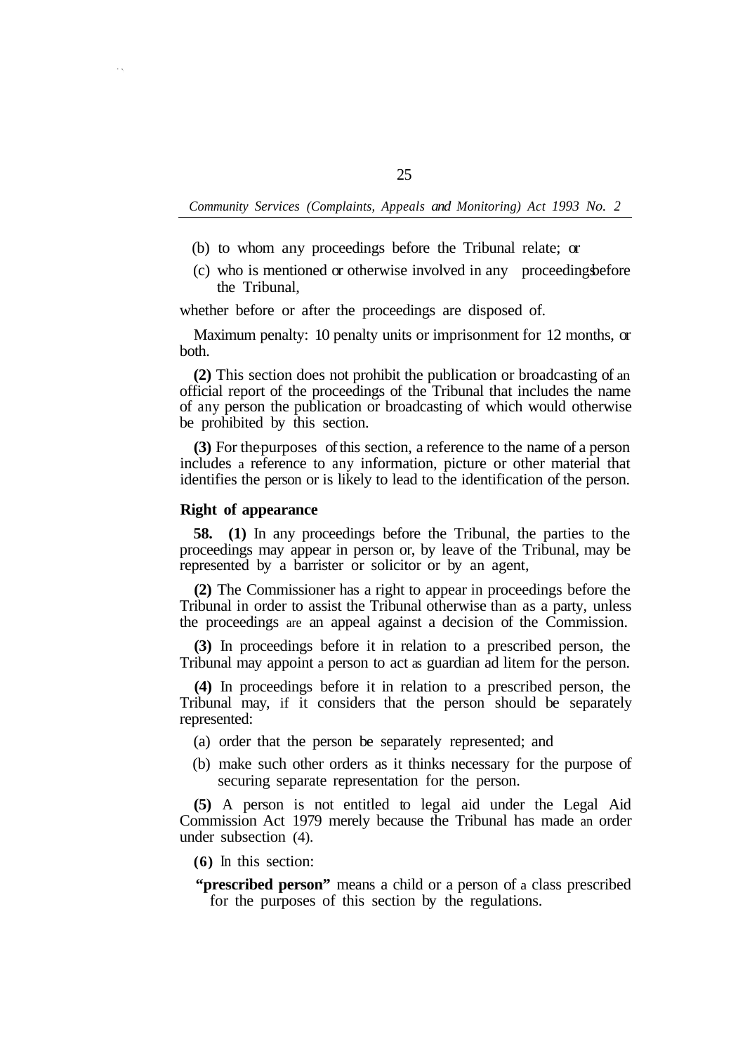(b) to whom any proceedings before the Tribunal relate; or

(c) who is mentioned or otherwise involved in any proceedings before the Tribunal,

whether before or after the proceedings are disposed of.

Maximum penalty: 10 penalty units or imprisonment for 12 months, or both.

**(2)** This section does not prohibit the publication or broadcasting of an official report of the proceedings of the Tribunal that includes the name of any person the publication or broadcasting of which would otherwise be prohibited by this section.

**(3)** For the purposes of this section, a reference to the name of a person includes a reference to any information, picture or other material that identifies the person or is likely to lead to the identification of the person.

**Right of appearance**

**58. (1)** In any proceedings before the Tribunal, the parties to the proceedings may appear in person or, by leave of the Tribunal, may be represented by a barrister or solicitor or by an agent,

**(2)** The Commissioner has a right to appear in proceedings before the Tribunal in order to assist the Tribunal otherwise than as a party, unless the proceedings are an appeal against a decision of the Commission.

**(3)** In proceedings before it in relation to a prescribed person, the Tribunal may appoint a person to act as guardian ad litem for the person.

**(4)** In proceedings before it in relation to a prescribed person, the Tribunal may, if it considers that the person should be separately represented:

(a) order that the person be separately represented; and

(b) make such other orders as it thinks necessary for the purpose of securing separate representation for the person.

**(5)** A person is not entitled to legal aid under the Legal Aid Commission Act 1979 merely because the Tribunal has made an order under subsection (4).

**(6)** In this section:

**"prescribed person"** means a child or a person of a class prescribed for the purposes of this section by the regulations.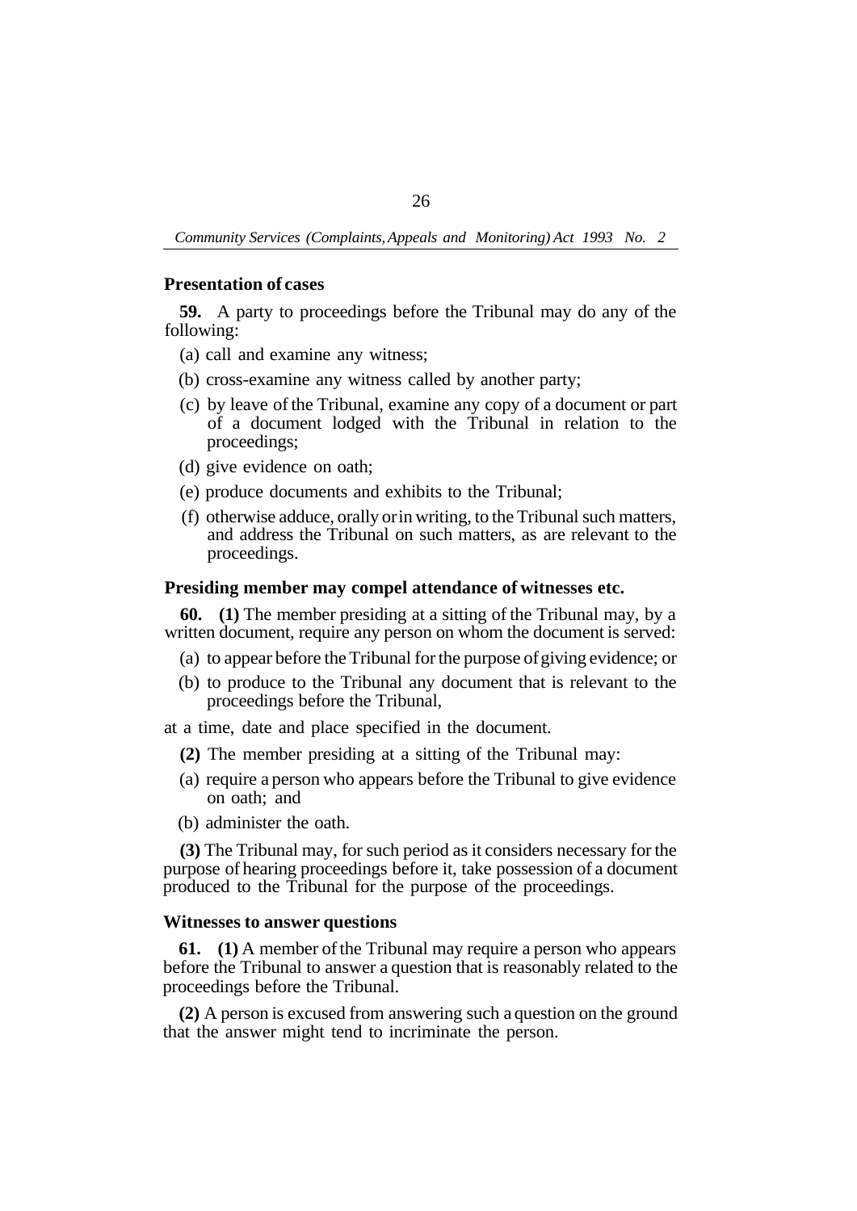**Presentation of cases**

**59.** A party to proceedings before the Tribunal may do any of the following:

(a) call and examine any witness;

(b) cross-examine any witness called by another party;

(c) by leave of the Tribunal, examine any copy of a document or part of a document lodged with the Tribunal in relation to the proceedings;

(d) give evidence on oath;

(e) produce documents and exhibits to the Tribunal;

(f) otherwise adduce, orally or in writing, to the Tribunal such matters, and address the Tribunal on such matters, as are relevant to the proceedings.

**Presiding member may compel attendance of witnesses etc.**

**60. (1)** The member presiding at a sitting of the Tribunal may, by a written document, require any person on whom the document is served:

(a) to appear before the Tribunal for the purpose of giving evidence; or

(b) to produce to the Tribunal any document that is relevant to the proceedings before the Tribunal,

at a time, date and place specified in the document.

**(2)** The member presiding at a sitting of the Tribunal may:

(a) require a person who appears before the Tribunal to give evidence on oath; and

(b) administer the oath.

**(3)** The Tribunal may, for such period as it considers necessary for the purpose of hearing proceedings before it, take possession of a document produced to the Tribunal for the purpose of the proceedings.

**Witnesses to answer questions**

**61. (1)** A member of the Tribunal may require a person who appears before the Tribunal to answer a question that is reasonably related to the proceedings before the Tribunal.

**(2)** A person is excused from answering such a question on the ground that the answer might tend to incriminate the person.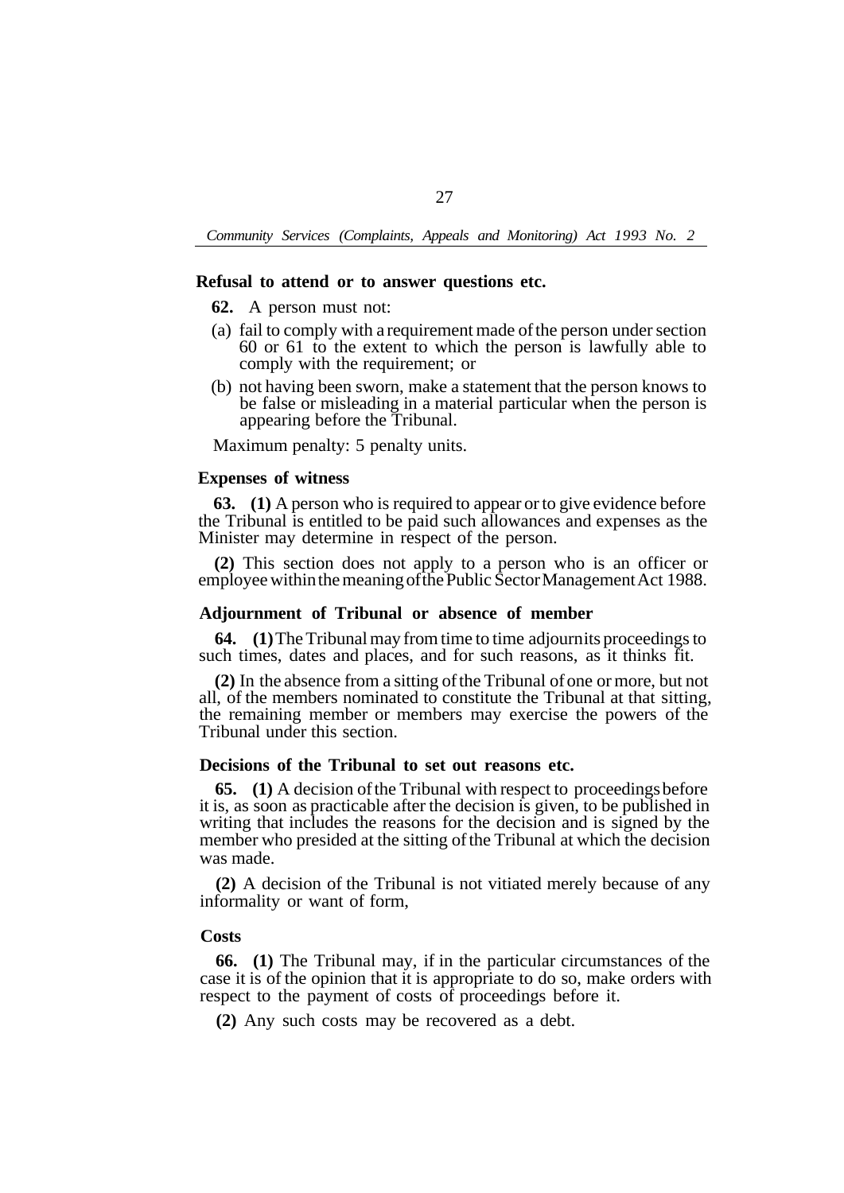### Refusal to attend or to answer questions etc.

**62.** A person must not:

(a) fail to comply with a requirement made of the person under section 60 or 61 to the extent to which the person is lawfully able to comply with the requirement; or

(b) not having been sworn, make a statement that the person knows to be false or misleading in a material particular when the person is appearing before the Tribunal.

Maximum penalty: 5 penalty units.

### Expenses of witness

**63. (1)** A person who is required to appear or to give evidence before the Tribunal is entitled to be paid such allowances and expenses as the Minister may determine in respect of the person.

**(2)** This section does not apply to a person who is an officer or employee within the meaning of the Public Sector Management Act 1988.

### Adjournment of Tribunal or absence of member

**64. (1)** The Tribunal may from time to time adjourn its proceedings to such times, dates and places, and for such reasons, as it thinks fit.

**(2)** In the absence from a sitting of the Tribunal of one or more, but not all, of the members nominated to constitute the Tribunal at that sitting, the remaining member or members may exercise the powers of the Tribunal under this section.

### Decisions of the Tribunal to set out reasons etc.

**65. (1)** A decision of the Tribunal with respect to proceedings before it is, as soon as practicable after the decision is given, to be published in writing that includes the reasons for the decision and is signed by the member who presided at the sitting of the Tribunal at which the decision was made.

**(2)** A decision of the Tribunal is not vitiated merely because of any informality or want of form,

### Costs

**66. (1)** The Tribunal may, if in the particular circumstances of the case it is of the opinion that it is appropriate to do so, make orders with respect to the payment of costs of proceedings before it.

**(2)** Any such costs may be recovered as a debt.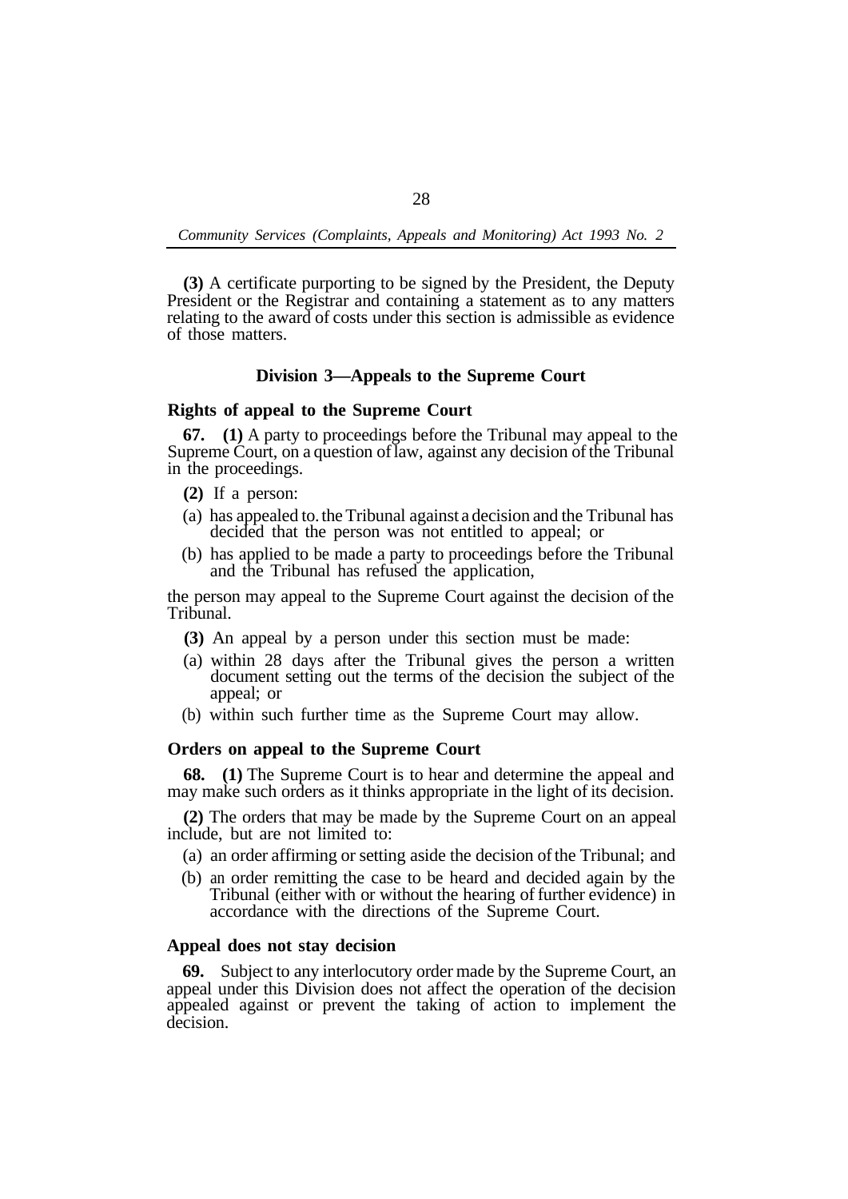**(3)** A certificate purporting to be signed by the President, the Deputy President or the Registrar and containing a statement as to any matters relating to the award of costs under this section is admissible as evidence of those matters.

### Division 3—Appeals to the Supreme Court

**Rights of appeal to the Supreme Court**

**67. (1)** A party to proceedings before the Tribunal may appeal to the Supreme Court, on a question of law, against any decision of the Tribunal in the proceedings.

**(2)** If a person:

(a) has appealed to the Tribunal against a decision and the Tribunal has decided that the person was not entitled to appeal; or

(b) has applied to be made a party to proceedings before the Tribunal and the Tribunal has refused the application,

the person may appeal to the Supreme Court against the decision of the Tribunal.

**(3)** An appeal by a person under this section must be made:

(a) within 28 days after the Tribunal gives the person a written document setting out the terms of the decision the subject of the appeal; or

(b) within such further time as the Supreme Court may allow.

**Orders on appeal to the Supreme Court**

**68. (1)** The Supreme Court is to hear and determine the appeal and may make such orders as it thinks appropriate in the light of its decision.

**(2)** The orders that may be made by the Supreme Court on an appeal include, but are not limited to:

(a) an order affirming or setting aside the decision of the Tribunal; and

(b) an order remitting the case to be heard and decided again by the Tribunal (either with or without the hearing of further evidence) in accordance with the directions of the Supreme Court.

**Appeal does not stay decision**

**69.** Subject to any interlocutory order made by the Supreme Court, an appeal under this Division does not affect the operation of the decision appealed against or prevent the taking of action to implement the decision.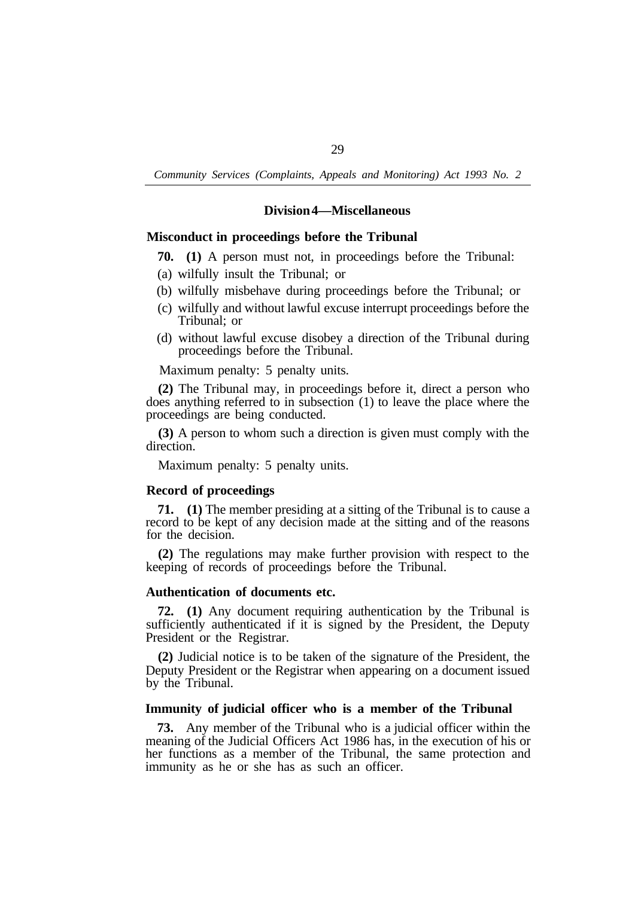## Division 4—Miscellaneous

### Misconduct in proceedings before the Tribunal

**70. (1)** A person must not, in proceedings before the Tribunal:

(a) wilfully insult the Tribunal; or

(b) wilfully misbehave during proceedings before the Tribunal; or

(c) wilfully and without lawful excuse interrupt proceedings before the Tribunal; or

(d) without lawful excuse disobey a direction of the Tribunal during proceedings before the Tribunal.

Maximum penalty: 5 penalty units.

**(2)** The Tribunal may, in proceedings before it, direct a person who does anything referred to in subsection (1) to leave the place where the proceedings are being conducted.

**(3)** A person to whom such a direction is given must comply with the direction.

Maximum penalty: 5 penalty units.

### Record of proceedings

**71. (1)** The member presiding at a sitting of the Tribunal is to cause a record to be kept of any decision made at the sitting and of the reasons for the decision.

**(2)** The regulations may make further provision with respect to the keeping of records of proceedings before the Tribunal.

### Authentication of documents etc.

**72. (1)** Any document requiring authentication by the Tribunal is sufficiently authenticated if it is signed by the President, the Deputy President or the Registrar.

**(2)** Judicial notice is to be taken of the signature of the President, the Deputy President or the Registrar when appearing on a document issued by the Tribunal.

### Immunity of judicial officer who is a member of the Tribunal

**73.** Any member of the Tribunal who is a judicial officer within the meaning of the Judicial Officers Act 1986 has, in the execution of his or her functions as a member of the Tribunal, the same protection and immunity as he or she has as such an officer.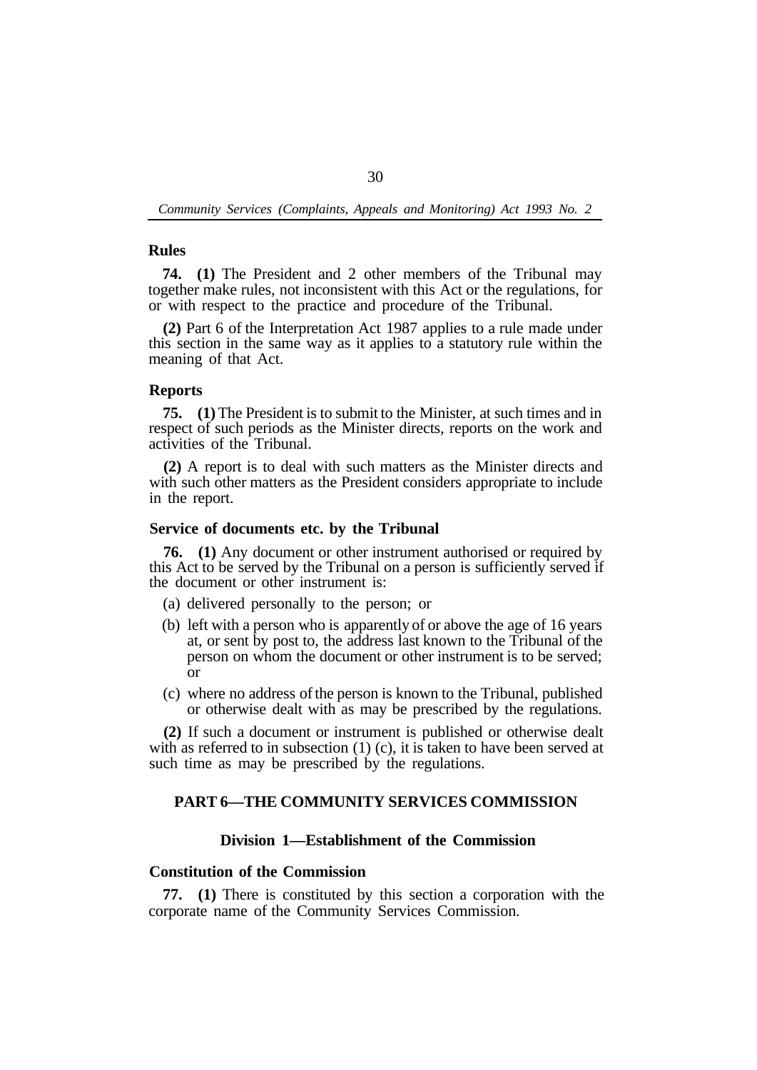**Rules**

**74. (1)** The President and 2 other members of the Tribunal may together make rules, not inconsistent with this Act or the regulations, for or with respect to the practice and procedure of the Tribunal.

**(2)** Part 6 of the Interpretation Act 1987 applies to a rule made under this section in the same way as it applies to a statutory rule within the meaning of that Act.

**Reports**

**75. (1)** The President is to submit to the Minister, at such times and in respect of such periods as the Minister directs, reports on the work and activities of the Tribunal.

**(2)** A report is to deal with such matters as the Minister directs and with such other matters as the President considers appropriate to include in the report.

**Service of documents etc. by the Tribunal**

**76. (1)** Any document or other instrument authorised or required by this Act to be served by the Tribunal on a person is sufficiently served if the document or other instrument is:

(a) delivered personally to the person; or

(b) left with a person who is apparently of or above the age of 16 years at, or sent by post to, the address last known to the Tribunal of the person on whom the document or other instrument is to be served; or

(c) where no address of the person is known to the Tribunal, published or otherwise dealt with as may be prescribed by the regulations.

**(2)** If such a document or instrument is published or otherwise dealt with as referred to in subsection (1) (c), it is taken to have been served at such time as may be prescribed by the regulations.

## PART 6—THE COMMUNITY SERVICES COMMISSION

### Division 1—Establishment of the Commission

**Constitution of the Commission**

**77. (1)** There is constituted by this section a corporation with the corporate name of the Community Services Commission.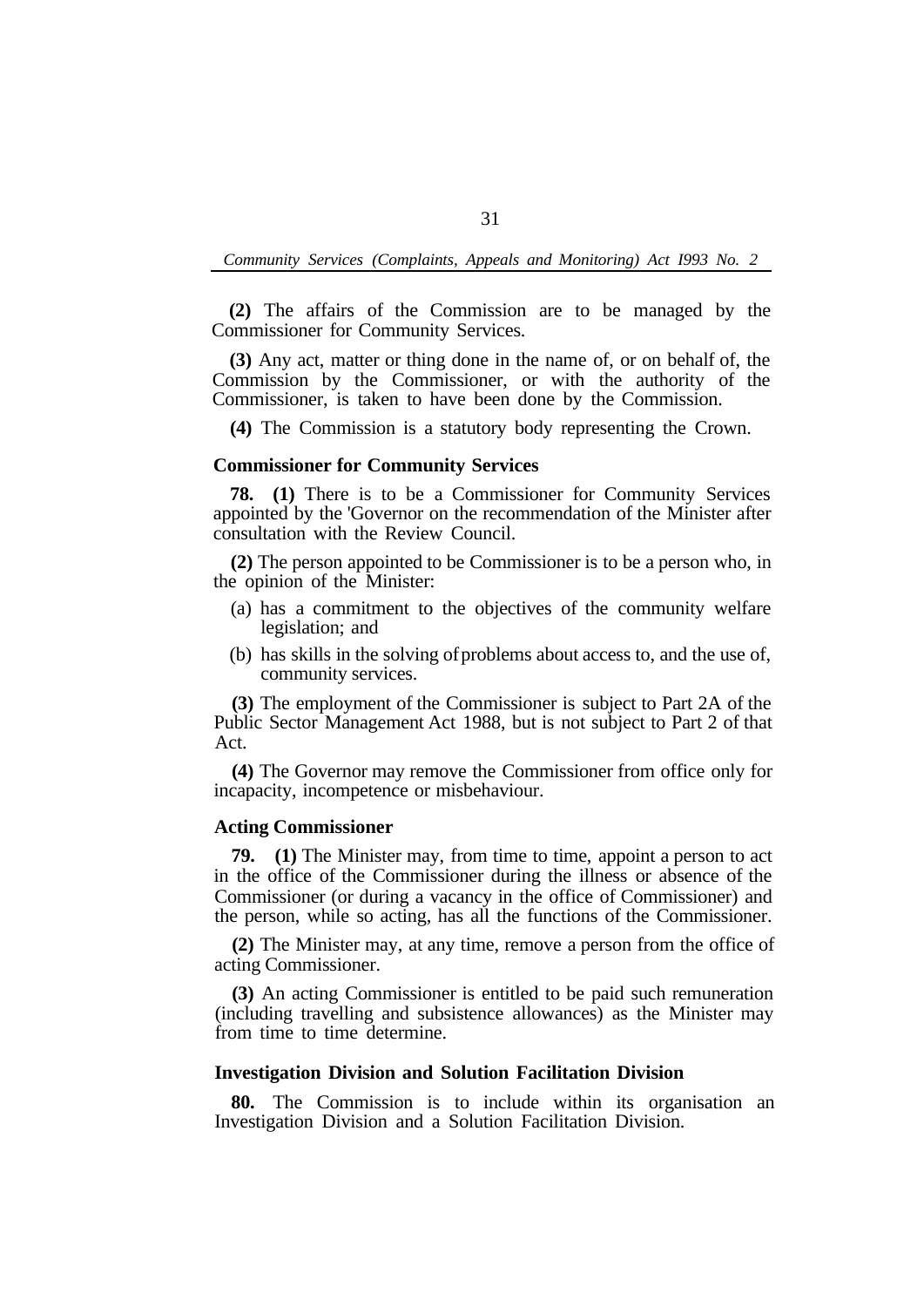**(2)** The affairs of the Commission are to be managed by the Commissioner for Community Services.

**(3)** Any act, matter or thing done in the name of, or on behalf of, the Commission by the Commissioner, or with the authority of the Commissioner, is taken to have been done by the Commission.

**(4)** The Commission is a statutory body representing the Crown.

### Commissioner for Community Services

**78. (1)** There is to be a Commissioner for Community Services appointed by the 'Governor on the recommendation of the Minister after consultation with the Review Council.

**(2)** The person appointed to be Commissioner is to be a person who, in the opinion of the Minister:

(a) has a commitment to the objectives of the community welfare legislation; and

(b) has skills in the solving of problems about access to, and the use of, community services.

**(3)** The employment of the Commissioner is subject to Part 2A of the Public Sector Management Act 1988, but is not subject to Part 2 of that Act.

**(4)** The Governor may remove the Commissioner from office only for incapacity, incompetence or misbehaviour.

### Acting Commissioner

**79. (1)** The Minister may, from time to time, appoint a person to act in the office of the Commissioner during the illness or absence of the Commissioner (or during a vacancy in the office of Commissioner) and the person, while so acting, has all the functions of the Commissioner.

**(2)** The Minister may, at any time, remove a person from the office of acting Commissioner.

**(3)** An acting Commissioner is entitled to be paid such remuneration (including travelling and subsistence allowances) as the Minister may from time to time determine.

### Investigation Division and Solution Facilitation Division

**80.** The Commission is to include within its organisation an Investigation Division and a Solution Facilitation Division.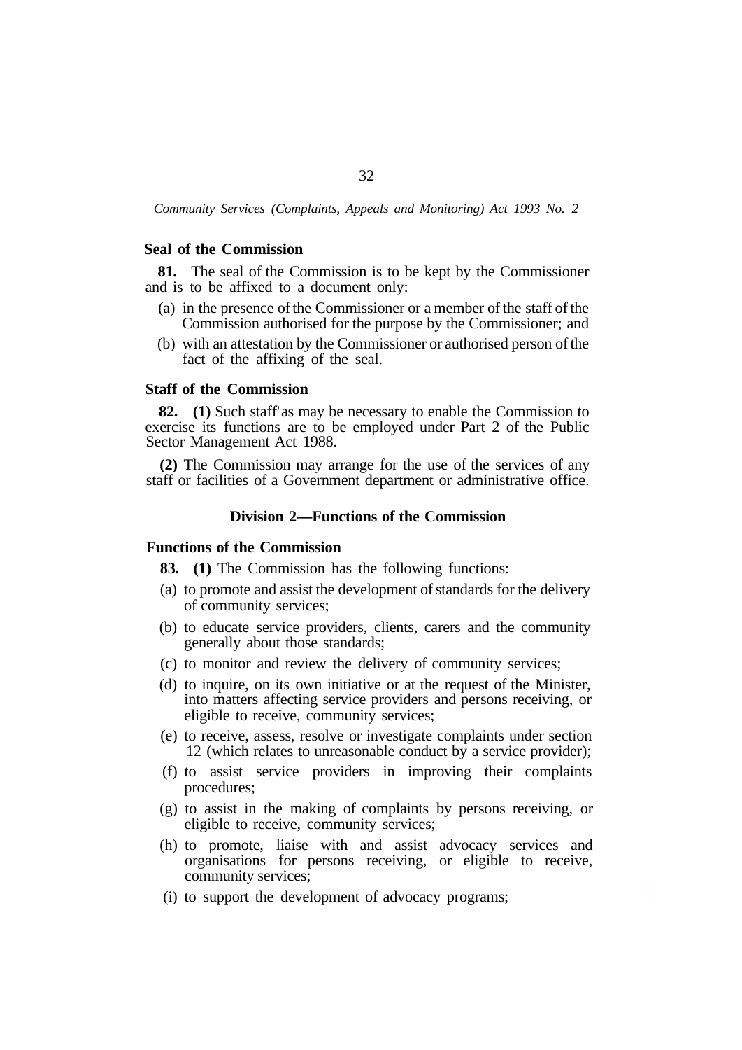### Seal of the Commission

**81.** The seal of the Commission is to be kept by the Commissioner and is to be affixed to a document only:

(a) in the presence of the Commissioner or a member of the staff of the Commission authorised for the purpose by the Commissioner; and

(b) with an attestation by the Commissioner or authorised person of the fact of the affixing of the seal.

### Staff of the Commission

**82. (1)** Such staff as may be necessary to enable the Commission to exercise its functions are to be employed under Part 2 of the Public Sector Management Act 1988.

**(2)** The Commission may arrange for the use of the services of any staff or facilities of a Government department or administrative office.

## Division 2—Functions of the Commission

### Functions of the Commission

**83. (1)** The Commission has the following functions:

(a) to promote and assist the development of standards for the delivery of community services;

(b) to educate service providers, clients, carers and the community generally about those standards;

(c) to monitor and review the delivery of community services;

(d) to inquire, on its own initiative or at the request of the Minister, into matters affecting service providers and persons receiving, or eligible to receive, community services;

(e) to receive, assess, resolve or investigate complaints under section 12 (which relates to unreasonable conduct by a service provider);

(f) to assist service providers in improving their complaints procedures;

(g) to assist in the making of complaints by persons receiving, or eligible to receive, community services;

(h) to promote, liaise with and assist advocacy services and organisations for persons receiving, or eligible to receive, community services;

(i) to support the development of advocacy programs;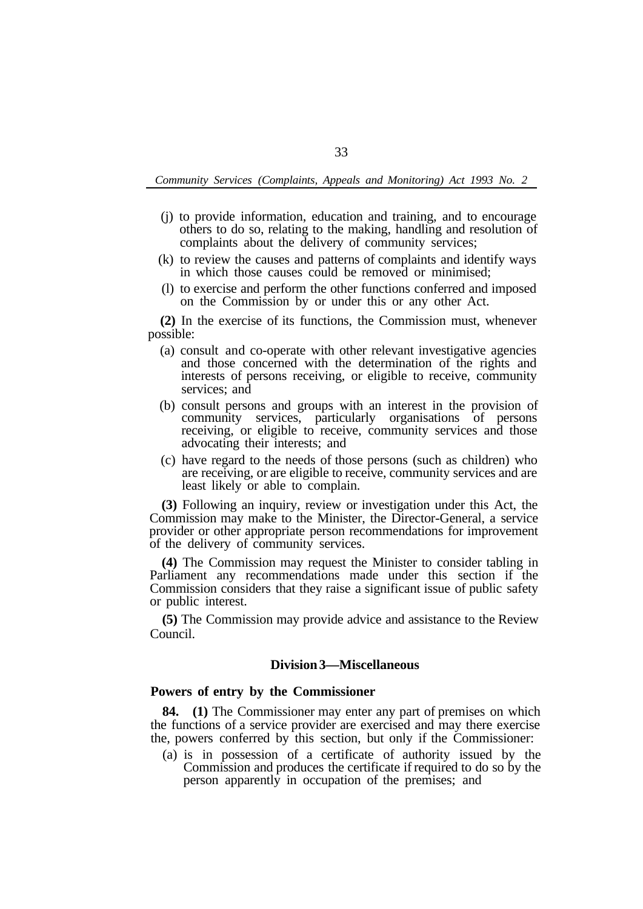(j) to provide information, education and training, and to encourage others to do so, relating to the making, handling and resolution of complaints about the delivery of community services;

(k) to review the causes and patterns of complaints and identify ways in which those causes could be removed or minimised;

(l) to exercise and perform the other functions conferred and imposed on the Commission by or under this or any other Act.

**(2)** In the exercise of its functions, the Commission must, whenever possible:

(a) consult and co-operate with other relevant investigative agencies and those concerned with the determination of the rights and interests of persons receiving, or eligible to receive, community services; and

(b) consult persons and groups with an interest in the provision of community services, particularly organisations of persons receiving, or eligible to receive, community services and those advocating their interests; and

(c) have regard to the needs of those persons (such as children) who are receiving, or are eligible to receive, community services and are least likely or able to complain.

**(3)** Following an inquiry, review or investigation under this Act, the Commission may make to the Minister, the Director-General, a service provider or other appropriate person recommendations for improvement of the delivery of community services.

**(4)** The Commission may request the Minister to consider tabling in Parliament any recommendations made under this section if the Commission considers that they raise a significant issue of public safety or public interest.

**(5)** The Commission may provide advice and assistance to the Review Council.

### Division 3—Miscellaneous

**Powers of entry by the Commissioner**

**84. (1)** The Commissioner may enter any part of premises on which the functions of a service provider are exercised and may there exercise the, powers conferred by this section, but only if the Commissioner:

(a) is in possession of a certificate of authority issued by the Commission and produces the certificate if required to do so by the person apparently in occupation of the premises; and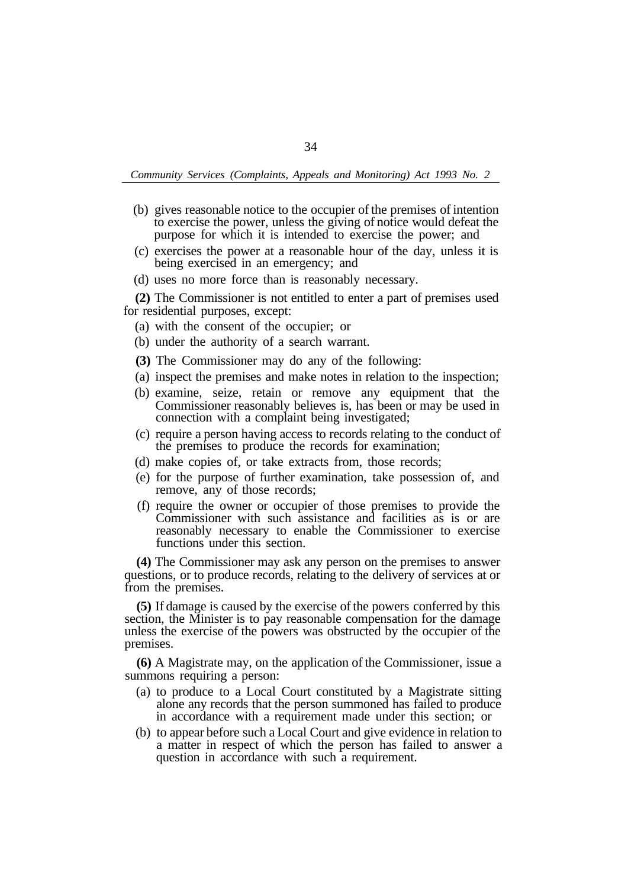(b) gives reasonable notice to the occupier of the premises of intention to exercise the power, unless the giving of notice would defeat the purpose for which it is intended to exercise the power; and

(c) exercises the power at a reasonable hour of the day, unless it is being exercised in an emergency; and

(d) uses no more force than is reasonably necessary.

**(2)** The Commissioner is not entitled to enter a part of premises used for residential purposes, except:

(a) with the consent of the occupier; or

(b) under the authority of a search warrant.

**(3)** The Commissioner may do any of the following:

(a) inspect the premises and make notes in relation to the inspection;

(b) examine, seize, retain or remove any equipment that the Commissioner reasonably believes is, has been or may be used in connection with a complaint being investigated;

(c) require a person having access to records relating to the conduct of the premises to produce the records for examination;

(d) make copies of, or take extracts from, those records;

(e) for the purpose of further examination, take possession of, and remove, any of those records;

(f) require the owner or occupier of those premises to provide the Commissioner with such assistance and facilities as is or are reasonably necessary to enable the Commissioner to exercise functions under this section.

**(4)** The Commissioner may ask any person on the premises to answer questions, or to produce records, relating to the delivery of services at or from the premises.

**(5)** If damage is caused by the exercise of the powers conferred by this section, the Minister is to pay reasonable compensation for the damage unless the exercise of the powers was obstructed by the occupier of the premises.

**(6)** A Magistrate may, on the application of the Commissioner, issue a summons requiring a person:

(a) to produce to a Local Court constituted by a Magistrate sitting alone any records that the person summoned has failed to produce in accordance with a requirement made under this section; or

(b) to appear before such a Local Court and give evidence in relation to a matter in respect of which the person has failed to answer a question in accordance with such a requirement.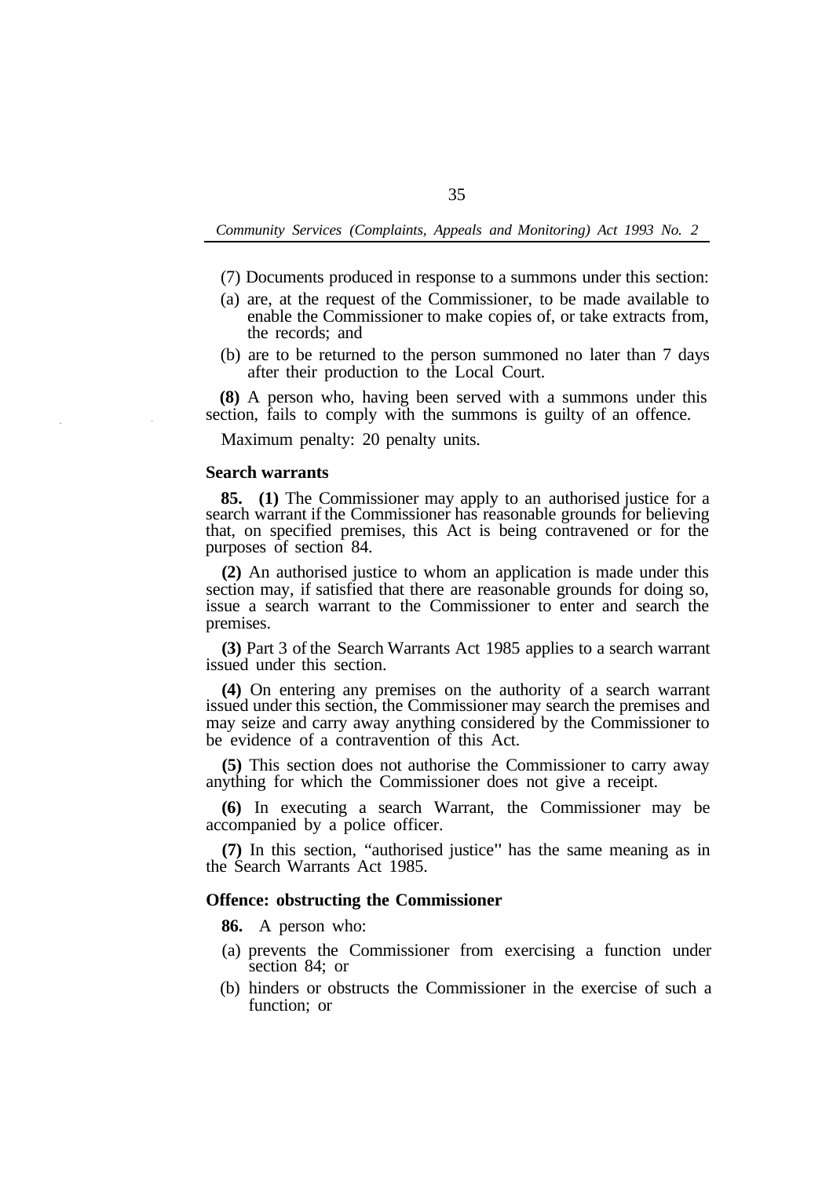(7) Documents produced in response to a summons under this section:

(a) are, at the request of the Commissioner, to be made available to enable the Commissioner to make copies of, or take extracts from, the records; and

(b) are to be returned to the person summoned no later than 7 days after their production to the Local Court.

**(8)** A person who, having been served with a summons under this section, fails to comply with the summons is guilty of an offence.

Maximum penalty: 20 penalty units.

### Search warrants

**85. (1)** The Commissioner may apply to an authorised justice for a search warrant if the Commissioner has reasonable grounds for believing that, on specified premises, this Act is being contravened or for the purposes of section 84.

**(2)** An authorised justice to whom an application is made under this section may, if satisfied that there are reasonable grounds for doing so, issue a search warrant to the Commissioner to enter and search the premises.

**(3)** Part 3 of the Search Warrants Act 1985 applies to a search warrant issued under this section.

**(4)** On entering any premises on the authority of a search warrant issued under this section, the Commissioner may search the premises and may seize and carry away anything considered by the Commissioner to be evidence of a contravention of this Act.

**(5)** This section does not authorise the Commissioner to carry away anything for which the Commissioner does not give a receipt.

**(6)** In executing a search Warrant, the Commissioner may be accompanied by a police officer.

**(7)** In this section, "authorised justice" has the same meaning as in the Search Warrants Act 1985.

### Offence: obstructing the Commissioner

**86.** A person who:

(a) prevents the Commissioner from exercising a function under section 84; or

(b) hinders or obstructs the Commissioner in the exercise of such a function; or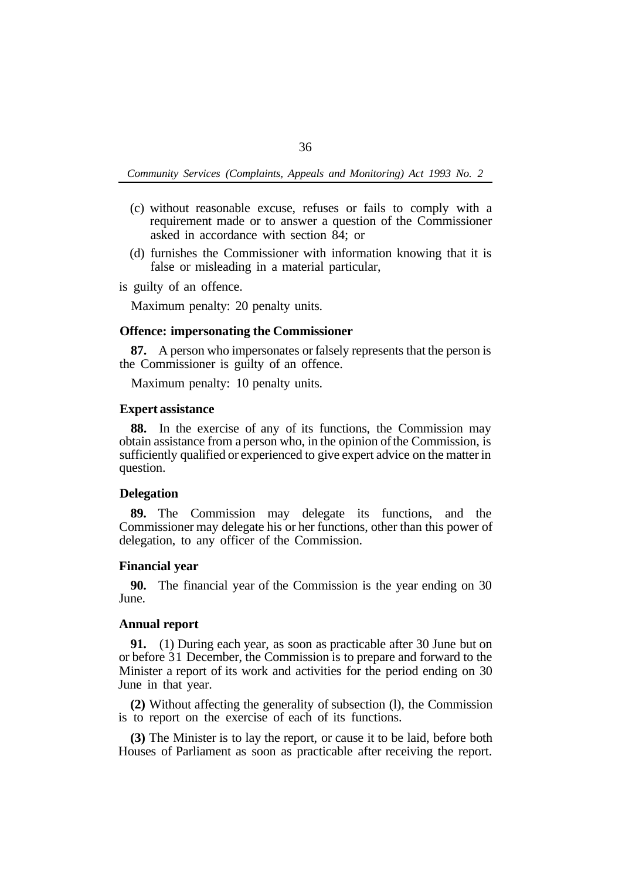(c) without reasonable excuse, refuses or fails to comply with a requirement made or to answer a question of the Commissioner asked in accordance with section 84; or

(d) furnishes the Commissioner with information knowing that it is false or misleading in a material particular,

is guilty of an offence.

Maximum penalty: 20 penalty units.

**Offence: impersonating the Commissioner**

**87.** A person who impersonates or falsely represents that the person is the Commissioner is guilty of an offence.

Maximum penalty: 10 penalty units.

**Expert assistance**

**88.** In the exercise of any of its functions, the Commission may obtain assistance from a person who, in the opinion of the Commission, is sufficiently qualified or experienced to give expert advice on the matter in question.

**Delegation**

**89.** The Commission may delegate its functions, and the Commissioner may delegate his or her functions, other than this power of delegation, to any officer of the Commission.

**Financial year**

**90.** The financial year of the Commission is the year ending on 30 June.

**Annual report**

**91.** (1) During each year, as soon as practicable after 30 June but on or before 31 December, the Commission is to prepare and forward to the Minister a report of its work and activities for the period ending on 30 June in that year.

**(2)** Without affecting the generality of subsection (l), the Commission is to report on the exercise of each of its functions.

**(3)** The Minister is to lay the report, or cause it to be laid, before both Houses of Parliament as soon as practicable after receiving the report.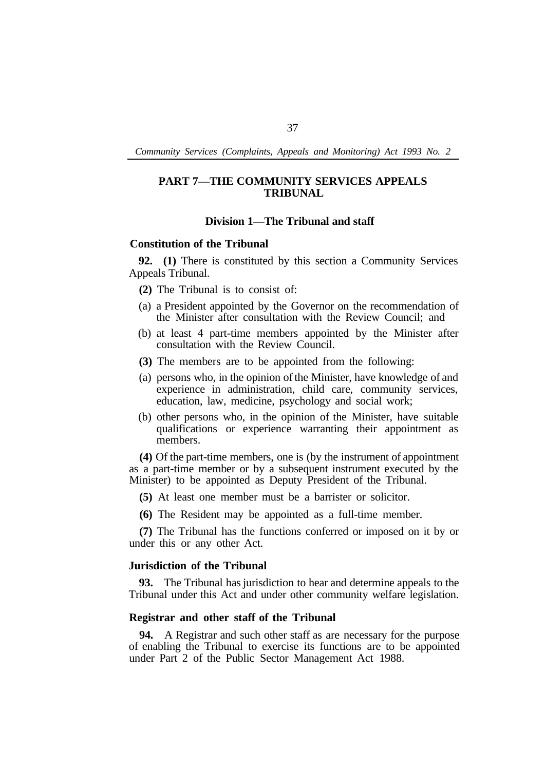## PART 7—THE COMMUNITY SERVICES APPEALS TRIBUNAL

### Division 1—The Tribunal and staff

**Constitution of the Tribunal**

**92. (1)** There is constituted by this section a Community Services Appeals Tribunal.

**(2)** The Tribunal is to consist of:

(a) a President appointed by the Governor on the recommendation of the Minister after consultation with the Review Council; and

(b) at least 4 part-time members appointed by the Minister after consultation with the Review Council.

**(3)** The members are to be appointed from the following:

(a) persons who, in the opinion of the Minister, have knowledge of and experience in administration, child care, community services, education, law, medicine, psychology and social work;

(b) other persons who, in the opinion of the Minister, have suitable qualifications or experience warranting their appointment as members.

**(4)** Of the part-time members, one is (by the instrument of appointment as a part-time member or by a subsequent instrument executed by the Minister) to be appointed as Deputy President of the Tribunal.

**(5)** At least one member must be a barrister or solicitor.

**(6)** The Resident may be appointed as a full-time member.

**(7)** The Tribunal has the functions conferred or imposed on it by or under this or any other Act.

**Jurisdiction of the Tribunal**

**93.** The Tribunal has jurisdiction to hear and determine appeals to the Tribunal under this Act and under other community welfare legislation.

**Registrar and other staff of the Tribunal**

**94.** A Registrar and such other staff as are necessary for the purpose of enabling the Tribunal to exercise its functions are to be appointed under Part 2 of the Public Sector Management Act 1988.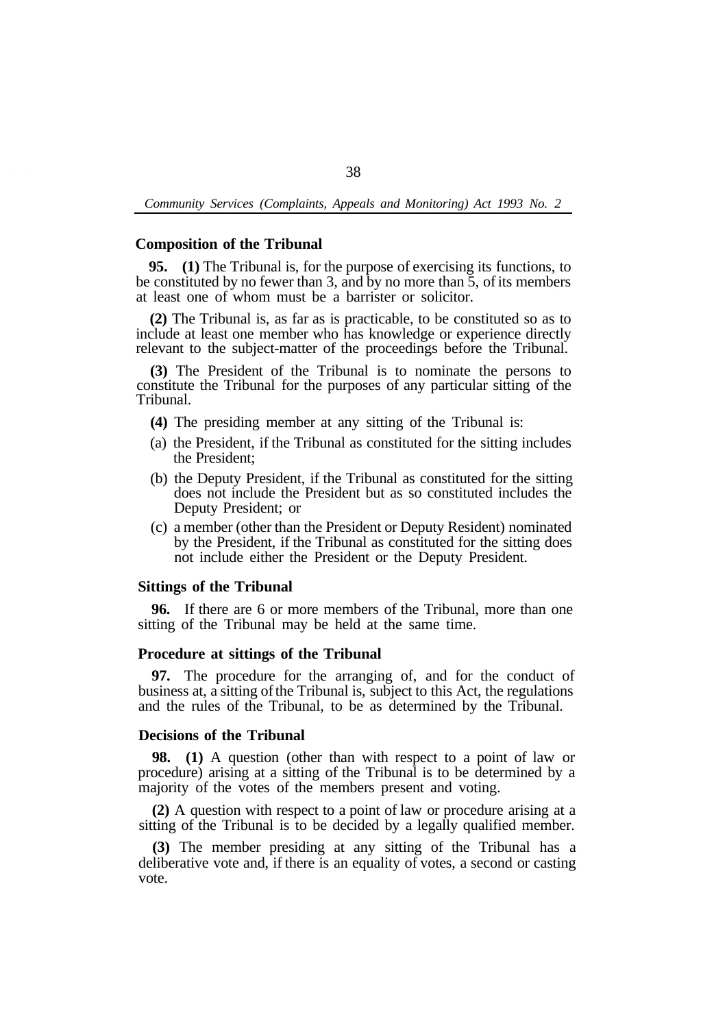### Composition of the Tribunal

**95. (1)** The Tribunal is, for the purpose of exercising its functions, to be constituted by no fewer than 3, and by no more than 5, of its members at least one of whom must be a barrister or solicitor.

**(2)** The Tribunal is, as far as is practicable, to be constituted so as to include at least one member who has knowledge or experience directly relevant to the subject-matter of the proceedings before the Tribunal.

**(3)** The President of the Tribunal is to nominate the persons to constitute the Tribunal for the purposes of any particular sitting of the Tribunal.

**(4)** The presiding member at any sitting of the Tribunal is:

(a) the President, if the Tribunal as constituted for the sitting includes the President;

(b) the Deputy President, if the Tribunal as constituted for the sitting does not include the President but as so constituted includes the Deputy President; or

(c) a member (other than the President or Deputy Resident) nominated by the President, if the Tribunal as constituted for the sitting does not include either the President or the Deputy President.

### Sittings of the Tribunal

**96.** If there are 6 or more members of the Tribunal, more than one sitting of the Tribunal may be held at the same time.

### Procedure at sittings of the Tribunal

**97.** The procedure for the arranging of, and for the conduct of business at, a sitting of the Tribunal is, subject to this Act, the regulations and the rules of the Tribunal, to be as determined by the Tribunal.

### Decisions of the Tribunal

**98. (1)** A question (other than with respect to a point of law or procedure) arising at a sitting of the Tribunal is to be determined by a majority of the votes of the members present and voting.

**(2)** A question with respect to a point of law or procedure arising at a sitting of the Tribunal is to be decided by a legally qualified member.

**(3)** The member presiding at any sitting of the Tribunal has a deliberative vote and, if there is an equality of votes, a second or casting vote.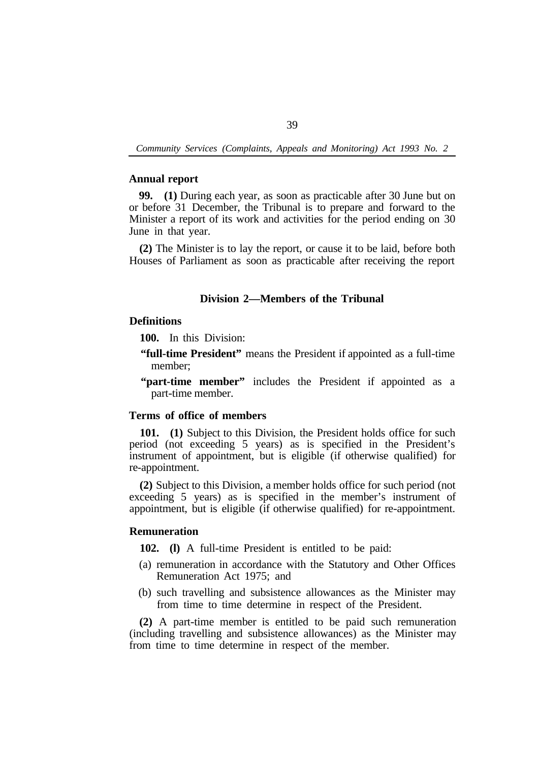**Annual report**

**99. (1)** During each year, as soon as practicable after 30 June but on or before 31 December, the Tribunal is to prepare and forward to the Minister a report of its work and activities for the period ending on 30 June in that year.

**(2)** The Minister is to lay the report, or cause it to be laid, before both Houses of Parliament as soon as practicable after receiving the report

## Division 2—Members of the Tribunal

**Definitions**

**100.** In this Division:

**"full-time President"** means the President if appointed as a full-time member;

**"part-time member"** includes the President if appointed as a part-time member.

**Terms of office of members**

**101. (1)** Subject to this Division, the President holds office for such period (not exceeding 5 years) as is specified in the President's instrument of appointment, but is eligible (if otherwise qualified) for re-appointment.

**(2)** Subject to this Division, a member holds office for such period (not exceeding 5 years) as is specified in the member's instrument of appointment, but is eligible (if otherwise qualified) for re-appointment.

**Remuneration**

**102. (l)** A full-time President is entitled to be paid:

(a) remuneration in accordance with the Statutory and Other Offices Remuneration Act 1975; and

(b) such travelling and subsistence allowances as the Minister may from time to time determine in respect of the President.

**(2)** A part-time member is entitled to be paid such remuneration (including travelling and subsistence allowances) as the Minister may from time to time determine in respect of the member.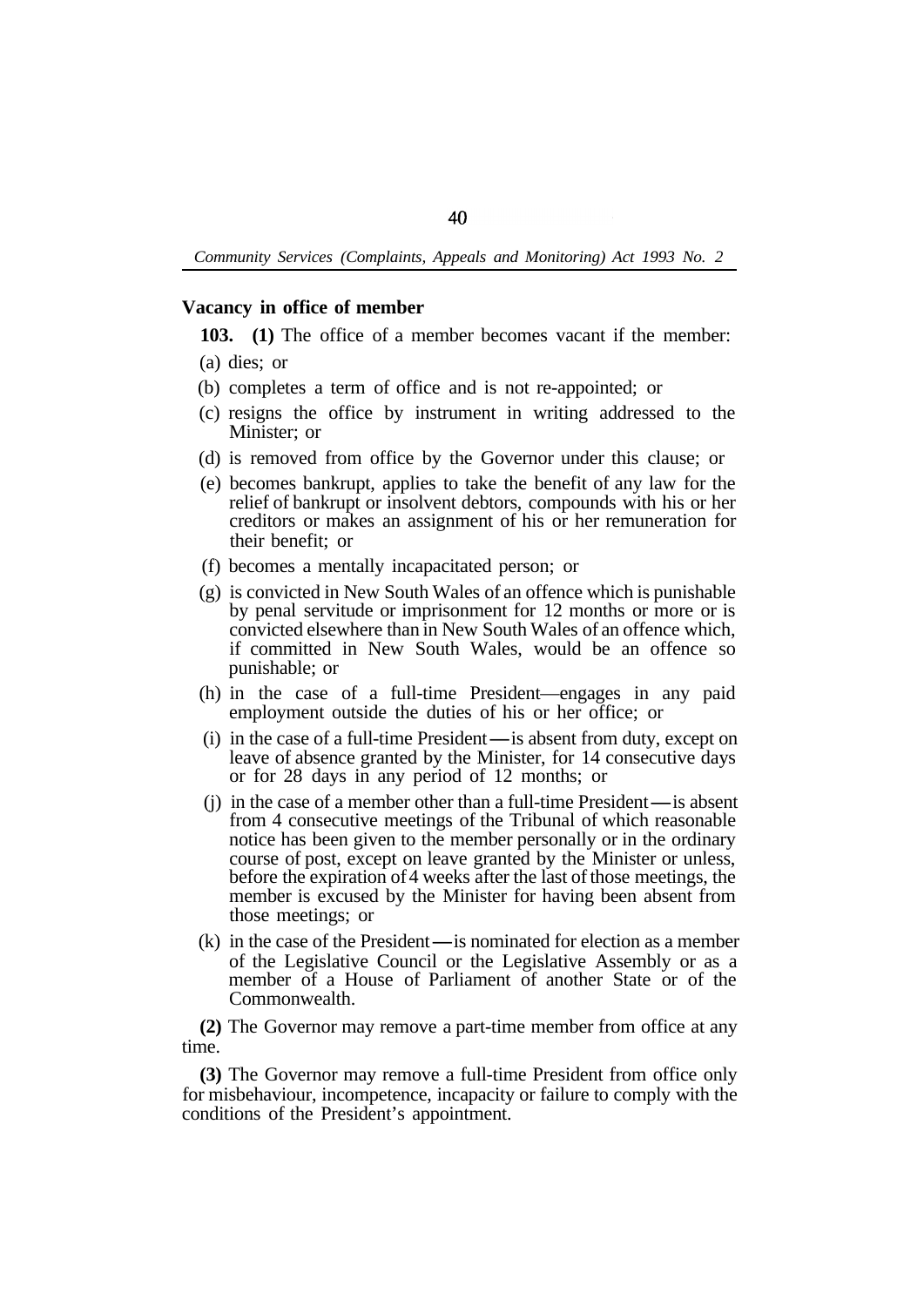### Vacancy in office of member

**103. (1)** The office of a member becomes vacant if the member:

(a) dies; or

(b) completes a term of office and is not re-appointed; or

(c) resigns the office by instrument in writing addressed to the Minister; or

(d) is removed from office by the Governor under this clause; or

(e) becomes bankrupt, applies to take the benefit of any law for the relief of bankrupt or insolvent debtors, compounds with his or her creditors or makes an assignment of his or her remuneration for their benefit; or

(f) becomes a mentally incapacitated person; or

(g) is convicted in New South Wales of an offence which is punishable by penal servitude or imprisonment for 12 months or more or is convicted elsewhere than in New South Wales of an offence which, if committed in New South Wales, would be an offence so punishable; or

(h) in the case of a full-time President—engages in any paid employment outside the duties of his or her office; or

(i) in the case of a full-time President—is absent from duty, except on leave of absence granted by the Minister, for 14 consecutive days or for 28 days in any period of 12 months; or

(j) in the case of a member other than a full-time President—is absent from 4 consecutive meetings of the Tribunal of which reasonable notice has been given to the member personally or in the ordinary course of post, except on leave granted by the Minister or unless, before the expiration of 4 weeks after the last of those meetings, the member is excused by the Minister for having been absent from those meetings; or

(k) in the case of the President—is nominated for election as a member of the Legislative Council or the Legislative Assembly or as a member of a House of Parliament of another State or of the Commonwealth.

**(2)** The Governor may remove a part-time member from office at any time.

**(3)** The Governor may remove a full-time President from office only for misbehaviour, incompetence, incapacity or failure to comply with the conditions of the President's appointment.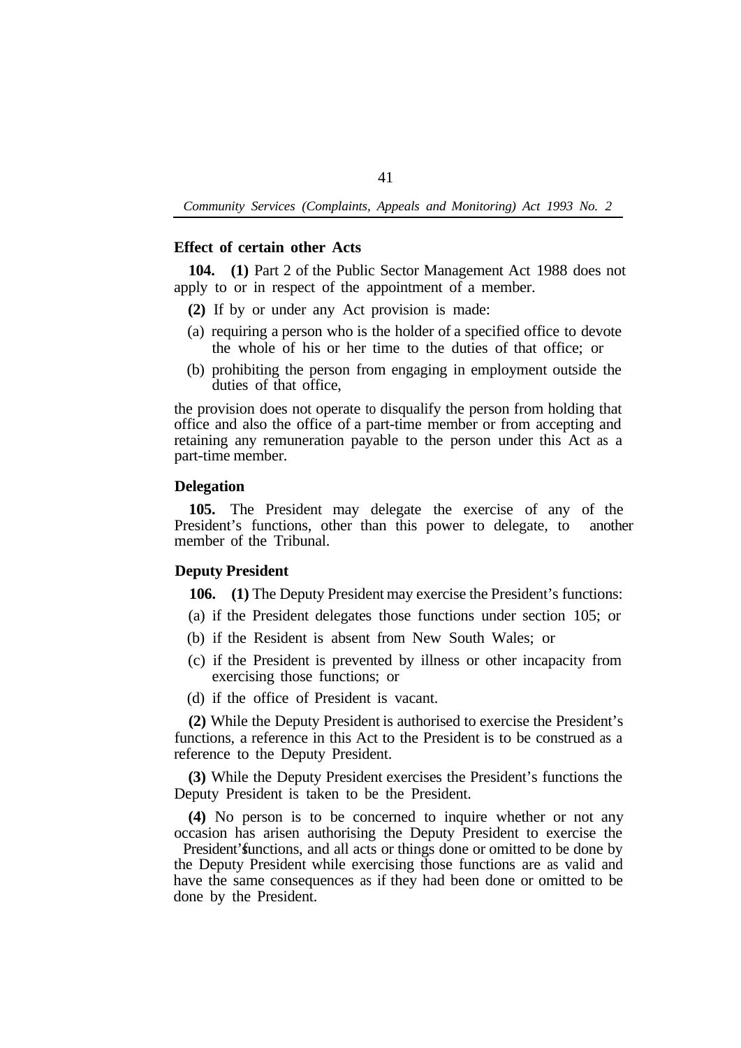**Effect of certain other Acts**

**104. (1)** Part 2 of the Public Sector Management Act 1988 does not apply to or in respect of the appointment of a member.

**(2)** If by or under any Act provision is made:

(a) requiring a person who is the holder of a specified office to devote the whole of his or her time to the duties of that office; or

(b) prohibiting the person from engaging in employment outside the duties of that office,

the provision does not operate to disqualify the person from holding that office and also the office of a part-time member or from accepting and retaining any remuneration payable to the person under this Act as a part-time member.

**Delegation**

**105.** The President may delegate the exercise of any of the President's functions, other than this power to delegate, to another member of the Tribunal.

**Deputy President**

**106. (1)** The Deputy President may exercise the President's functions:

(a) if the President delegates those functions under section 105; or

(b) if the Resident is absent from New South Wales; or

(c) if the President is prevented by illness or other incapacity from exercising those functions; or

(d) if the office of President is vacant.

**(2)** While the Deputy President is authorised to exercise the President's functions, a reference in this Act to the President is to be construed as a reference to the Deputy President.

**(3)** While the Deputy President exercises the President's functions the Deputy President is taken to be the President.

**(4)** No person is to be concerned to inquire whether or not any occasion has arisen authorising the Deputy President to exercise the President's functions, and all acts or things done or omitted to be done by the Deputy President while exercising those functions are as valid and have the same consequences as if they had been done or omitted to be done by the President.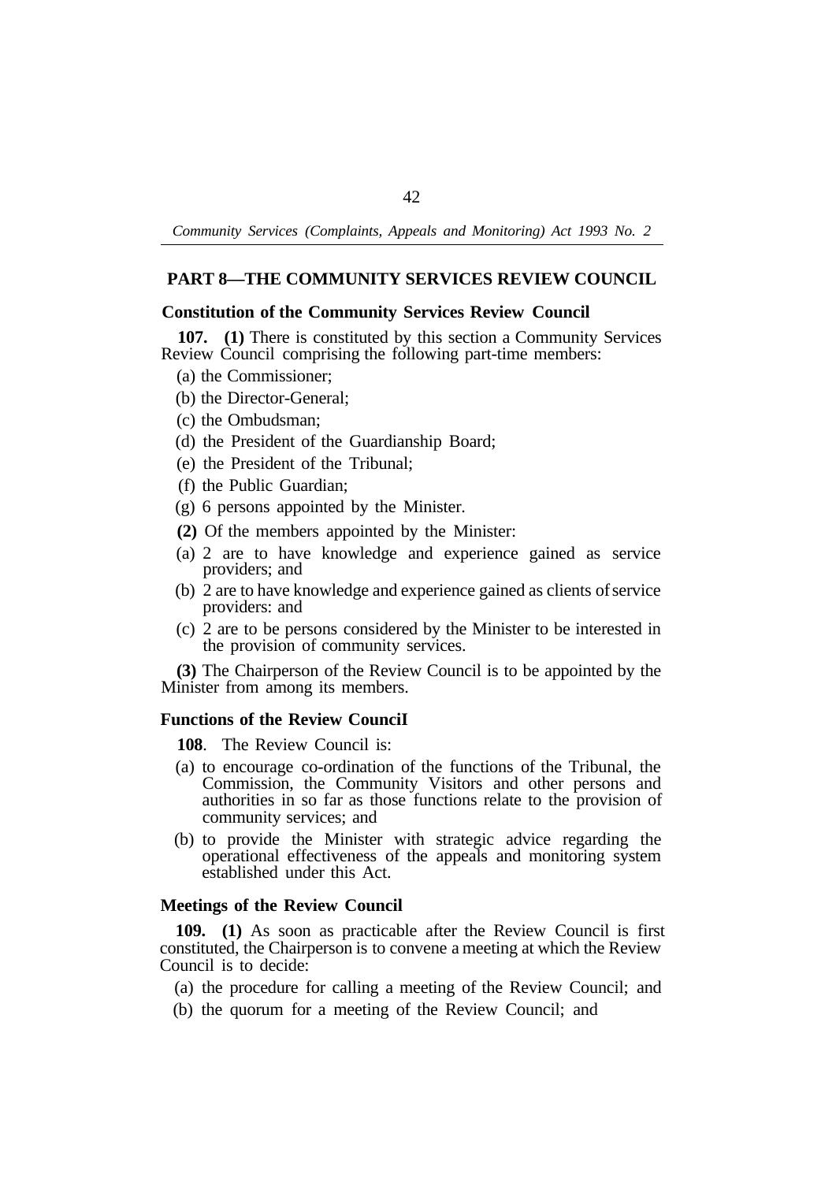## PART 8—THE COMMUNITY SERVICES REVIEW COUNCIL

### Constitution of the Community Services Review Council

**107. (1)** There is constituted by this section a Community Services Review Council comprising the following part-time members:

(a) the Commissioner;

(b) the Director-General;

(c) the Ombudsman;

(d) the President of the Guardianship Board;

(e) the President of the Tribunal;

(f) the Public Guardian;

(g) 6 persons appointed by the Minister.

**(2)** Of the members appointed by the Minister:

(a) 2 are to have knowledge and experience gained as service providers; and

(b) 2 are to have knowledge and experience gained as clients of service providers: and

(c) 2 are to be persons considered by the Minister to be interested in the provision of community services.

**(3)** The Chairperson of the Review Council is to be appointed by the Minister from among its members.

### Functions of the Review CounciI

**108**. The Review Council is:

(a) to encourage co-ordination of the functions of the Tribunal, the Commission, the Community Visitors and other persons and authorities in so far as those functions relate to the provision of community services; and

(b) to provide the Minister with strategic advice regarding the operational effectiveness of the appeals and monitoring system established under this Act.

### Meetings of the Review Council

**109. (1)** As soon as practicable after the Review Council is first constituted, the Chairperson is to convene a meeting at which the Review Council is to decide:

(a) the procedure for calling a meeting of the Review Council; and

(b) the quorum for a meeting of the Review Council; and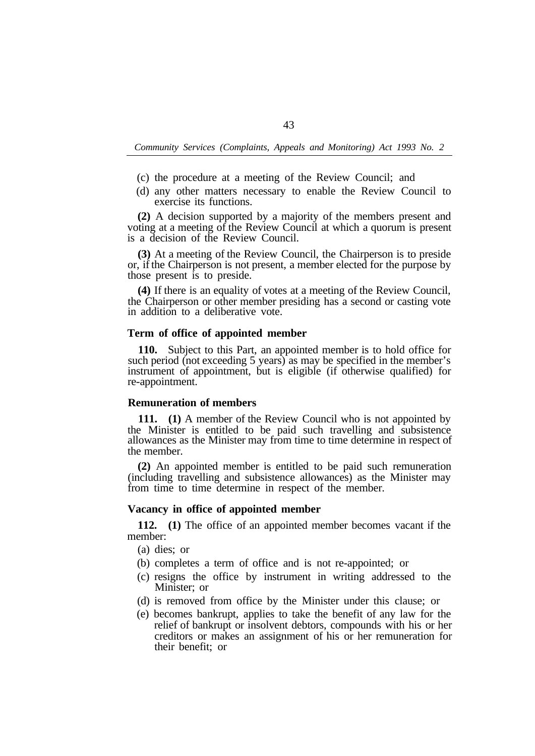(c) the procedure at a meeting of the Review Council; and

(d) any other matters necessary to enable the Review Council to exercise its functions.

**(2)** A decision supported by a majority of the members present and voting at a meeting of the Review Council at which a quorum is present is a decision of the Review Council.

**(3)** At a meeting of the Review Council, the Chairperson is to preside or, if the Chairperson is not present, a member elected for the purpose by those present is to preside.

**(4)** If there is an equality of votes at a meeting of the Review Council, the Chairperson or other member presiding has a second or casting vote in addition to a deliberative vote.

### Term of office of appointed member

**110.** Subject to this Part, an appointed member is to hold office for such period (not exceeding 5 years) as may be specified in the member's instrument of appointment, but is eligible (if otherwise qualified) for re-appointment.

### Remuneration of members

**111. (1)** A member of the Review Council who is not appointed by the Minister is entitled to be paid such travelling and subsistence allowances as the Minister may from time to time determine in respect of the member.

**(2)** An appointed member is entitled to be paid such remuneration (including travelling and subsistence allowances) as the Minister may from time to time determine in respect of the member.

### Vacancy in office of appointed member

**112. (1)** The office of an appointed member becomes vacant if the member:

(a) dies; or

(b) completes a term of office and is not re-appointed; or

(c) resigns the office by instrument in writing addressed to the Minister; or

(d) is removed from office by the Minister under this clause; or

(e) becomes bankrupt, applies to take the benefit of any law for the relief of bankrupt or insolvent debtors, compounds with his or her creditors or makes an assignment of his or her remuneration for their benefit; or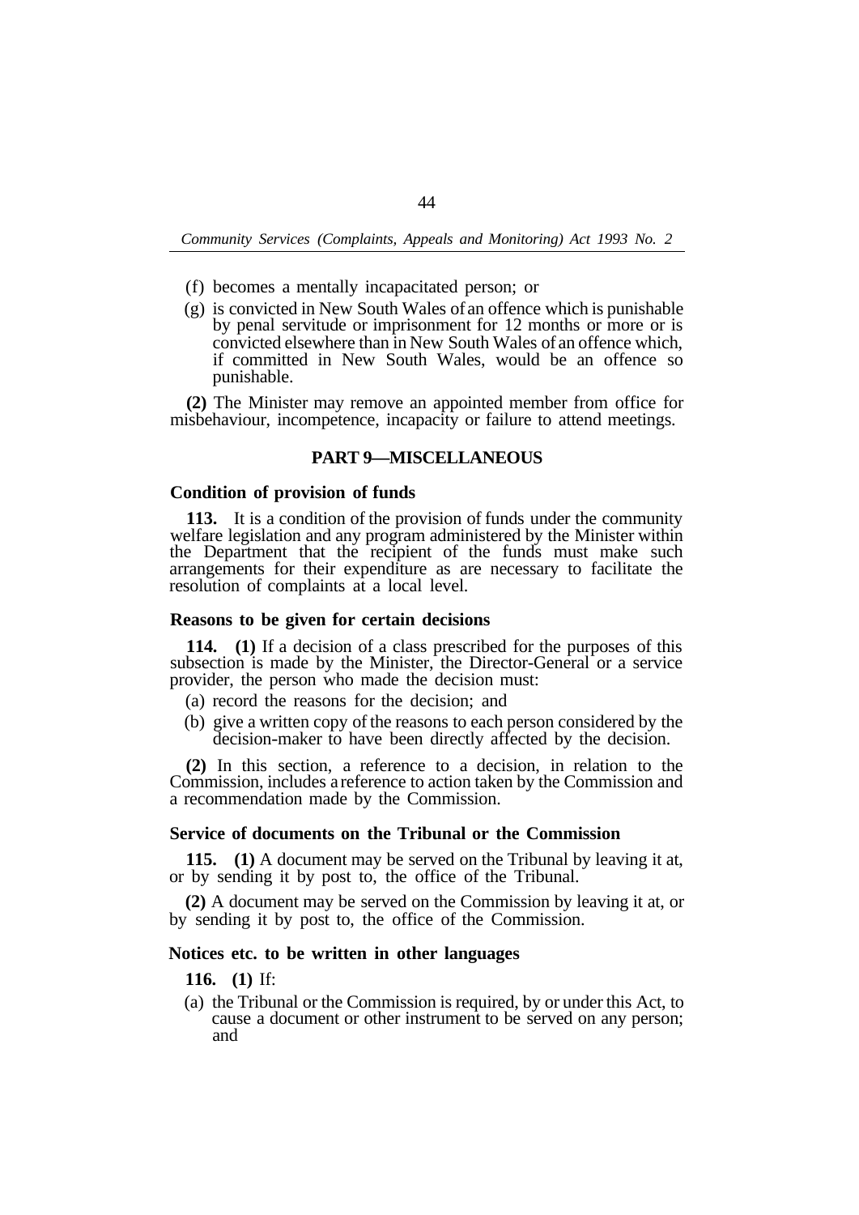(f) becomes a mentally incapacitated person; or

(g) is convicted in New South Wales of an offence which is punishable by penal servitude or imprisonment for 12 months or more or is convicted elsewhere than in New South Wales of an offence which, if committed in New South Wales, would be an offence so punishable.

**(2)** The Minister may remove an appointed member from office for misbehaviour, incompetence, incapacity or failure to attend meetings.

## PART 9—MISCELLANEOUS

### Condition of provision of funds

**113.** It is a condition of the provision of funds under the community welfare legislation and any program administered by the Minister within the Department that the recipient of the funds must make such arrangements for their expenditure as are necessary to facilitate the resolution of complaints at a local level.

### Reasons to be given for certain decisions

**114. (1)** If a decision of a class prescribed for the purposes of this subsection is made by the Minister, the Director-General or a service provider, the person who made the decision must:

(a) record the reasons for the decision; and

(b) give a written copy of the reasons to each person considered by the decision-maker to have been directly affected by the decision.

**(2)** In this section, a reference to a decision, in relation to the Commission, includes a reference to action taken by the Commission and a recommendation made by the Commission.

### Service of documents on the Tribunal or the Commission

**115. (1)** A document may be served on the Tribunal by leaving it at, or by sending it by post to, the office of the Tribunal.

**(2)** A document may be served on the Commission by leaving it at, or by sending it by post to, the office of the Commission.

### Notices etc. to be written in other languages

**116. (1)** If:

(a) the Tribunal or the Commission is required, by or under this Act, to cause a document or other instrument to be served on any person; and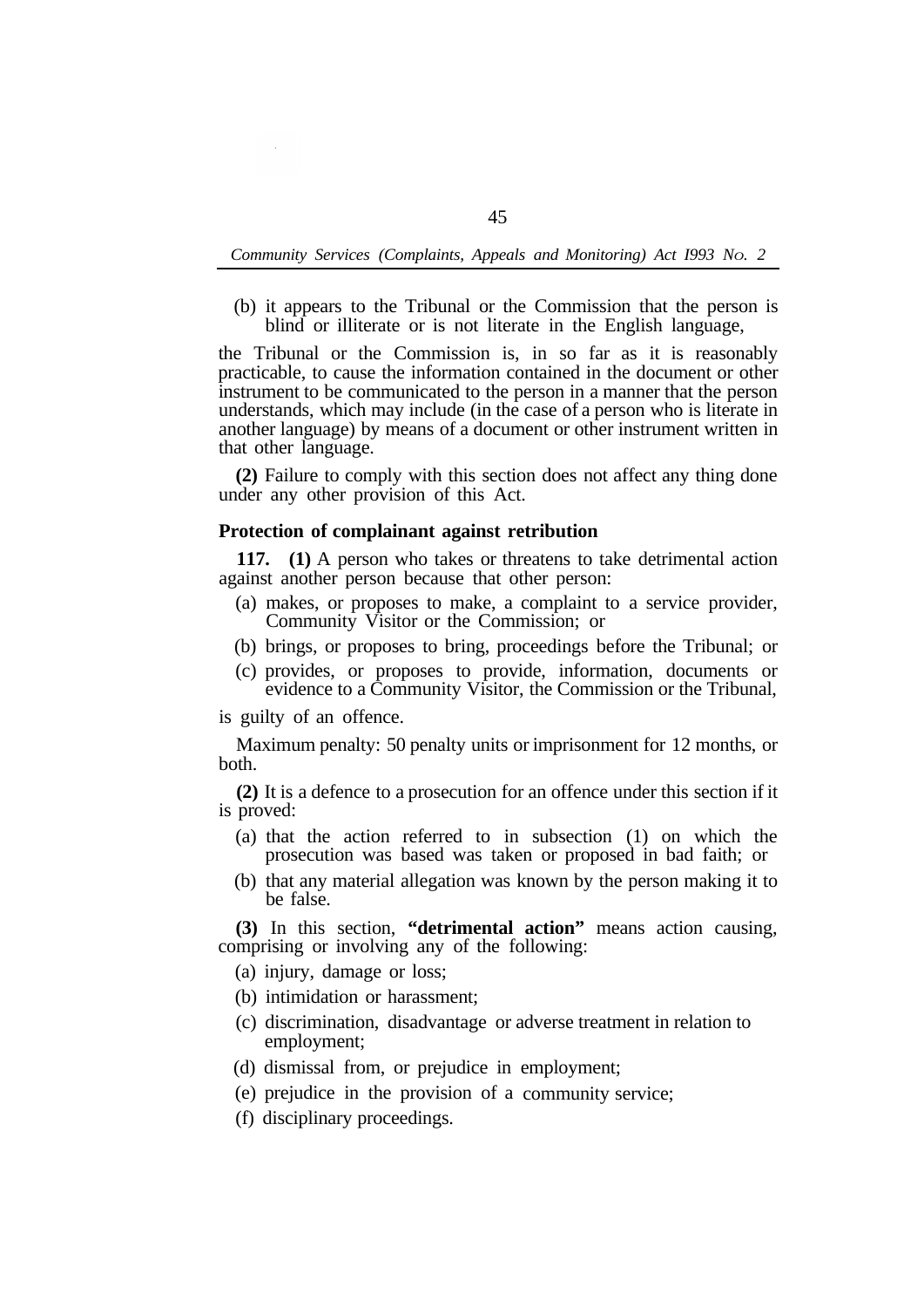(b) it appears to the Tribunal or the Commission that the person is blind or illiterate or is not literate in the English language,

the Tribunal or the Commission is, in so far as it is reasonably practicable, to cause the information contained in the document or other instrument to be communicated to the person in a manner that the person understands, which may include (in the case of a person who is literate in another language) by means of a document or other instrument written in that other language.

**(2)** Failure to comply with this section does not affect any thing done under any other provision of this Act.

### Protection of complainant against retribution

**117. (1)** A person who takes or threatens to take detrimental action against another person because that other person:

(a) makes, or proposes to make, a complaint to a service provider, Community Visitor or the Commission; or

(b) brings, or proposes to bring, proceedings before the Tribunal; or

(c) provides, or proposes to provide, information, documents or evidence to a Community Visitor, the Commission or the Tribunal,

is guilty of an offence.

Maximum penalty: 50 penalty units or imprisonment for 12 months, or both.

**(2)** It is a defence to a prosecution for an offence under this section if it is proved:

(a) that the action referred to in subsection (1) on which the prosecution was based was taken or proposed in bad faith; or

(b) that any material allegation was known by the person making it to be false.

**(3)** In this section, **"detrimental action"** means action causing, comprising or involving any of the following:

(a) injury, damage or loss;

(b) intimidation or harassment;

(c) discrimination, disadvantage or adverse treatment in relation to employment;

(d) dismissal from, or prejudice in employment;

(e) prejudice in the provision of a community service;

(f) disciplinary proceedings.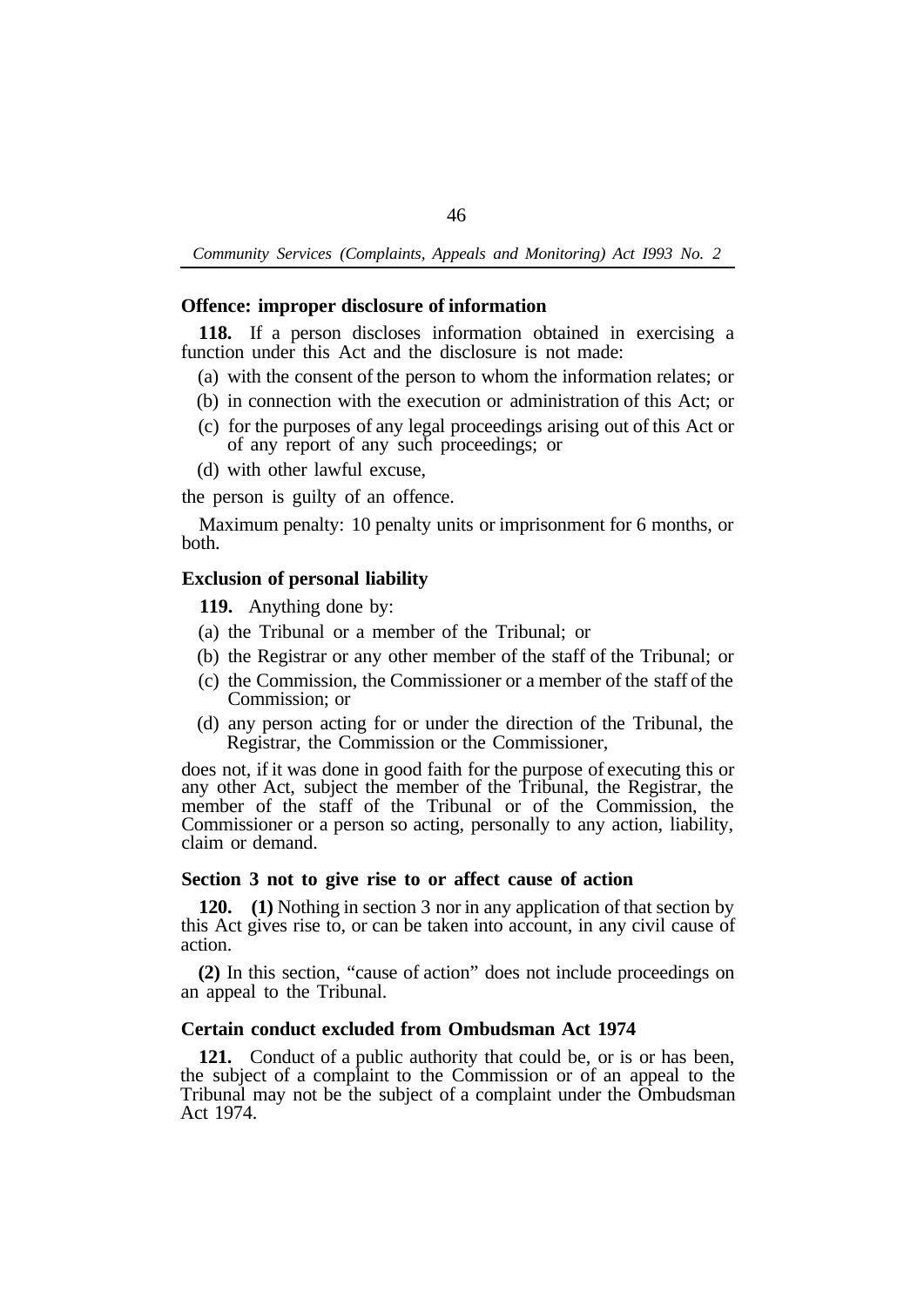**Offence: improper disclosure of information**

**118.** If a person discloses information obtained in exercising a function under this Act and the disclosure is not made:

(a) with the consent of the person to whom the information relates; or

(b) in connection with the execution or administration of this Act; or

(c) for the purposes of any legal proceedings arising out of this Act or of any report of any such proceedings; or

(d) with other lawful excuse,

the person is guilty of an offence.

Maximum penalty: 10 penalty units or imprisonment for 6 months, or both.

**Exclusion of personal liability**

**119.** Anything done by:

(a) the Tribunal or a member of the Tribunal; or

(b) the Registrar or any other member of the staff of the Tribunal; or

(c) the Commission, the Commissioner or a member of the staff of the Commission; or

(d) any person acting for or under the direction of the Tribunal, the Registrar, the Commission or the Commissioner,

does not, if it was done in good faith for the purpose of executing this or any other Act, subject the member of the Tribunal, the Registrar, the member of the staff of the Tribunal or of the Commission, the Commissioner or a person so acting, personally to any action, liability, claim or demand.

**Section 3 not to give rise to or affect cause of action**

**120. (1)** Nothing in section 3 nor in any application of that section by this Act gives rise to, or can be taken into account, in any civil cause of action.

**(2)** In this section, "cause of action" does not include proceedings on an appeal to the Tribunal.

**Certain conduct excluded from Ombudsman Act 1974**

**121.** Conduct of a public authority that could be, or is or has been, the subject of a complaint to the Commission or of an appeal to the Tribunal may not be the subject of a complaint under the Ombudsman Act 1974.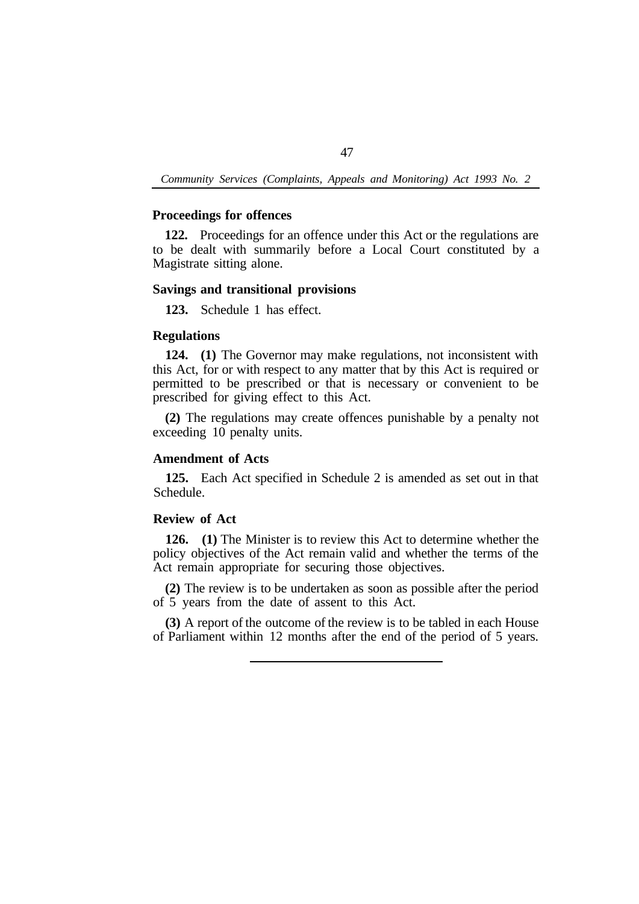### Proceedings for offences

**122.** Proceedings for an offence under this Act or the regulations are to be dealt with summarily before a Local Court constituted by a Magistrate sitting alone.

### Savings and transitional provisions

**123.** Schedule 1 has effect.

### Regulations

**124. (1)** The Governor may make regulations, not inconsistent with this Act, for or with respect to any matter that by this Act is required or permitted to be prescribed or that is necessary or convenient to be prescribed for giving effect to this Act.

**(2)** The regulations may create offences punishable by a penalty not exceeding 10 penalty units.

### Amendment of Acts

**125.** Each Act specified in Schedule 2 is amended as set out in that Schedule.

### Review of Act

**126. (1)** The Minister is to review this Act to determine whether the policy objectives of the Act remain valid and whether the terms of the Act remain appropriate for securing those objectives.

**(2)** The review is to be undertaken as soon as possible after the period of 5 years from the date of assent to this Act.

**(3)** A report of the outcome of the review is to be tabled in each House of Parliament within 12 months after the end of the period of 5 years.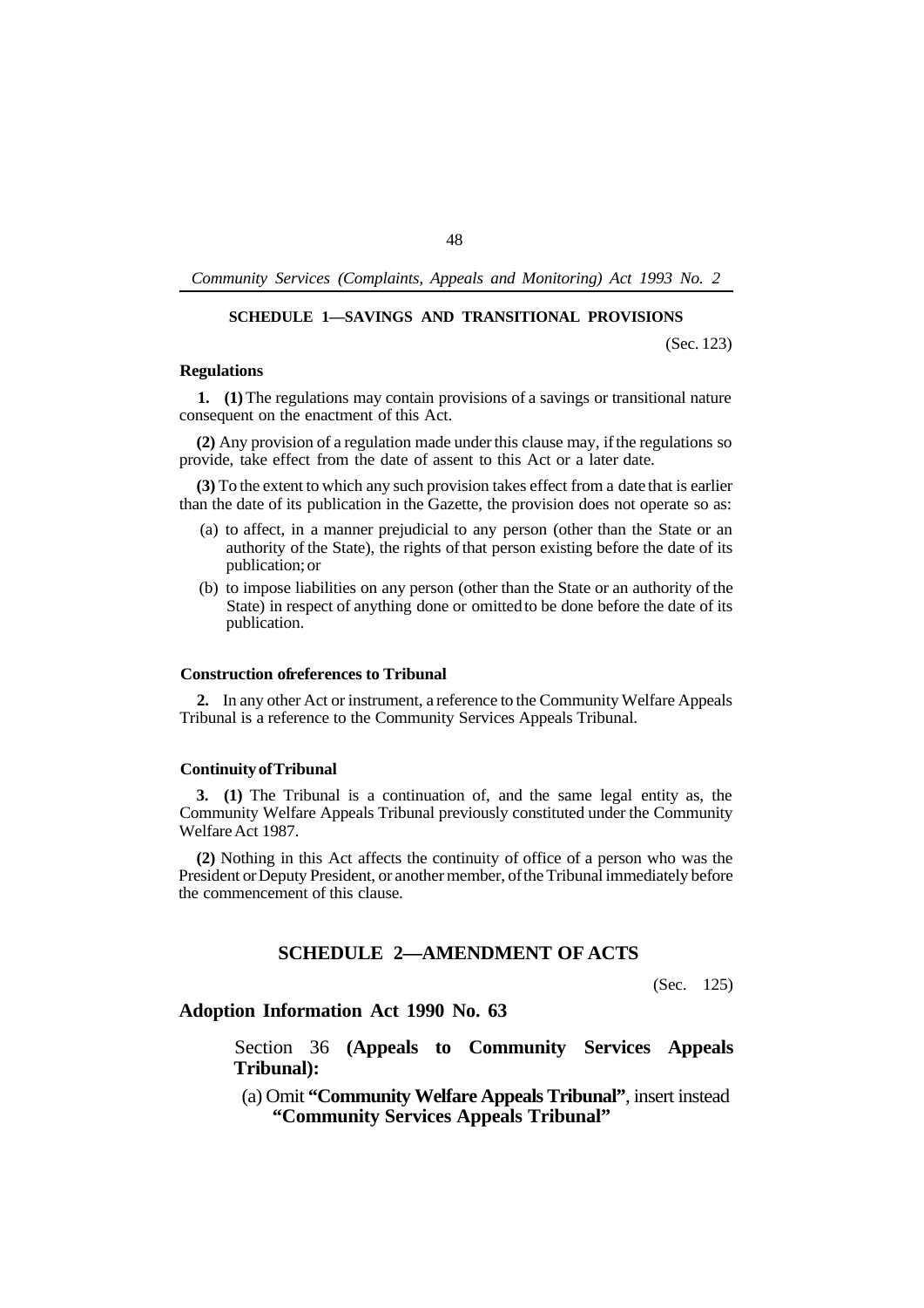## SCHEDULE 1—SAVINGS AND TRANSITIONAL PROVISIONS

(Sec. 123)

### Regulations

**1. (1)** The regulations may contain provisions of a savings or transitional nature consequent on the enactment of this Act.

**(2)** Any provision of a regulation made under this clause may, if the regulations so provide, take effect from the date of assent to this Act or a later date.

**(3)** To the extent to which any such provision takes effect from a date that is earlier than the date of its publication in the Gazette, the provision does not operate so as:

(a) to affect, in a manner prejudicial to any person (other than the State or an authority of the State), the rights of that person existing before the date of its publication; or

(b) to impose liabilities on any person (other than the State or an authority of the State) in respect of anything done or omitted to be done before the date of its publication.

### Construction of references to Tribunal

**2.** In any other Act or instrument, a reference to the Community Welfare Appeals Tribunal is a reference to the Community Services Appeals Tribunal.

### Continuity of Tribunal

**3. (1)** The Tribunal is a continuation of, and the same legal entity as, the Community Welfare Appeals Tribunal previously constituted under the Community Welfare Act 1987.

**(2)** Nothing in this Act affects the continuity of office of a person who was the President or Deputy President, or another member, of the Tribunal immediately before the commencement of this clause.

## SCHEDULE 2—AMENDMENT OF ACTS

(Sec. 125)

### Adoption Information Act 1990 No. 63

Section 36 **(Appeals to Community Services Appeals Tribunal):**

(a) Omit **"Community Welfare Appeals Tribunal"**, insert instead **"Community Services Appeals Tribunal"**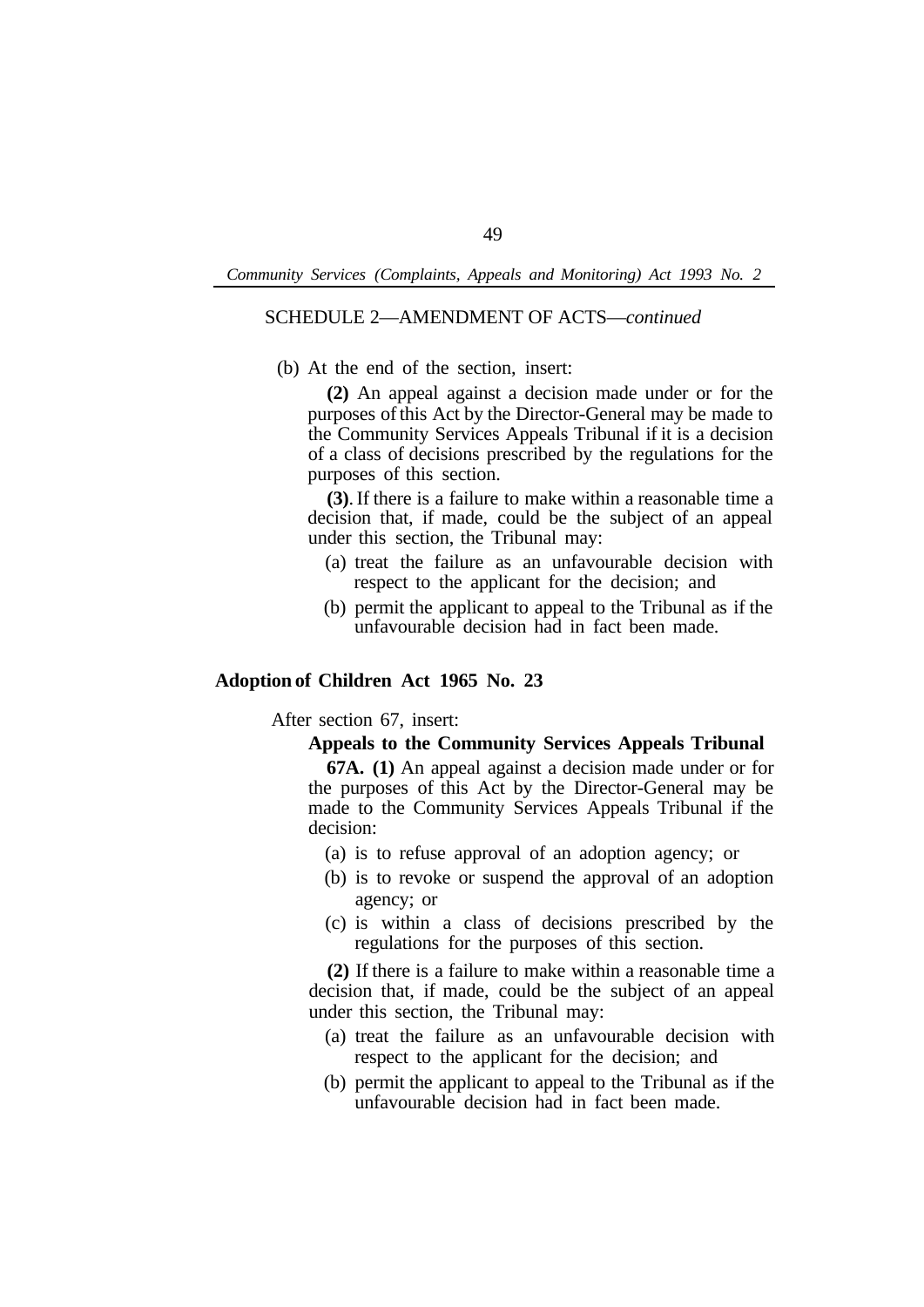SCHEDULE 2—AMENDMENT OF ACTS—*continued*

(b) At the end of the section, insert:

**(2)** An appeal against a decision made under or for the purposes of this Act by the Director-General may be made to the Community Services Appeals Tribunal if it is a decision of a class of decisions prescribed by the regulations for the purposes of this section.

**(3)**. If there is a failure to make within a reasonable time a decision that, if made, could be the subject of an appeal under this section, the Tribunal may:

- (a) treat the failure as an unfavourable decision with respect to the applicant for the decision; and
- (b) permit the applicant to appeal to the Tribunal as if the unfavourable decision had in fact been made.

**Adoption of Children Act 1965 No. 23**

After section 67, insert:

**Appeals to the Community Services Appeals Tribunal**

**67A. (1)** An appeal against a decision made under or for the purposes of this Act by the Director-General may be made to the Community Services Appeals Tribunal if the decision:

- (a) is to refuse approval of an adoption agency; or
- (b) is to revoke or suspend the approval of an adoption agency; or
- (c) is within a class of decisions prescribed by the regulations for the purposes of this section.

**(2)** If there is a failure to make within a reasonable time a decision that, if made, could be the subject of an appeal under this section, the Tribunal may:

- (a) treat the failure as an unfavourable decision with respect to the applicant for the decision; and
- (b) permit the applicant to appeal to the Tribunal as if the unfavourable decision had in fact been made.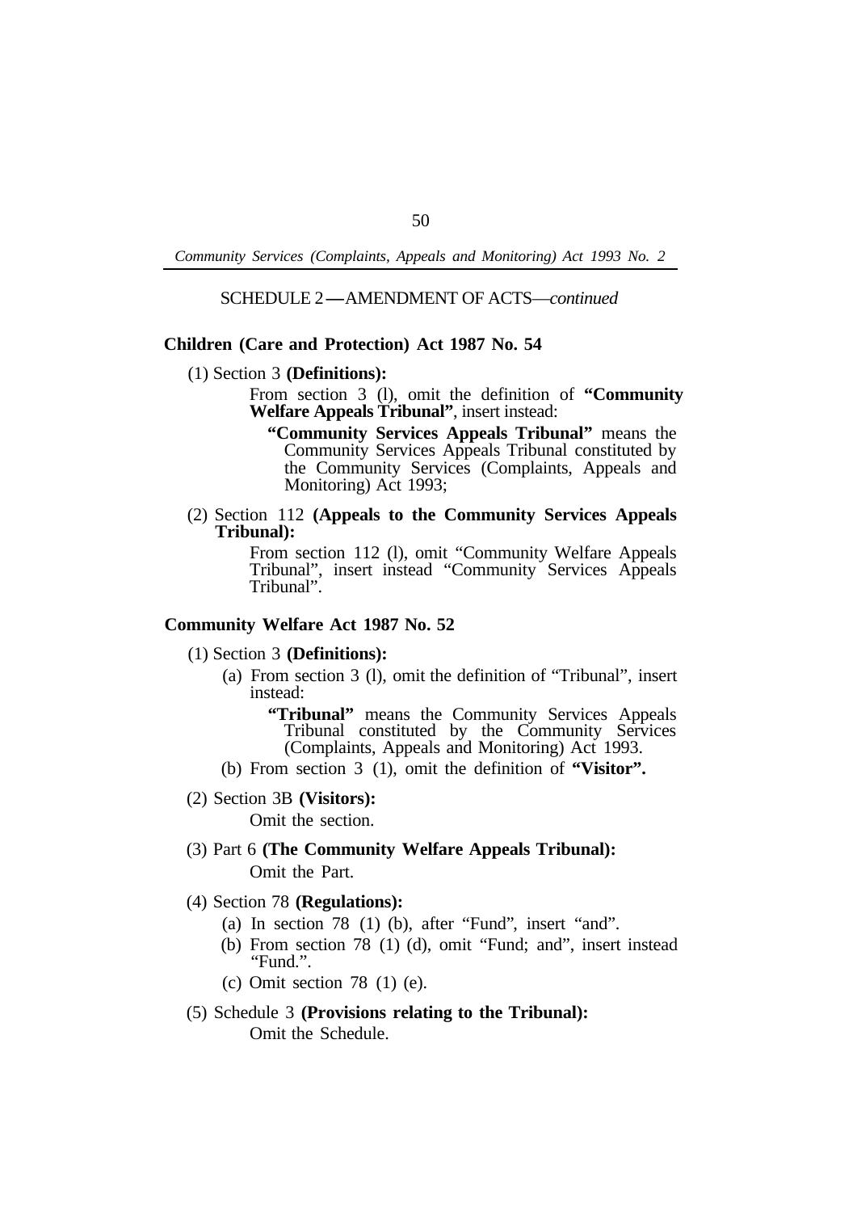SCHEDULE 2—AMENDMENT OF ACTS—*continued*

**Children (Care and Protection) Act 1987 No. 54**

(1) Section 3 **(Definitions):**

From section 3 (l), omit the definition of **"Community Welfare Appeals Tribunal"**, insert instead:

**"Community Services Appeals Tribunal"** means the Community Services Appeals Tribunal constituted by the Community Services (Complaints, Appeals and Monitoring) Act 1993;

(2) Section 112 **(Appeals to the Community Services Appeals Tribunal):**

From section 112 (l), omit "Community Welfare Appeals Tribunal", insert instead "Community Services Appeals Tribunal".

**Community Welfare Act 1987 No. 52**

(1) Section 3 **(Definitions):**

(a) From section 3 (l), omit the definition of "Tribunal", insert instead:

**"Tribunal"** means the Community Services Appeals Tribunal constituted by the Community Services (Complaints, Appeals and Monitoring) Act 1993.

(b) From section 3 (1), omit the definition of **"Visitor".**

(2) Section 3B **(Visitors):**

Omit the section.

(3) Part 6 **(The Community Welfare Appeals Tribunal):**

Omit the Part.

(4) Section 78 **(Regulations):**

(a) In section 78 (1) (b), after "Fund", insert "and".

(b) From section 78 (1) (d), omit "Fund; and", insert instead "Fund.".

(c) Omit section 78 (1) (e).

(5) Schedule 3 **(Provisions relating to the Tribunal):**

Omit the Schedule.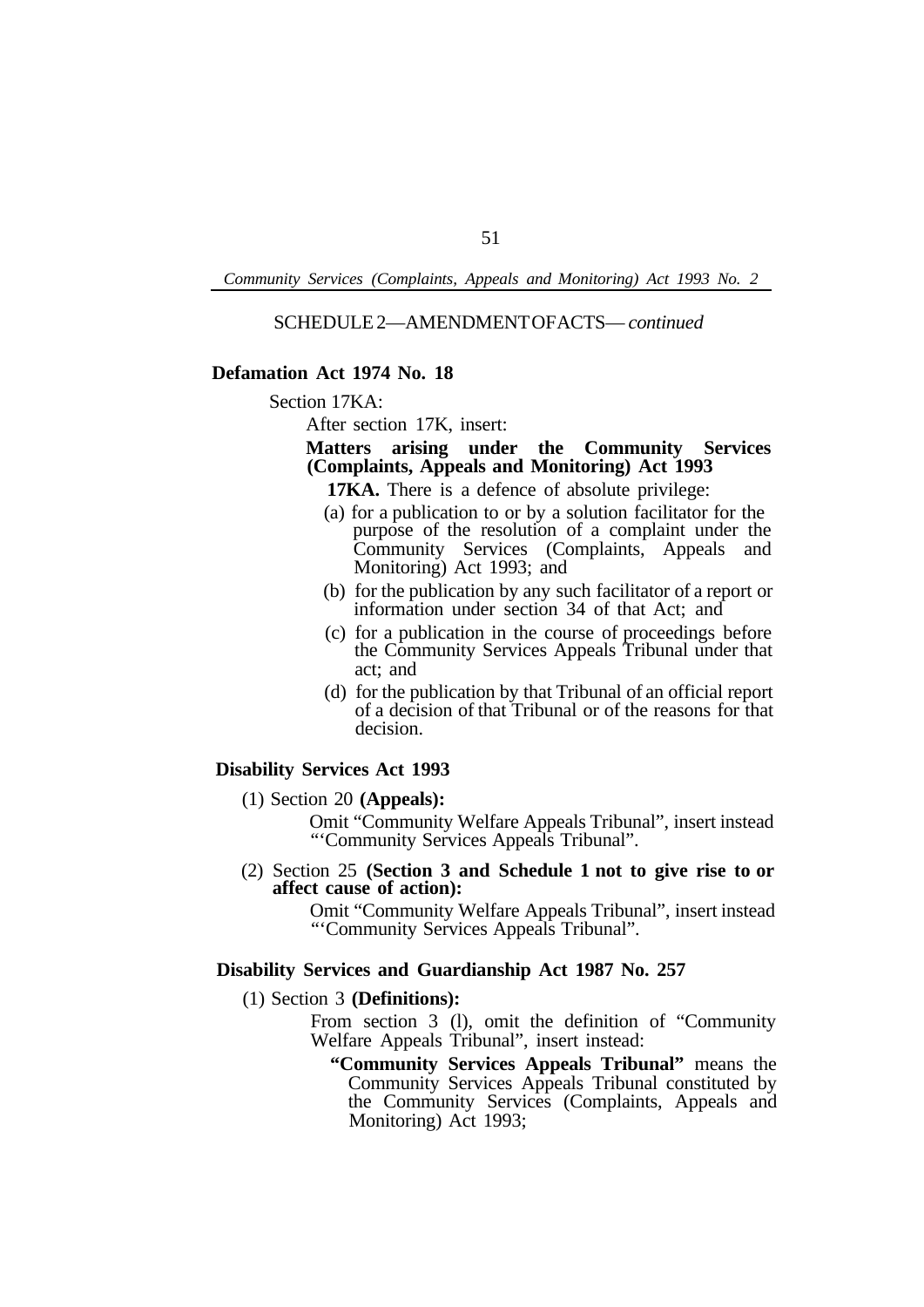SCHEDULE 2—AMENDMENT OF ACTS—*continued*

**Defamation Act 1974 No. 18**

Section 17KA:

After section 17K, insert:

**Matters arising under the Community Services (Complaints, Appeals and Monitoring) Act 1993**

**17KA.** There is a defence of absolute privilege:

(a) for a publication to or by a solution facilitator for the purpose of the resolution of a complaint under the Community Services (Complaints, Appeals and Monitoring) Act 1993; and

(b) for the publication by any such facilitator of a report or information under section 34 of that Act; and

(c) for a publication in the course of proceedings before the Community Services Appeals Tribunal under that act; and

(d) for the publication by that Tribunal of an official report of a decision of that Tribunal or of the reasons for that decision.

**Disability Services Act 1993**

(1) Section 20 **(Appeals):**

Omit "Community Welfare Appeals Tribunal", insert instead "'Community Services Appeals Tribunal".

(2) Section 25 **(Section 3 and Schedule 1 not to give rise to or affect cause of action):**

Omit "Community Welfare Appeals Tribunal", insert instead "'Community Services Appeals Tribunal".

**Disability Services and Guardianship Act 1987 No. 257**

(1) Section 3 **(Definitions):**

From section 3 (l), omit the definition of "Community Welfare Appeals Tribunal", insert instead:

**"Community Services Appeals Tribunal"** means the Community Services Appeals Tribunal constituted by the Community Services (Complaints, Appeals and Monitoring) Act 1993;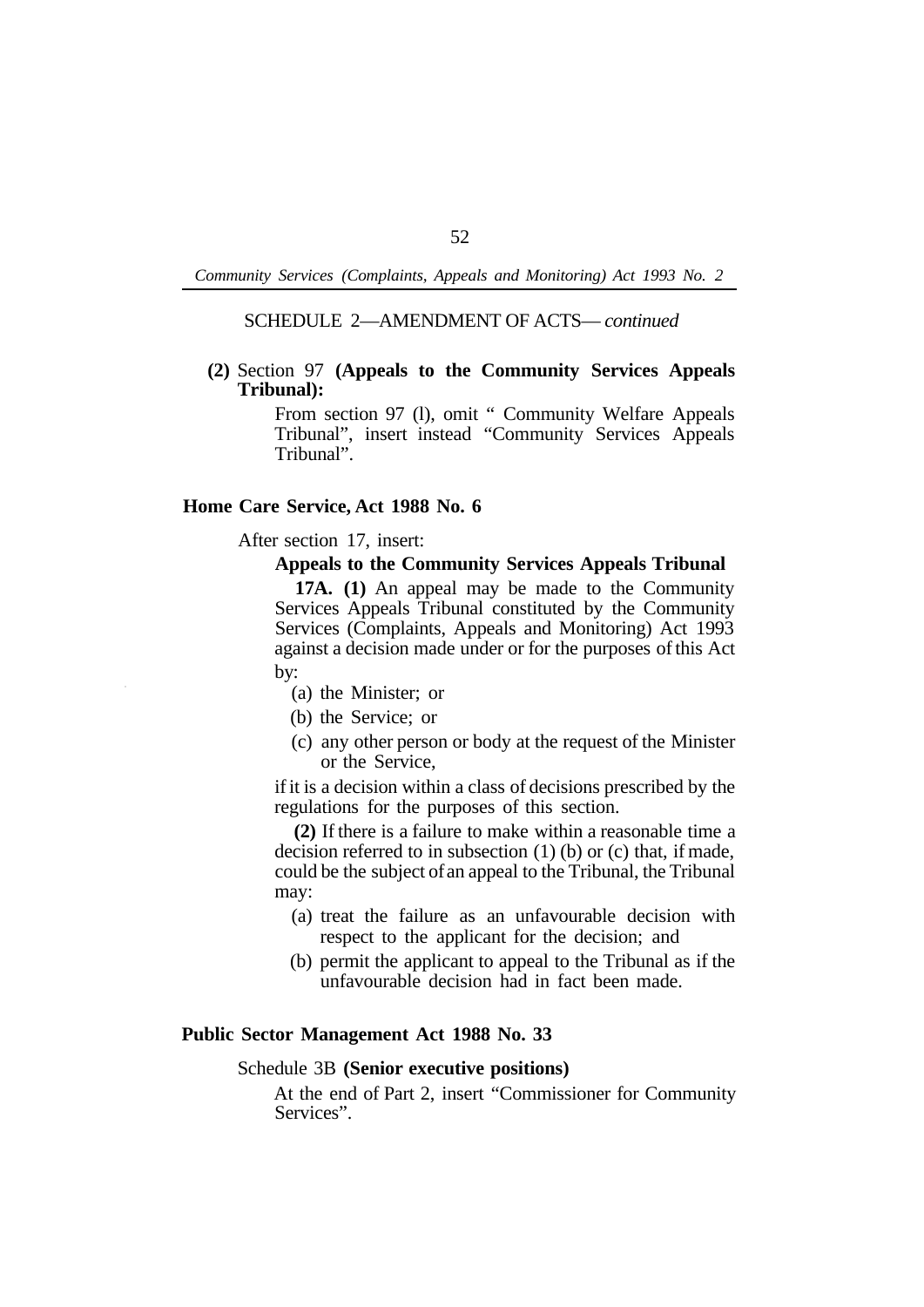SCHEDULE 2—AMENDMENT OF ACTS—*continued*

**(2)** Section 97 **(Appeals to the Community Services Appeals Tribunal):**

From section 97 (l), omit "Community Welfare Appeals Tribunal", insert instead "Community Services Appeals Tribunal".

**Home Care Service, Act 1988 No. 6**

After section 17, insert:

**Appeals to the Community Services Appeals Tribunal**

**17A. (1)** An appeal may be made to the Community Services Appeals Tribunal constituted by the Community Services (Complaints, Appeals and Monitoring) Act 1993 against a decision made under or for the purposes of this Act by:

(a) the Minister; or

(b) the Service; or

(c) any other person or body at the request of the Minister or the Service,

if it is a decision within a class of decisions prescribed by the regulations for the purposes of this section.

**(2)** If there is a failure to make within a reasonable time a decision referred to in subsection (1) (b) or (c) that, if made, could be the subject of an appeal to the Tribunal, the Tribunal may:

(a) treat the failure as an unfavourable decision with respect to the applicant for the decision; and

(b) permit the applicant to appeal to the Tribunal as if the unfavourable decision had in fact been made.

**Public Sector Management Act 1988 No. 33**

Schedule 3B **(Senior executive positions)**

At the end of Part 2, insert "Commissioner for Community Services".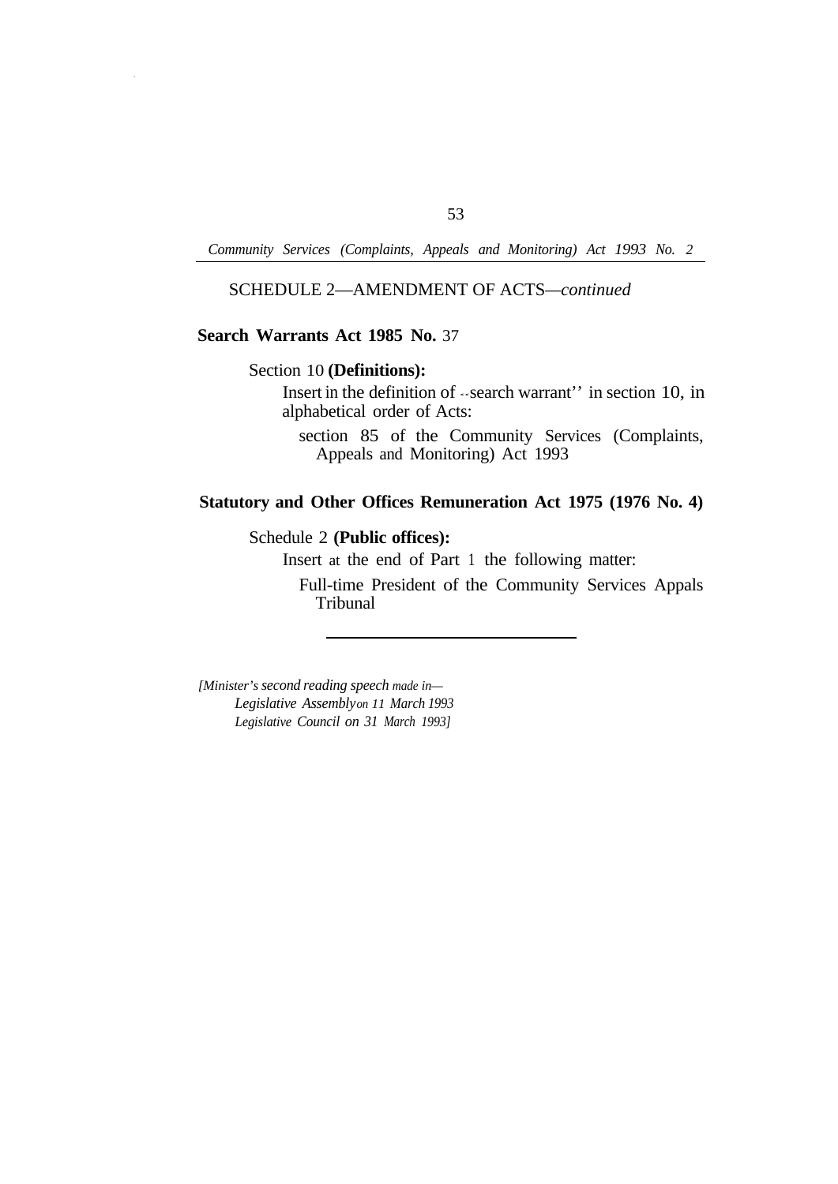SCHEDULE 2—AMENDMENT OF ACTS—*continued*

**Search Warrants Act 1985 No.** 37

Section 10 **(Definitions):**

Insert in the definition of "search warrant" in section 10, in alphabetical order of Acts:

section 85 of the Community Services (Complaints, Appeals and Monitoring) Act 1993

**Statutory and Other Offices Remuneration Act 1975 (1976 No. 4)**

Schedule 2 **(Public offices):**

Insert at the end of Part 1 the following matter:

Full-time President of the Community Services Appals Tribunal

---

*[Minister's second reading speech made in—*
*Legislative Assembly on 11 March 1993*
*Legislative Council on 31 March 1993]*